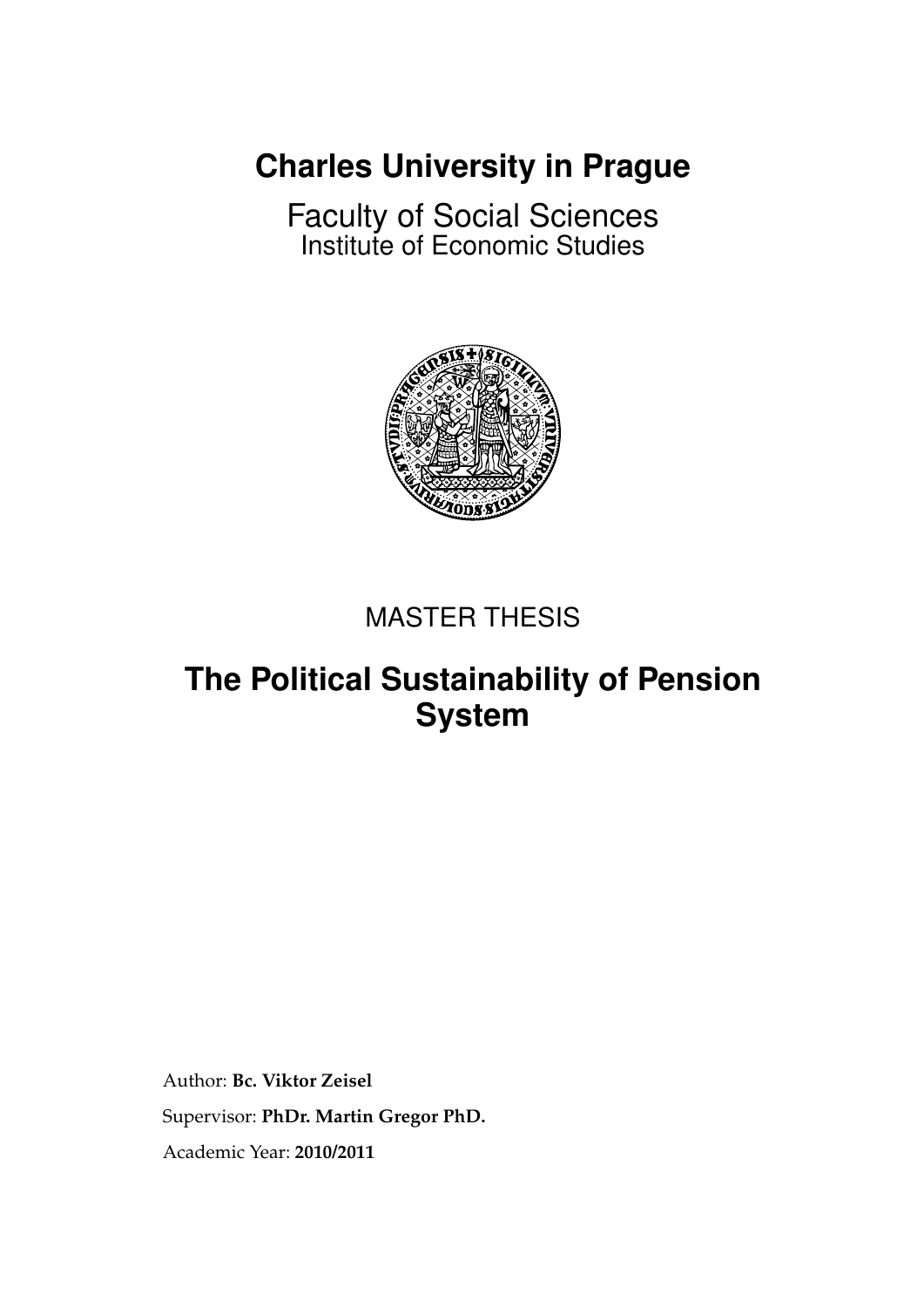# Charles University in Prague

Faculty of Social Sciences
Institute of Economic Studies

MASTER THESIS

## The Political Sustainability of Pension System

Author: **Bc. Viktor Zeisel**

Supervisor: **PhDr. Martin Gregor PhD.**

Academic Year: **2010/2011**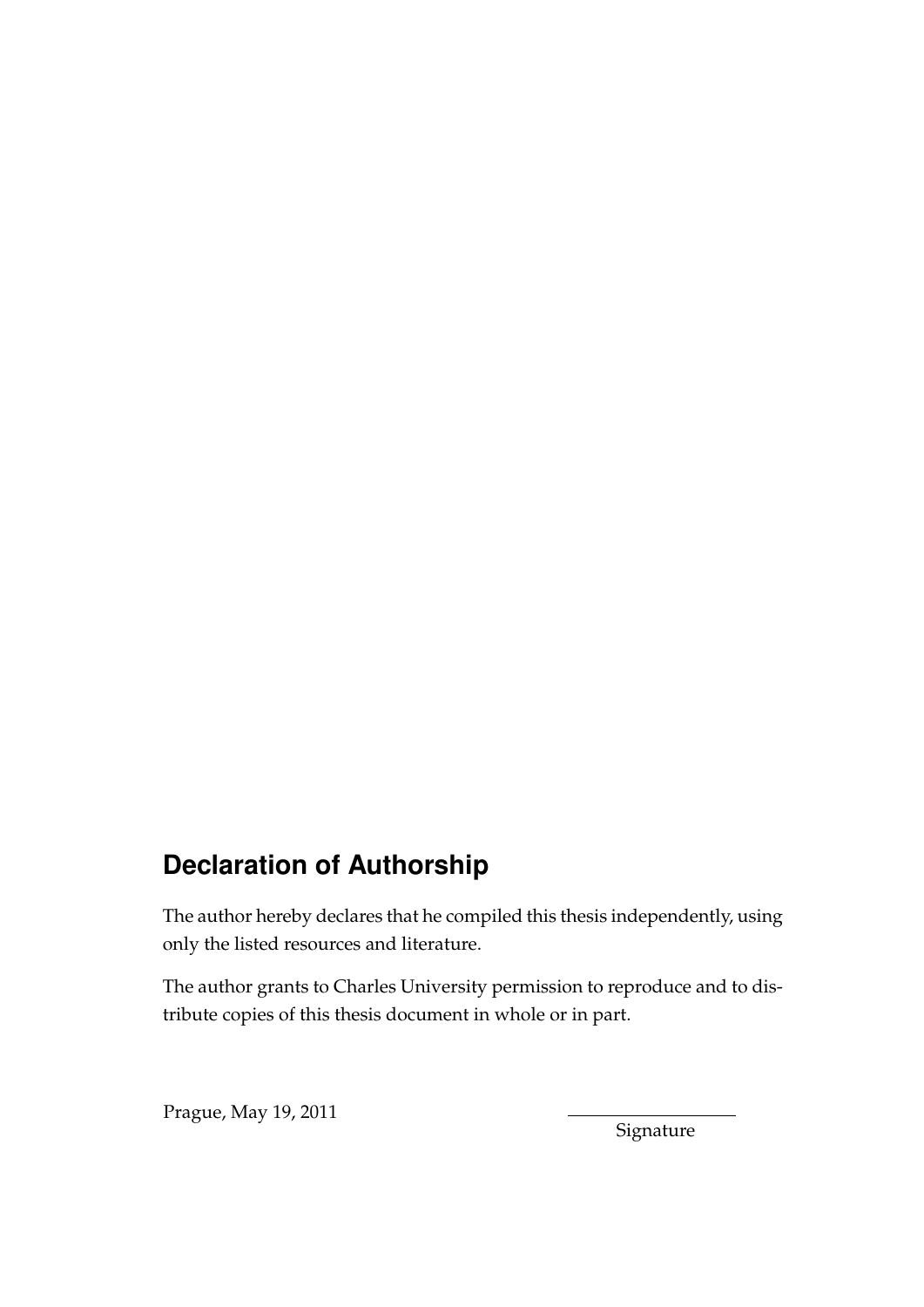## Declaration of Authorship

The author hereby declares that he compiled this thesis independently, using only the listed resources and literature.

The author grants to Charles University permission to reproduce and to distribute copies of this thesis document in whole or in part.

Prague, May 19, 2011

Signature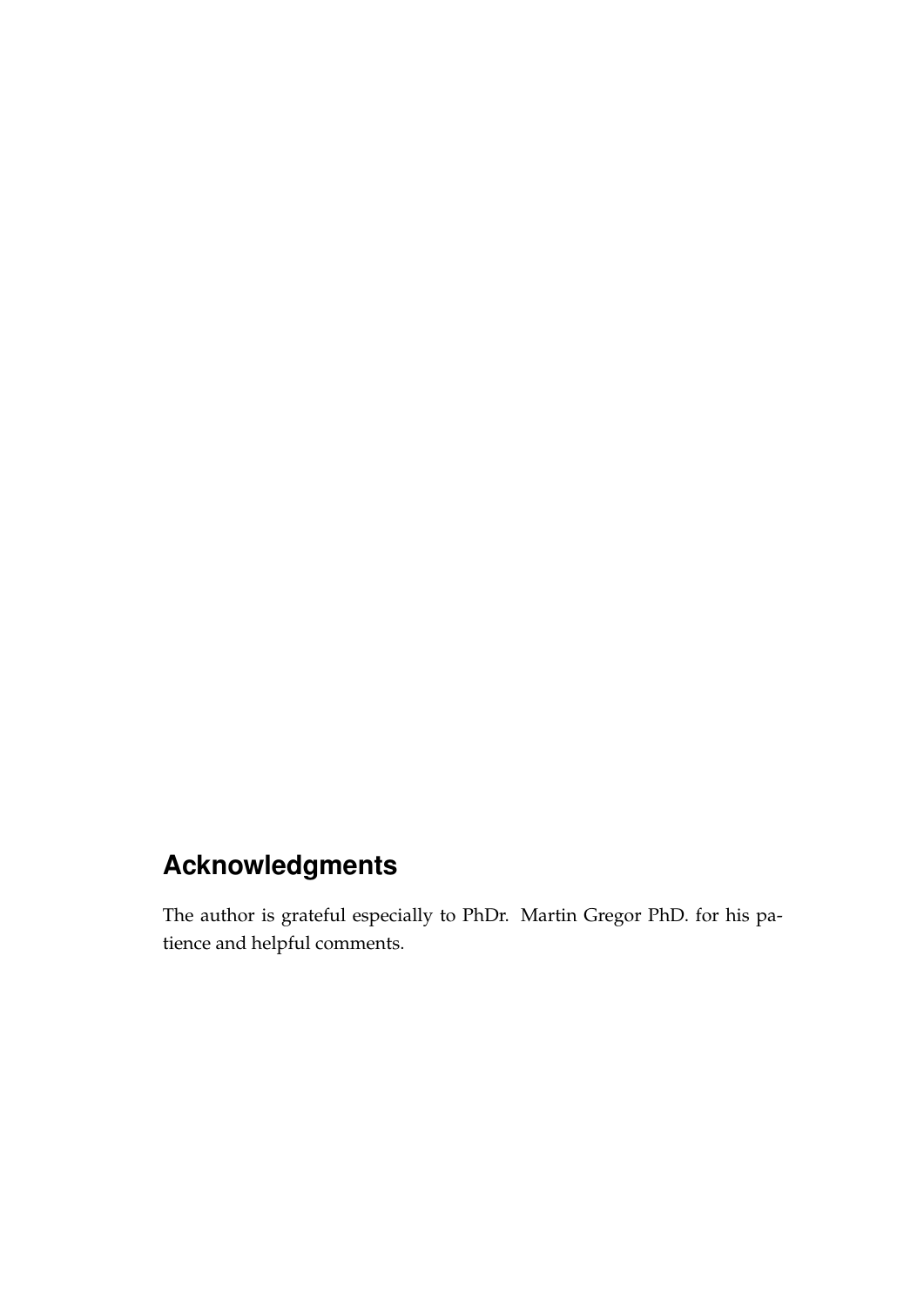# Acknowledgments

The author is grateful especially to PhDr. Martin Gregor PhD. for his patience and helpful comments.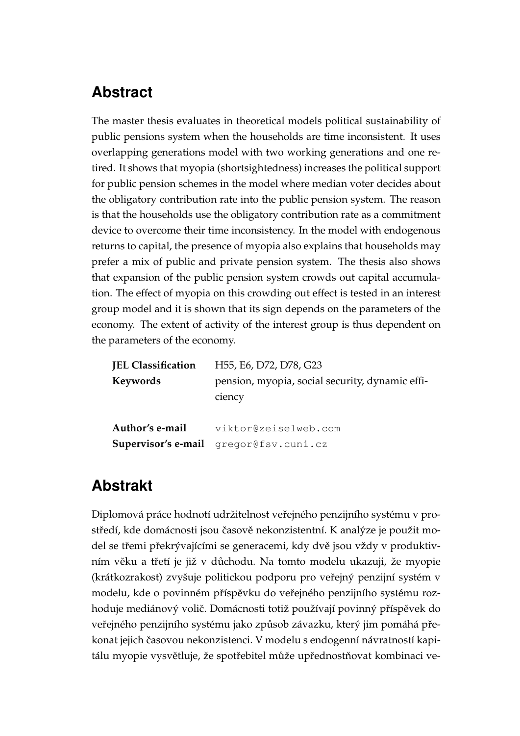## Abstract

The master thesis evaluates in theoretical models political sustainability of public pensions system when the households are time inconsistent. It uses overlapping generations model with two working generations and one retired. It shows that myopia (shortsightedness) increases the political support for public pension schemes in the model where median voter decides about the obligatory contribution rate into the public pension system. The reason is that the households use the obligatory contribution rate as a commitment device to overcome their time inconsistency. In the model with endogenous returns to capital, the presence of myopia also explains that households may prefer a mix of public and private pension system. The thesis also shows that expansion of the public pension system crowds out capital accumulation. The effect of myopia on this crowding out effect is tested in an interest group model and it is shown that its sign depends on the parameters of the economy. The extent of activity of the interest group is thus dependent on the parameters of the economy.

| | |
|---|---|
| **JEL Classification** | H55, E6, D72, D78, G23 |
| **Keywords** | pension, myopia, social security, dynamic efficiency |
| | |
| **Author's e-mail** | viktor@zeiselweb.com |
| **Supervisor's e-mail** | gregor@fsv.cuni.cz |

## Abstrakt

Diplomová práce hodnotí udržitelnost veřejného penzijního systému v prostředí, kde domácnosti jsou časově nekonzistentní. K analýze je použit model se třemi překrývajícími se generacemi, kdy dvě jsou vždy v produktivním věku a třetí je již v důchodu. Na tomto modelu ukazuji, že myopie (krátkozrakost) zvyšuje politickou podporu pro veřejný penzijní systém v modelu, kde o povinném příspěvku do veřejného penzijního systému rozhoduje mediánový volič. Domácnosti totiž používají povinný příspěvek do veřejného penzijního systému jako způsob závazku, který jim pomáhá překonat jejich časovou nekonzistenci. V modelu s endogenní návratností kapitálu myopie vysvětluje, že spotřebitel může upřednostňovat kombinaci ve-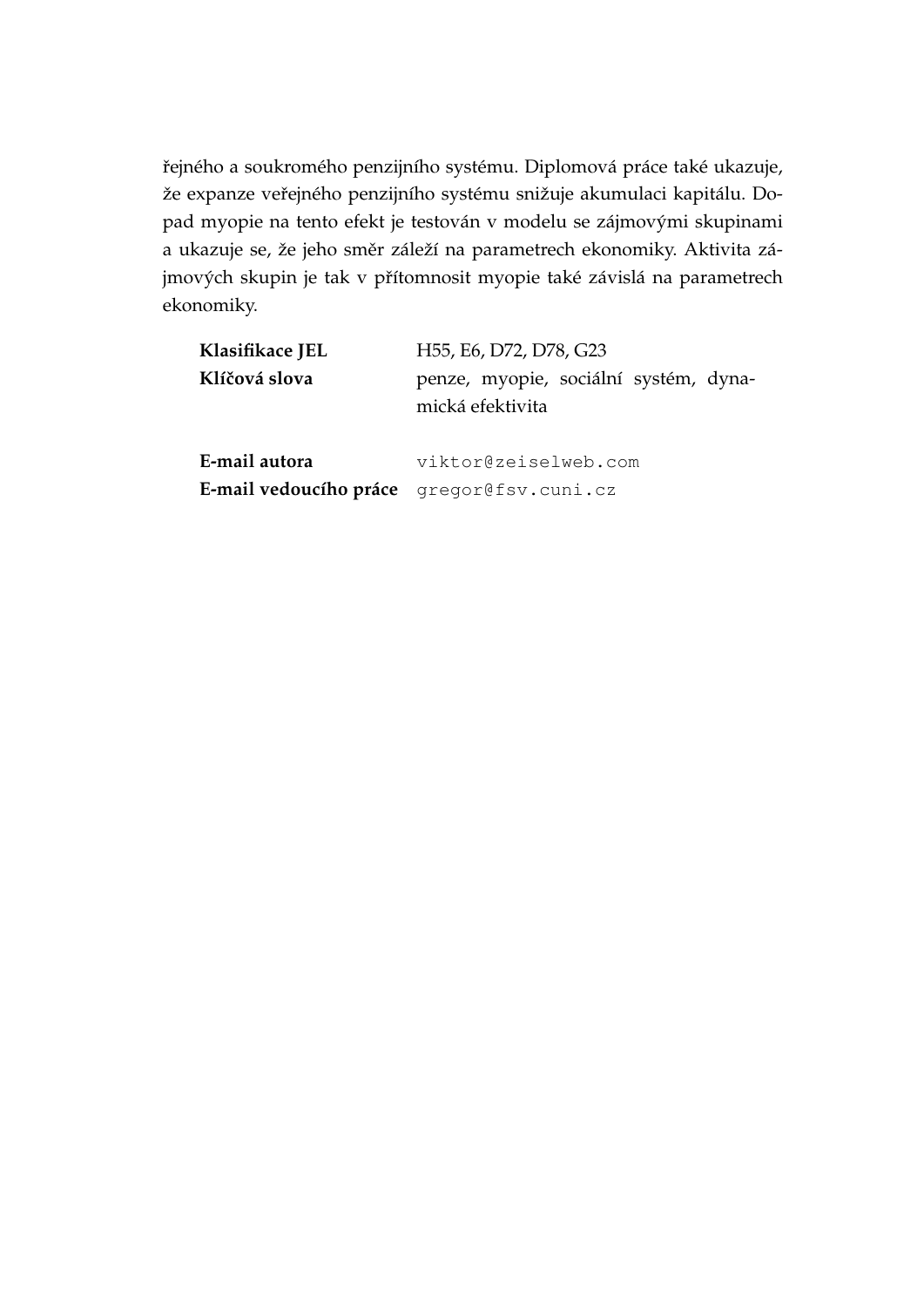řejného a soukromého penzijního systému. Diplomová práce také ukazuje, že expanze veřejného penzijního systému snižuje akumulaci kapitálu. Dopad myopie na tento efekt je testován v modelu se zájmovými skupinami a ukazuje se, že jeho směr záleží na parametrech ekonomiky. Aktivita zájmových skupin je tak v přítomnosit myopie také závislá na parametrech ekonomiky.

| | |
|---|---|
| **Klasifikace JEL** | H55, E6, D72, D78, G23 |
| **Klíčová slova** | penze, myopie, sociální systém, dynamická efektivita |
| | |
| **E-mail autora** | `viktor@zeiselweb.com` |
| **E-mail vedoucího práce** | `gregor@fsv.cuni.cz` |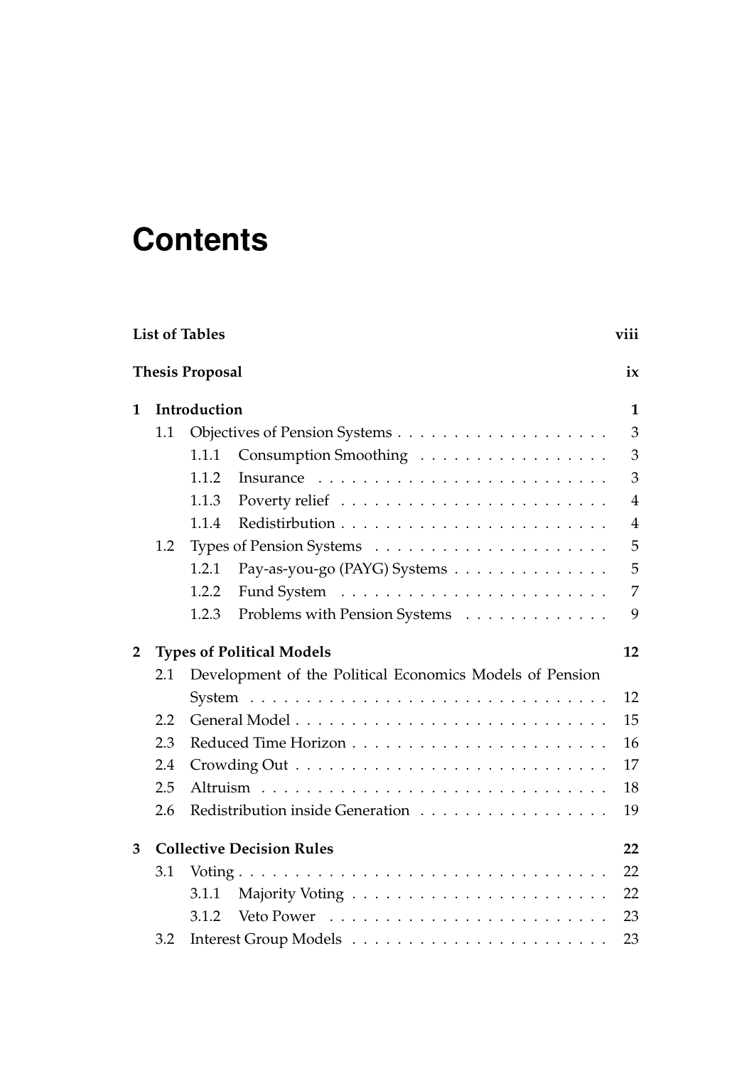# Contents

**List of Tables** viii

**Thesis Proposal** ix

**1 Introduction** 1

- 1.1 Objectives of Pension Systems 3
  - 1.1.1 Consumption Smoothing 3
  - 1.1.2 Insurance 3
  - 1.1.3 Poverty relief 4
  - 1.1.4 Redistirbution 4
- 1.2 Types of Pension Systems 5
  - 1.2.1 Pay-as-you-go (PAYG) Systems 5
  - 1.2.2 Fund System 7
  - 1.2.3 Problems with Pension Systems 9

**2 Types of Political Models** 12

- 2.1 Development of the Political Economics Models of Pension System 12
- 2.2 General Model 15
- 2.3 Reduced Time Horizon 16
- 2.4 Crowding Out 17
- 2.5 Altruism 18
- 2.6 Redistribution inside Generation 19

**3 Collective Decision Rules** 22

- 3.1 Voting 22
  - 3.1.1 Majority Voting 22
  - 3.1.2 Veto Power 23
- 3.2 Interest Group Models 23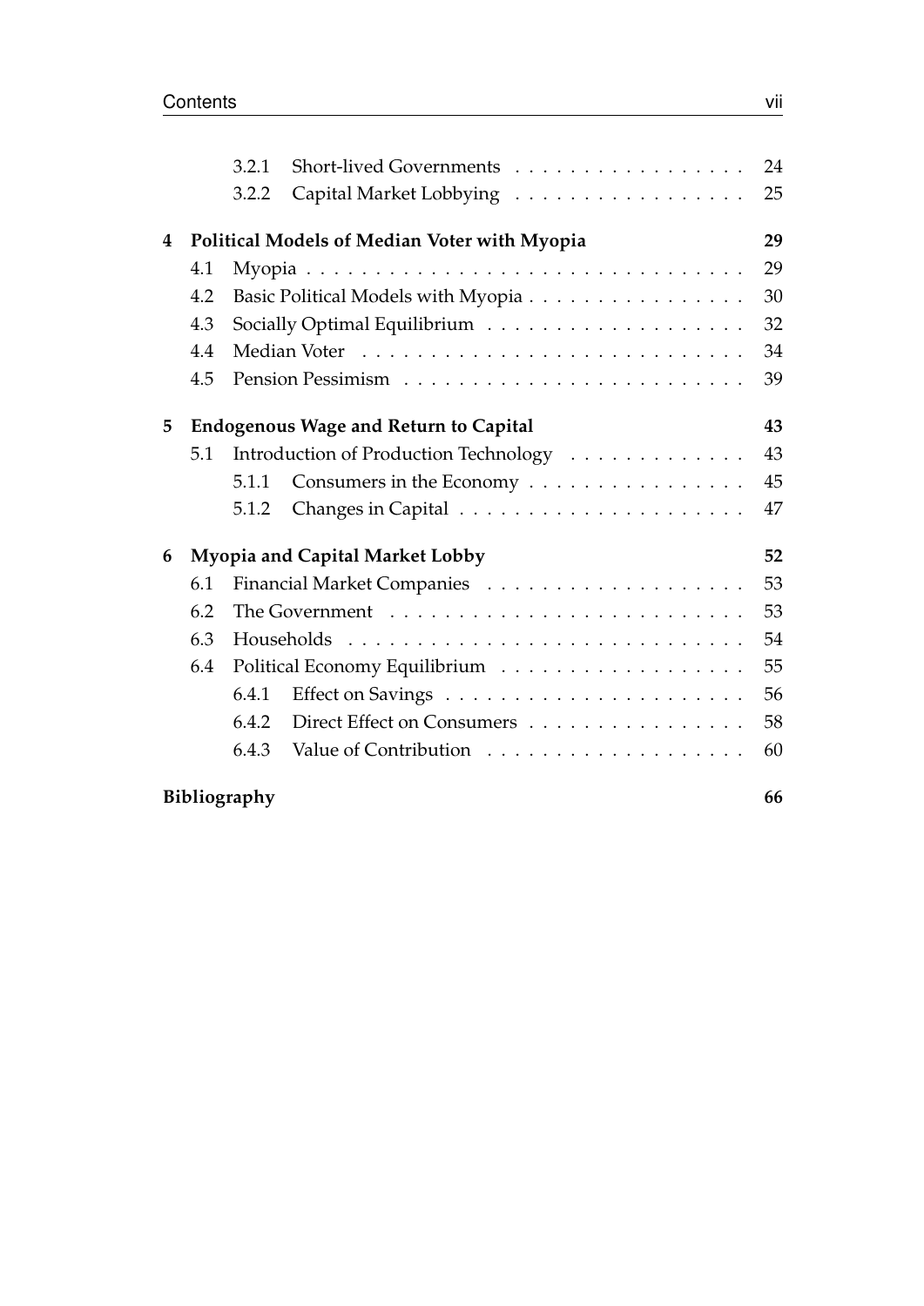- 3.2.1 Short-lived Governments . . . . . . . . . . . . . . . . . . 24
- 3.2.2 Capital Market Lobbying . . . . . . . . . . . . . . . . . . 25

**4 Political Models of Median Voter with Myopia** **29**

- 4.1 Myopia . . . . . . . . . . . . . . . . . . . . . . . . . . . . . . . . 29
- 4.2 Basic Political Models with Myopia . . . . . . . . . . . . . . . . 30
- 4.3 Socially Optimal Equilibrium . . . . . . . . . . . . . . . . . . . 32
- 4.4 Median Voter . . . . . . . . . . . . . . . . . . . . . . . . . . . . 34
- 4.5 Pension Pessimism . . . . . . . . . . . . . . . . . . . . . . . . . 39

**5 Endogenous Wage and Return to Capital** **43**

- 5.1 Introduction of Production Technology . . . . . . . . . . . . . 43
  - 5.1.1 Consumers in the Economy . . . . . . . . . . . . . . . . 45
  - 5.1.2 Changes in Capital . . . . . . . . . . . . . . . . . . . . . 47

**6 Myopia and Capital Market Lobby** **52**

- 6.1 Financial Market Companies . . . . . . . . . . . . . . . . . . . 53
- 6.2 The Government . . . . . . . . . . . . . . . . . . . . . . . . . . 53
- 6.3 Households . . . . . . . . . . . . . . . . . . . . . . . . . . . . . 54
- 6.4 Political Economy Equilibrium . . . . . . . . . . . . . . . . . . 55
  - 6.4.1 Effect on Savings . . . . . . . . . . . . . . . . . . . . . . 56
  - 6.4.2 Direct Effect on Consumers . . . . . . . . . . . . . . . . 58
  - 6.4.3 Value of Contribution . . . . . . . . . . . . . . . . . . . 60

**Bibliography** **66**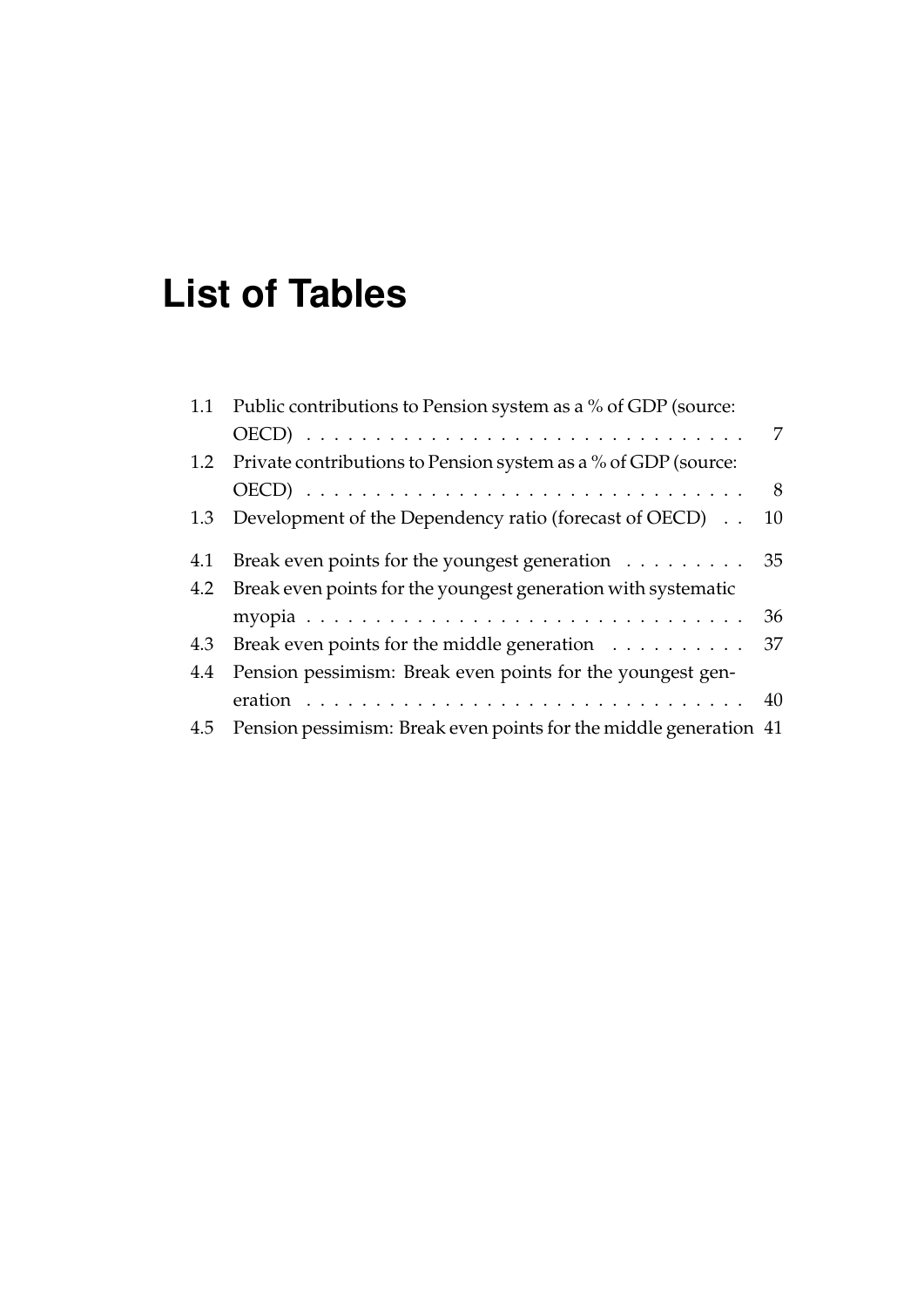# List of Tables

1.1 Public contributions to Pension system as a % of GDP (source: OECD) . . . . . . . . . . . . . . . . . . . . . . . . . . . . . . . . 7
1.2 Private contributions to Pension system as a % of GDP (source: OECD) . . . . . . . . . . . . . . . . . . . . . . . . . . . . . . . . 8
1.3 Development of the Dependency ratio (forecast of OECD) . . 10

4.1 Break even points for the youngest generation . . . . . . . . . 35
4.2 Break even points for the youngest generation with systematic myopia . . . . . . . . . . . . . . . . . . . . . . . . . . . . . . . . 36
4.3 Break even points for the middle generation . . . . . . . . . . 37
4.4 Pension pessimism: Break even points for the youngest generation . . . . . . . . . . . . . . . . . . . . . . . . . . . . . . . . 40
4.5 Pension pessimism: Break even points for the middle generation 41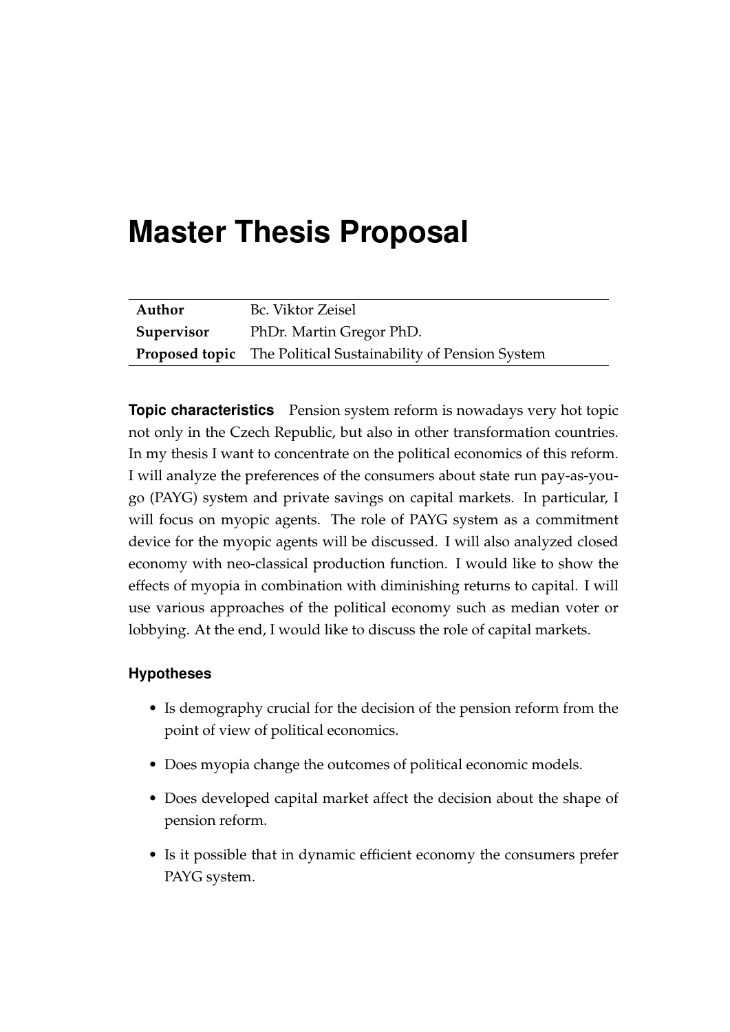# Master Thesis Proposal

| | |
|---|---|
| **Author** | Bc. Viktor Zeisel |
| **Supervisor** | PhDr. Martin Gregor PhD. |
| **Proposed topic** | The Political Sustainability of Pension System |

**Topic characteristics** Pension system reform is nowadays very hot topic not only in the Czech Republic, but also in other transformation countries. In my thesis I want to concentrate on the political economics of this reform. I will analyze the preferences of the consumers about state run pay-as-you-go (PAYG) system and private savings on capital markets. In particular, I will focus on myopic agents. The role of PAYG system as a commitment device for the myopic agents will be discussed. I will also analyzed closed economy with neo-classical production function. I would like to show the effects of myopia in combination with diminishing returns to capital. I will use various approaches of the political economy such as median voter or lobbying. At the end, I would like to discuss the role of capital markets.

### Hypotheses

- Is demography crucial for the decision of the pension reform from the point of view of political economics.
- Does myopia change the outcomes of political economic models.
- Does developed capital market affect the decision about the shape of pension reform.
- Is it possible that in dynamic efficient economy the consumers prefer PAYG system.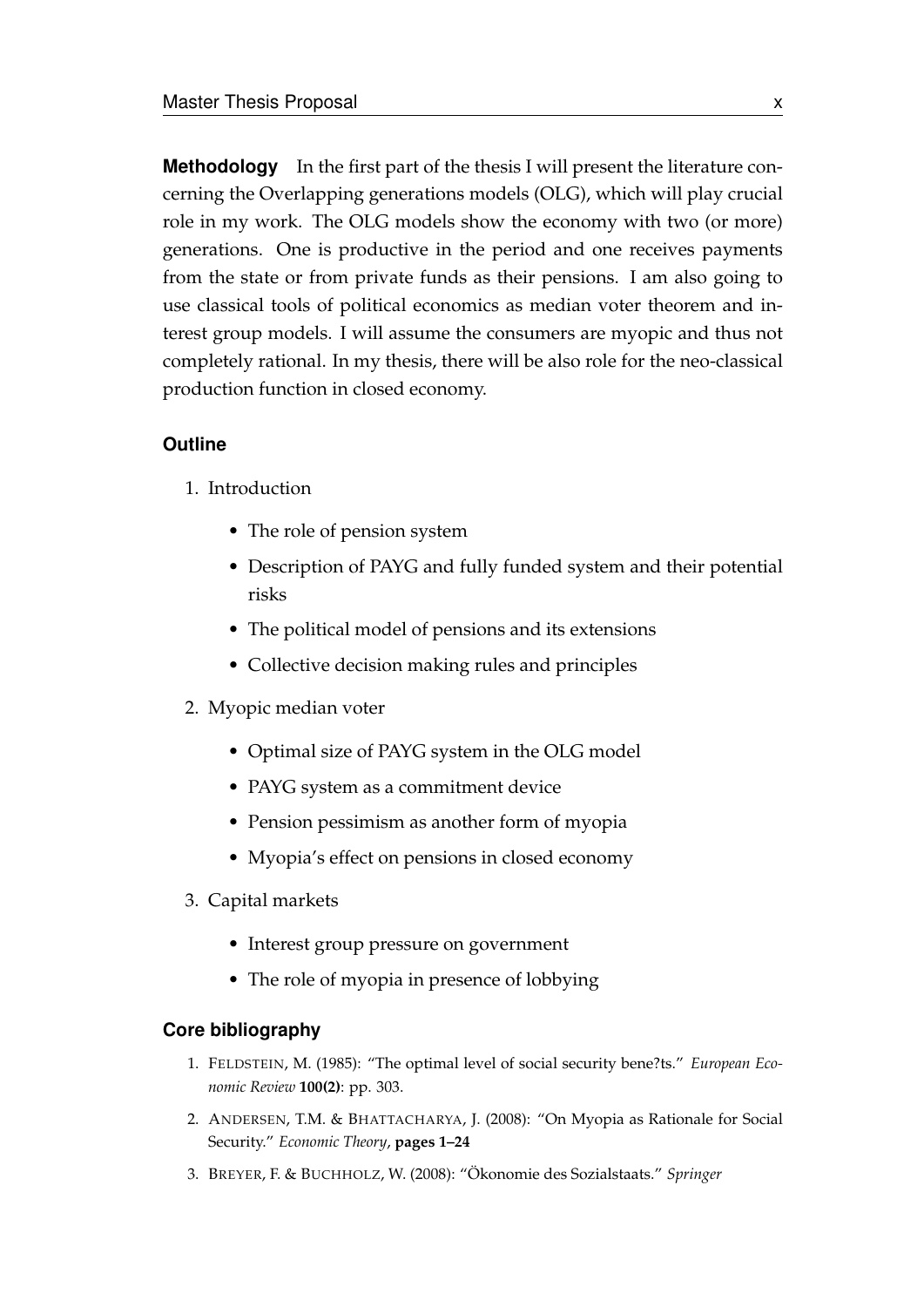**Methodology** In the first part of the thesis I will present the literature concerning the Overlapping generations models (OLG), which will play crucial role in my work. The OLG models show the economy with two (or more) generations. One is productive in the period and one receives payments from the state or from private funds as their pensions. I am also going to use classical tools of political economics as median voter theorem and interest group models. I will assume the consumers are myopic and thus not completely rational. In my thesis, there will be also role for the neo-classical production function in closed economy.

### Outline

1. Introduction
   - The role of pension system
   - Description of PAYG and fully funded system and their potential risks
   - The political model of pensions and its extensions
   - Collective decision making rules and principles
2. Myopic median voter
   - Optimal size of PAYG system in the OLG model
   - PAYG system as a commitment device
   - Pension pessimism as another form of myopia
   - Myopia's effect on pensions in closed economy
3. Capital markets
   - Interest group pressure on government
   - The role of myopia in presence of lobbying

### Core bibliography

1. FELDSTEIN, M. (1985): "The optimal level of social security bene?ts." *European Economic Review* **100(2)**: pp. 303.
2. ANDERSEN, T.M. & BHATTACHARYA, J. (2008): "On Myopia as Rationale for Social Security." *Economic Theory*, **pages 1–24**
3. BREYER, F. & BUCHHOLZ, W. (2008): "Ökonomie des Sozialstaats." *Springer*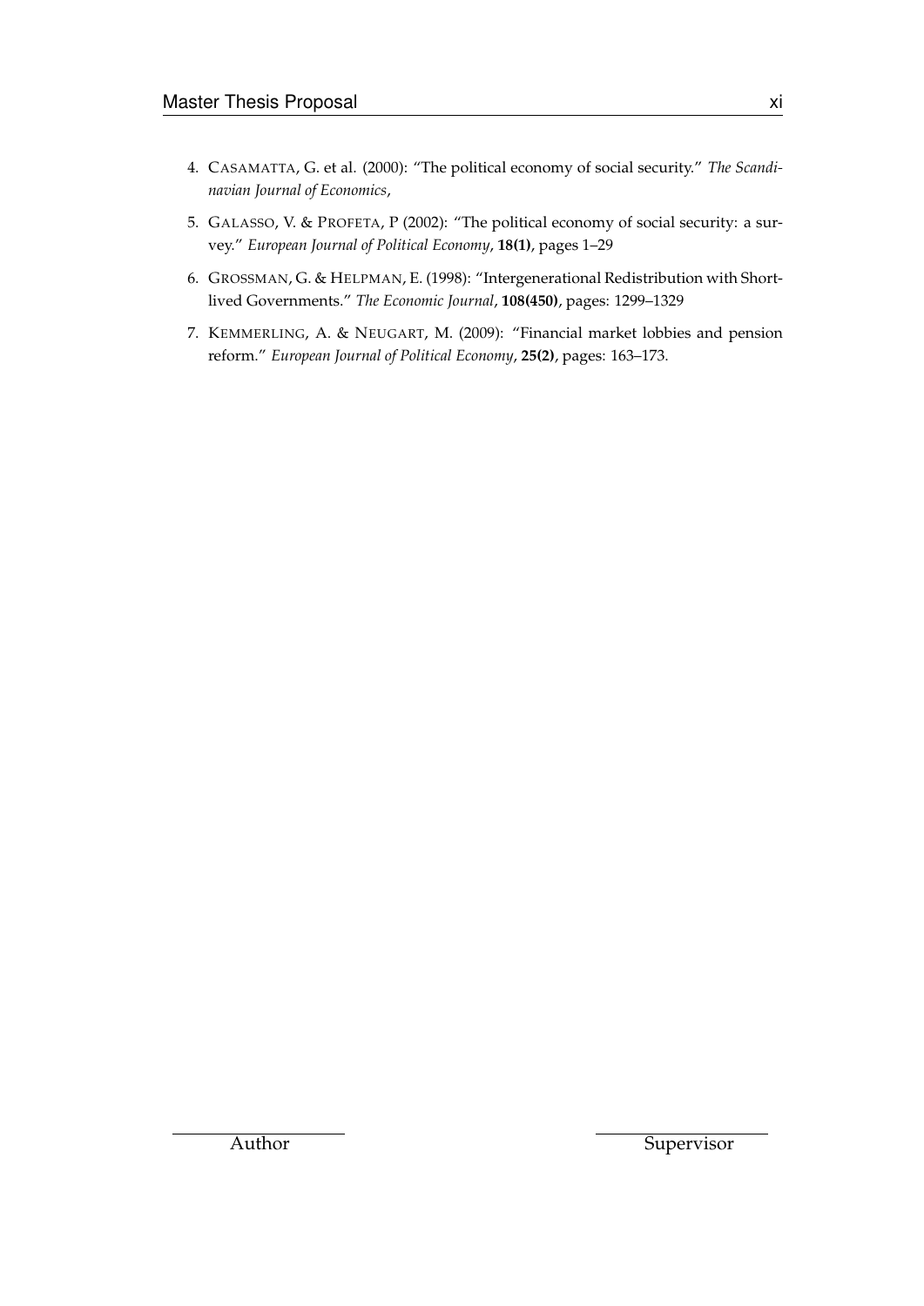4. CASAMATTA, G. et al. (2000): "The political economy of social security." *The Scandinavian Journal of Economics*,

5. GALASSO, V. & PROFETA, P (2002): "The political economy of social security: a survey." *European Journal of Political Economy*, **18(1)**, pages 1–29

6. GROSSMAN, G. & HELPMAN, E. (1998): "Intergenerational Redistribution with Short-lived Governments." *The Economic Journal*, **108(450)**, pages: 1299–1329

7. KEMMERLING, A. & NEUGART, M. (2009): "Financial market lobbies and pension reform." *European Journal of Political Economy*, **25(2)**, pages: 163–173.

Author | Supervisor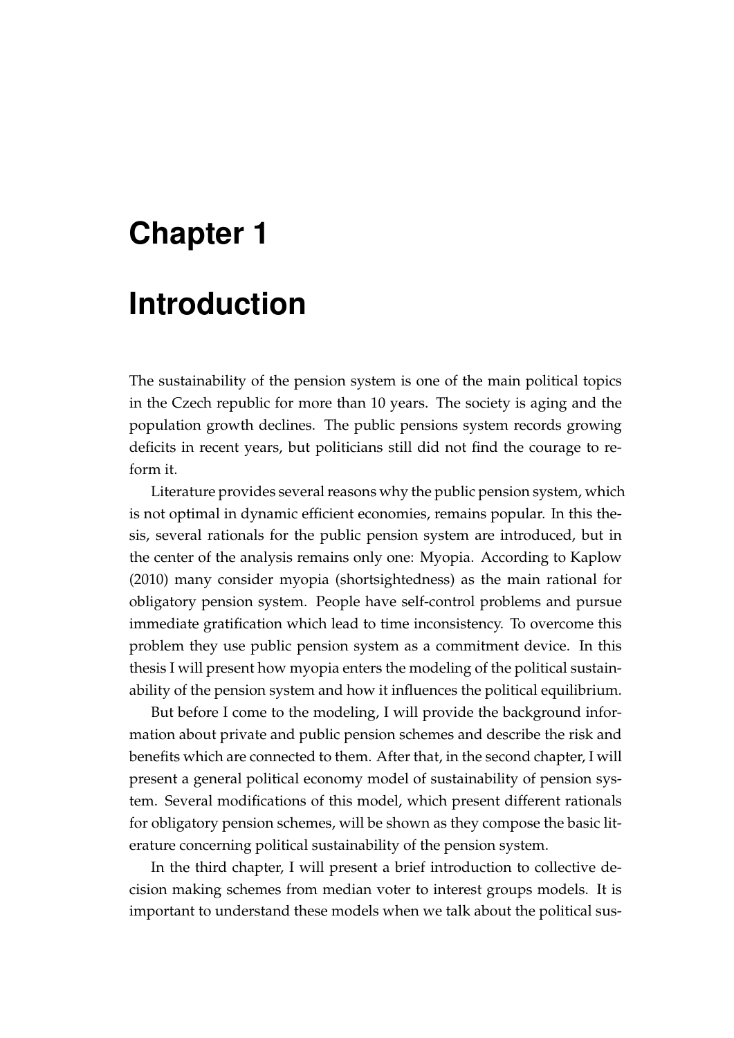# Chapter 1

# Introduction

The sustainability of the pension system is one of the main political topics in the Czech republic for more than 10 years. The society is aging and the population growth declines. The public pensions system records growing deficits in recent years, but politicians still did not find the courage to reform it.

Literature provides several reasons why the public pension system, which is not optimal in dynamic efficient economies, remains popular. In this thesis, several rationals for the public pension system are introduced, but in the center of the analysis remains only one: Myopia. According to Kaplow (2010) many consider myopia (shortsightedness) as the main rational for obligatory pension system. People have self-control problems and pursue immediate gratification which lead to time inconsistency. To overcome this problem they use public pension system as a commitment device. In this thesis I will present how myopia enters the modeling of the political sustainability of the pension system and how it influences the political equilibrium.

But before I come to the modeling, I will provide the background information about private and public pension schemes and describe the risk and benefits which are connected to them. After that, in the second chapter, I will present a general political economy model of sustainability of pension system. Several modifications of this model, which present different rationals for obligatory pension schemes, will be shown as they compose the basic literature concerning political sustainability of the pension system.

In the third chapter, I will present a brief introduction to collective decision making schemes from median voter to interest groups models. It is important to understand these models when we talk about the political sus-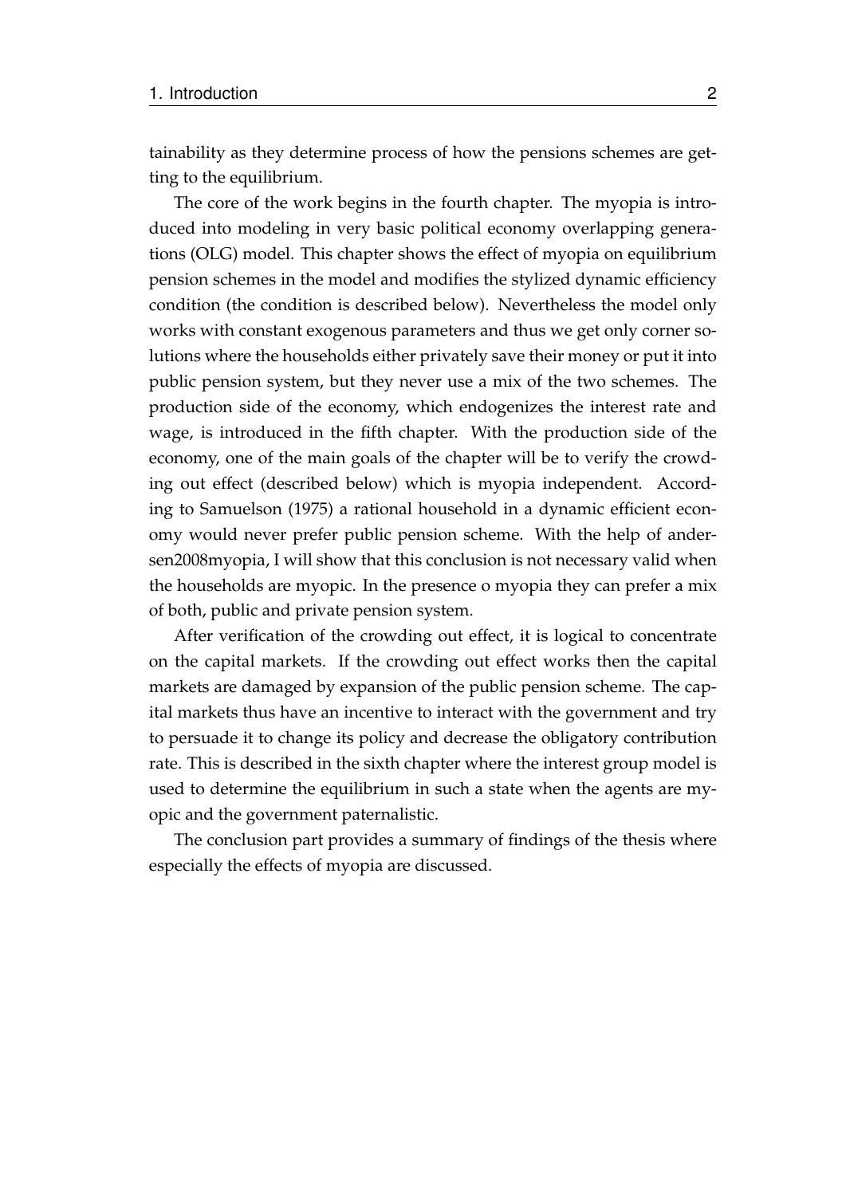tainability as they determine process of how the pensions schemes are getting to the equilibrium.

The core of the work begins in the fourth chapter. The myopia is introduced into modeling in very basic political economy overlapping generations (OLG) model. This chapter shows the effect of myopia on equilibrium pension schemes in the model and modifies the stylized dynamic efficiency condition (the condition is described below). Nevertheless the model only works with constant exogenous parameters and thus we get only corner solutions where the households either privately save their money or put it into public pension system, but they never use a mix of the two schemes. The production side of the economy, which endogenizes the interest rate and wage, is introduced in the fifth chapter. With the production side of the economy, one of the main goals of the chapter will be to verify the crowding out effect (described below) which is myopia independent. According to Samuelson (1975) a rational household in a dynamic efficient economy would never prefer public pension scheme. With the help of andersen2008myopia, I will show that this conclusion is not necessary valid when the households are myopic. In the presence o myopia they can prefer a mix of both, public and private pension system.

After verification of the crowding out effect, it is logical to concentrate on the capital markets. If the crowding out effect works then the capital markets are damaged by expansion of the public pension scheme. The capital markets thus have an incentive to interact with the government and try to persuade it to change its policy and decrease the obligatory contribution rate. This is described in the sixth chapter where the interest group model is used to determine the equilibrium in such a state when the agents are myopic and the government paternalistic.

The conclusion part provides a summary of findings of the thesis where especially the effects of myopia are discussed.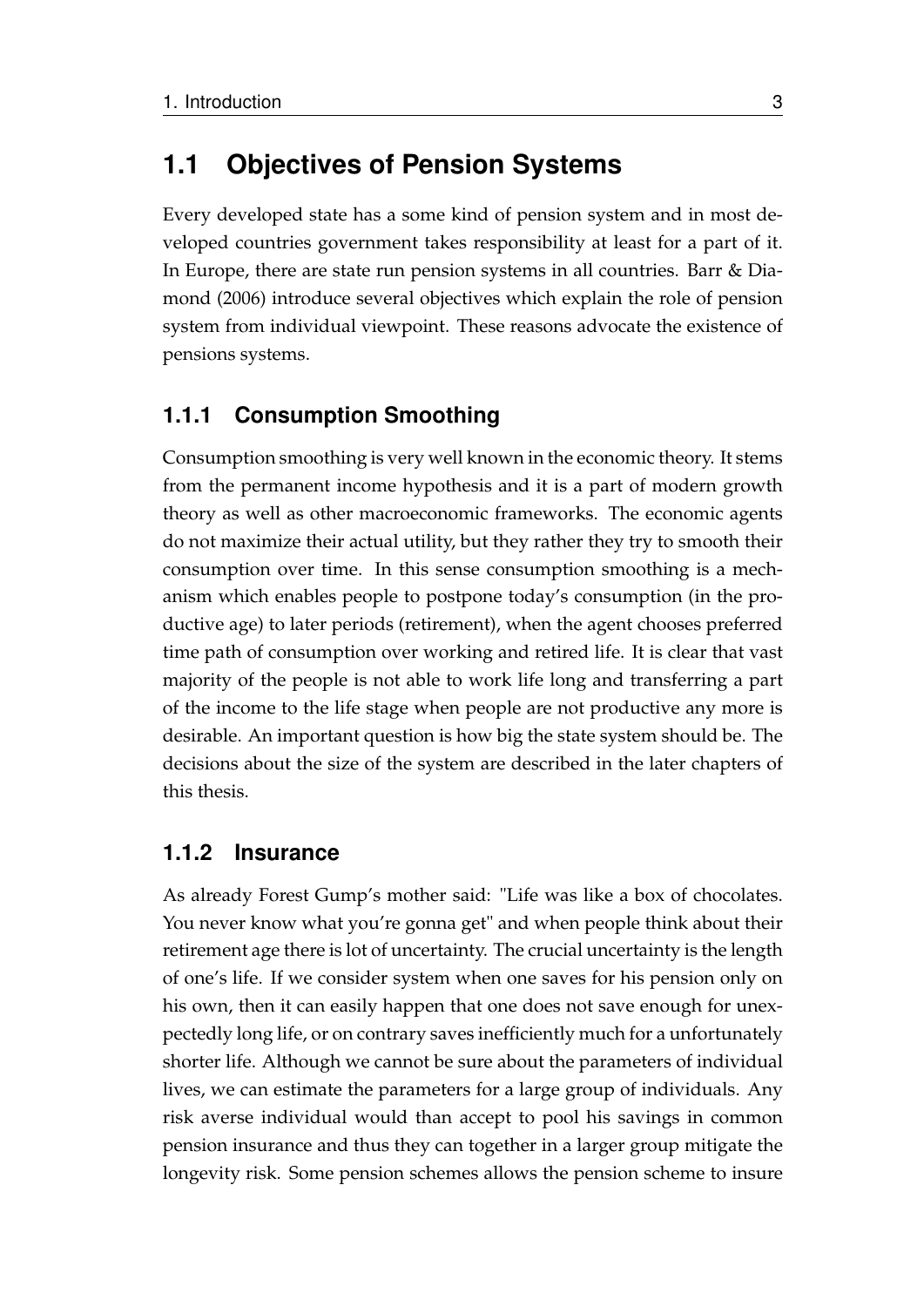## 1.1 Objectives of Pension Systems

Every developed state has a some kind of pension system and in most developed countries government takes responsibility at least for a part of it. In Europe, there are state run pension systems in all countries. Barr & Diamond (2006) introduce several objectives which explain the role of pension system from individual viewpoint. These reasons advocate the existence of pensions systems.

### 1.1.1 Consumption Smoothing

Consumption smoothing is very well known in the economic theory. It stems from the permanent income hypothesis and it is a part of modern growth theory as well as other macroeconomic frameworks. The economic agents do not maximize their actual utility, but they rather they try to smooth their consumption over time. In this sense consumption smoothing is a mechanism which enables people to postpone today's consumption (in the productive age) to later periods (retirement), when the agent chooses preferred time path of consumption over working and retired life. It is clear that vast majority of the people is not able to work life long and transferring a part of the income to the life stage when people are not productive any more is desirable. An important question is how big the state system should be. The decisions about the size of the system are described in the later chapters of this thesis.

### 1.1.2 Insurance

As already Forest Gump's mother said: "Life was like a box of chocolates. You never know what you're gonna get" and when people think about their retirement age there is lot of uncertainty. The crucial uncertainty is the length of one's life. If we consider system when one saves for his pension only on his own, then it can easily happen that one does not save enough for unexpectedly long life, or on contrary saves inefficiently much for a unfortunately shorter life. Although we cannot be sure about the parameters of individual lives, we can estimate the parameters for a large group of individuals. Any risk averse individual would than accept to pool his savings in common pension insurance and thus they can together in a larger group mitigate the longevity risk. Some pension schemes allows the pension scheme to insure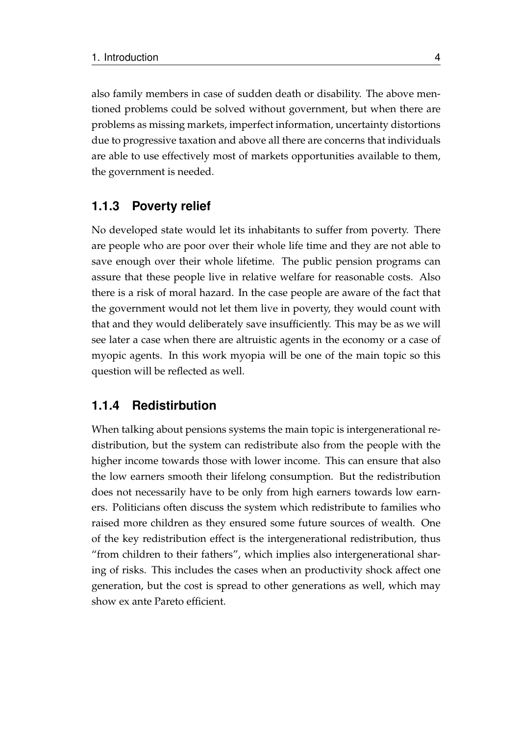also family members in case of sudden death or disability. The above mentioned problems could be solved without government, but when there are problems as missing markets, imperfect information, uncertainty distortions due to progressive taxation and above all there are concerns that individuals are able to use effectively most of markets opportunities available to them, the government is needed.

### 1.1.3 Poverty relief

No developed state would let its inhabitants to suffer from poverty. There are people who are poor over their whole life time and they are not able to save enough over their whole lifetime. The public pension programs can assure that these people live in relative welfare for reasonable costs. Also there is a risk of moral hazard. In the case people are aware of the fact that the government would not let them live in poverty, they would count with that and they would deliberately save insufficiently. This may be as we will see later a case when there are altruistic agents in the economy or a case of myopic agents. In this work myopia will be one of the main topic so this question will be reflected as well.

### 1.1.4 Redistirbution

When talking about pensions systems the main topic is intergenerational redistribution, but the system can redistribute also from the people with the higher income towards those with lower income. This can ensure that also the low earners smooth their lifelong consumption. But the redistribution does not necessarily have to be only from high earners towards low earners. Politicians often discuss the system which redistribute to families who raised more children as they ensured some future sources of wealth. One of the key redistribution effect is the intergenerational redistribution, thus "from children to their fathers", which implies also intergenerational sharing of risks. This includes the cases when an productivity shock affect one generation, but the cost is spread to other generations as well, which may show ex ante Pareto efficient.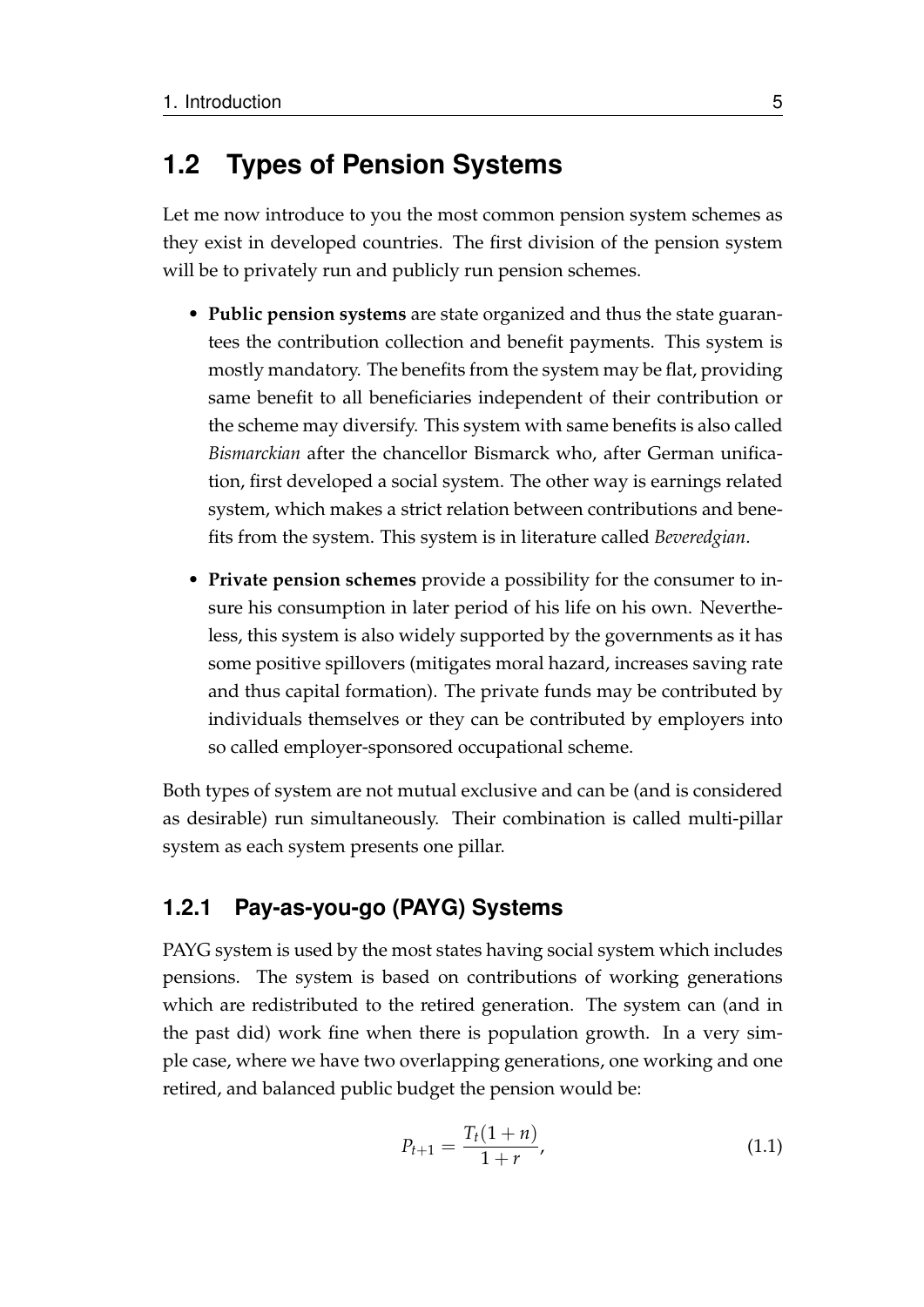## 1.2 Types of Pension Systems

Let me now introduce to you the most common pension system schemes as they exist in developed countries. The first division of the pension system will be to privately run and publicly run pension schemes.

- **Public pension systems** are state organized and thus the state guarantees the contribution collection and benefit payments. This system is mostly mandatory. The benefits from the system may be flat, providing same benefit to all beneficiaries independent of their contribution or the scheme may diversify. This system with same benefits is also called *Bismarckian* after the chancellor Bismarck who, after German unification, first developed a social system. The other way is earnings related system, which makes a strict relation between contributions and benefits from the system. This system is in literature called *Beveredgian*.
- **Private pension schemes** provide a possibility for the consumer to insure his consumption in later period of his life on his own. Nevertheless, this system is also widely supported by the governments as it has some positive spillovers (mitigates moral hazard, increases saving rate and thus capital formation). The private funds may be contributed by individuals themselves or they can be contributed by employers into so called employer-sponsored occupational scheme.

Both types of system are not mutual exclusive and can be (and is considered as desirable) run simultaneously. Their combination is called multi-pillar system as each system presents one pillar.

### 1.2.1 Pay-as-you-go (PAYG) Systems

PAYG system is used by the most states having social system which includes pensions. The system is based on contributions of working generations which are redistributed to the retired generation. The system can (and in the past did) work fine when there is population growth. In a very simple case, where we have two overlapping generations, one working and one retired, and balanced public budget the pension would be:

$$P_{t+1} = \frac{T_t(1+n)}{1+r}, \tag{1.1}$$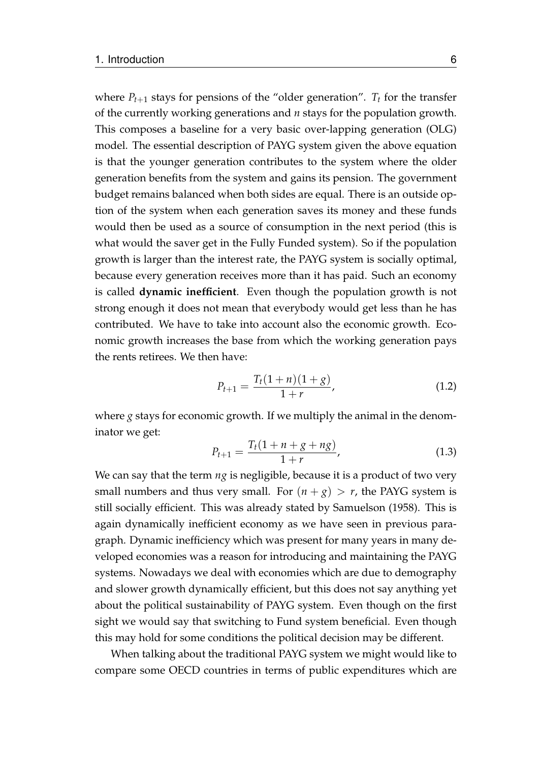where $P_{t+1}$ stays for pensions of the "older generation". $T_t$ for the transfer of the currently working generations and $n$ stays for the population growth. This composes a baseline for a very basic over-lapping generation (OLG) model. The essential description of PAYG system given the above equation is that the younger generation contributes to the system where the older generation benefits from the system and gains its pension. The government budget remains balanced when both sides are equal. There is an outside option of the system when each generation saves its money and these funds would then be used as a source of consumption in the next period (this is what would the saver get in the Fully Funded system). So if the population growth is larger than the interest rate, the PAYG system is socially optimal, because every generation receives more than it has paid. Such an economy is called **dynamic inefficient**. Even though the population growth is not strong enough it does not mean that everybody would get less than he has contributed. We have to take into account also the economic growth. Economic growth increases the base from which the working generation pays the rents retirees. We then have:

$$P_{t+1} = \frac{T_t(1+n)(1+g)}{1+r}, \tag{1.2}$$

where $g$ stays for economic growth. If we multiply the animal in the denominator we get:

$$P_{t+1} = \frac{T_t(1+n+g+ng)}{1+r}, \tag{1.3}$$

We can say that the term $ng$ is negligible, because it is a product of two very small numbers and thus very small. For $(n+g) > r$, the PAYG system is still socially efficient. This was already stated by Samuelson (1958). This is again dynamically inefficient economy as we have seen in previous paragraph. Dynamic inefficiency which was present for many years in many developed economies was a reason for introducing and maintaining the PAYG systems. Nowadays we deal with economies which are due to demography and slower growth dynamically efficient, but this does not say anything yet about the political sustainability of PAYG system. Even though on the first sight we would say that switching to Fund system beneficial. Even though this may hold for some conditions the political decision may be different.

When talking about the traditional PAYG system we might would like to compare some OECD countries in terms of public expenditures which are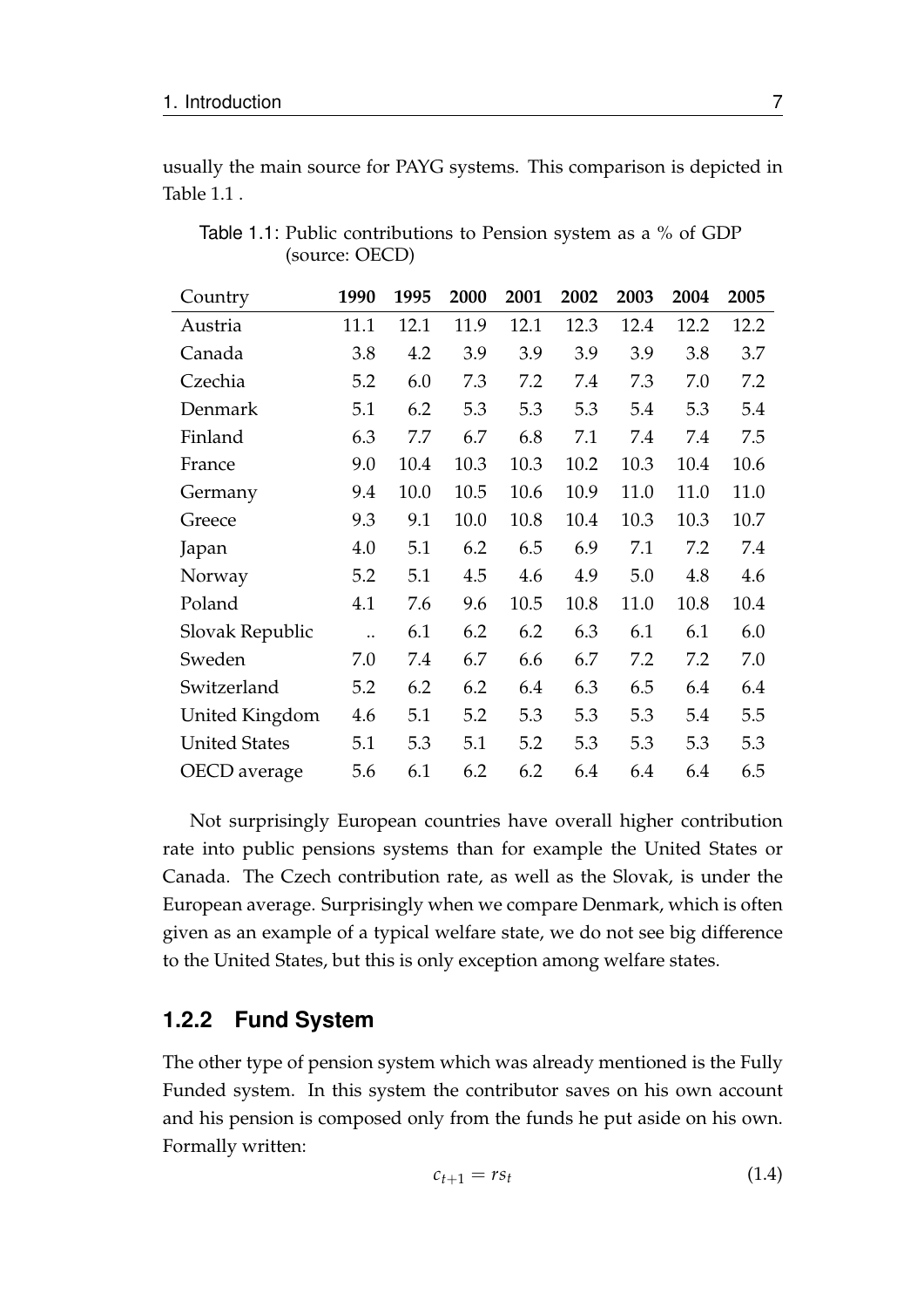usually the main source for PAYG systems. This comparison is depicted in Table 1.1 .

Table 1.1: Public contributions to Pension system as a % of GDP (source: OECD)

| Country | **1990** | **1995** | **2000** | **2001** | **2002** | **2003** | **2004** | **2005** |
|---|---|---|---|---|---|---|---|---|
| Austria | 11.1 | 12.1 | 11.9 | 12.1 | 12.3 | 12.4 | 12.2 | 12.2 |
| Canada | 3.8 | 4.2 | 3.9 | 3.9 | 3.9 | 3.9 | 3.8 | 3.7 |
| Czechia | 5.2 | 6.0 | 7.3 | 7.2 | 7.4 | 7.3 | 7.0 | 7.2 |
| Denmark | 5.1 | 6.2 | 5.3 | 5.3 | 5.3 | 5.4 | 5.3 | 5.4 |
| Finland | 6.3 | 7.7 | 6.7 | 6.8 | 7.1 | 7.4 | 7.4 | 7.5 |
| France | 9.0 | 10.4 | 10.3 | 10.3 | 10.2 | 10.3 | 10.4 | 10.6 |
| Germany | 9.4 | 10.0 | 10.5 | 10.6 | 10.9 | 11.0 | 11.0 | 11.0 |
| Greece | 9.3 | 9.1 | 10.0 | 10.8 | 10.4 | 10.3 | 10.3 | 10.7 |
| Japan | 4.0 | 5.1 | 6.2 | 6.5 | 6.9 | 7.1 | 7.2 | 7.4 |
| Norway | 5.2 | 5.1 | 4.5 | 4.6 | 4.9 | 5.0 | 4.8 | 4.6 |
| Poland | 4.1 | 7.6 | 9.6 | 10.5 | 10.8 | 11.0 | 10.8 | 10.4 |
| Slovak Republic | .. | 6.1 | 6.2 | 6.2 | 6.3 | 6.1 | 6.1 | 6.0 |
| Sweden | 7.0 | 7.4 | 6.7 | 6.6 | 6.7 | 7.2 | 7.2 | 7.0 |
| Switzerland | 5.2 | 6.2 | 6.2 | 6.4 | 6.3 | 6.5 | 6.4 | 6.4 |
| United Kingdom | 4.6 | 5.1 | 5.2 | 5.3 | 5.3 | 5.3 | 5.4 | 5.5 |
| United States | 5.1 | 5.3 | 5.1 | 5.2 | 5.3 | 5.3 | 5.3 | 5.3 |
| OECD average | 5.6 | 6.1 | 6.2 | 6.2 | 6.4 | 6.4 | 6.4 | 6.5 |

Not surprisingly European countries have overall higher contribution rate into public pensions systems than for example the United States or Canada. The Czech contribution rate, as well as the Slovak, is under the European average. Surprisingly when we compare Denmark, which is often given as an example of a typical welfare state, we do not see big difference to the United States, but this is only exception among welfare states.

### 1.2.2 Fund System

The other type of pension system which was already mentioned is the Fully Funded system. In this system the contributor saves on his own account and his pension is composed only from the funds he put aside on his own. Formally written:

$$c_{t+1} = rs_t \tag{1.4}$$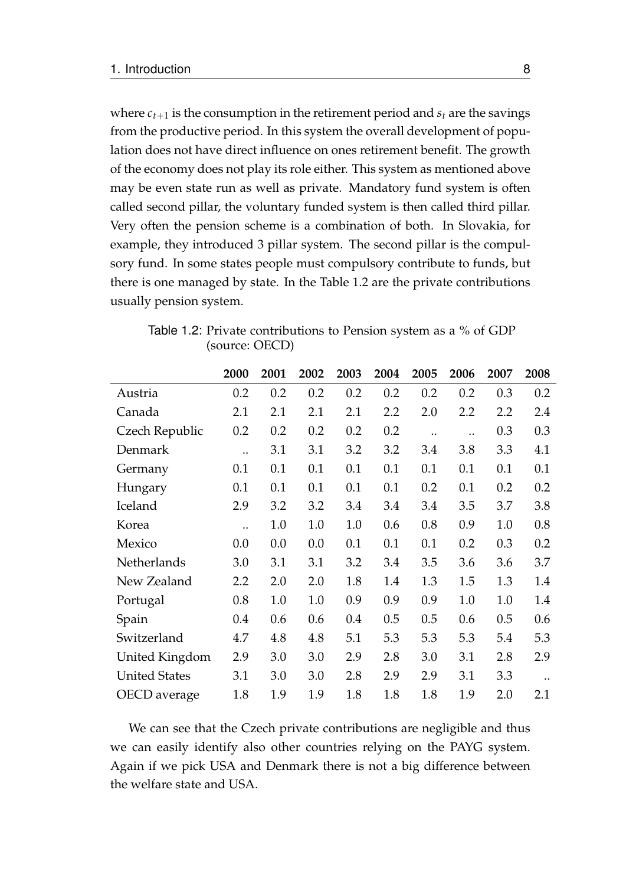where $c_{t+1}$ is the consumption in the retirement period and $s_t$ are the savings from the productive period. In this system the overall development of population does not have direct influence on ones retirement benefit. The growth of the economy does not play its role either. This system as mentioned above may be even state run as well as private. Mandatory fund system is often called second pillar, the voluntary funded system is then called third pillar. Very often the pension scheme is a combination of both. In Slovakia, for example, they introduced 3 pillar system. The second pillar is the compulsory fund. In some states people must compulsory contribute to funds, but there is one managed by state. In the Table 1.2 are the private contributions usually pension system.

Table 1.2: Private contributions to Pension system as a % of GDP (source: OECD)

| | 2000 | 2001 | 2002 | 2003 | 2004 | 2005 | 2006 | 2007 | 2008 |
|---|---|---|---|---|---|---|---|---|---|
| Austria | 0.2 | 0.2 | 0.2 | 0.2 | 0.2 | 0.2 | 0.2 | 0.3 | 0.2 |
| Canada | 2.1 | 2.1 | 2.1 | 2.1 | 2.2 | 2.0 | 2.2 | 2.2 | 2.4 |
| Czech Republic | 0.2 | 0.2 | 0.2 | 0.2 | 0.2 | .. | .. | 0.3 | 0.3 |
| Denmark | .. | 3.1 | 3.1 | 3.2 | 3.2 | 3.4 | 3.8 | 3.3 | 4.1 |
| Germany | 0.1 | 0.1 | 0.1 | 0.1 | 0.1 | 0.1 | 0.1 | 0.1 | 0.1 |
| Hungary | 0.1 | 0.1 | 0.1 | 0.1 | 0.1 | 0.2 | 0.1 | 0.2 | 0.2 |
| Iceland | 2.9 | 3.2 | 3.2 | 3.4 | 3.4 | 3.4 | 3.5 | 3.7 | 3.8 |
| Korea | .. | 1.0 | 1.0 | 1.0 | 0.6 | 0.8 | 0.9 | 1.0 | 0.8 |
| Mexico | 0.0 | 0.0 | 0.0 | 0.1 | 0.1 | 0.1 | 0.2 | 0.3 | 0.2 |
| Netherlands | 3.0 | 3.1 | 3.1 | 3.2 | 3.4 | 3.5 | 3.6 | 3.6 | 3.7 |
| New Zealand | 2.2 | 2.0 | 2.0 | 1.8 | 1.4 | 1.3 | 1.5 | 1.3 | 1.4 |
| Portugal | 0.8 | 1.0 | 1.0 | 0.9 | 0.9 | 0.9 | 1.0 | 1.0 | 1.4 |
| Spain | 0.4 | 0.6 | 0.6 | 0.4 | 0.5 | 0.5 | 0.6 | 0.5 | 0.6 |
| Switzerland | 4.7 | 4.8 | 4.8 | 5.1 | 5.3 | 5.3 | 5.3 | 5.4 | 5.3 |
| United Kingdom | 2.9 | 3.0 | 3.0 | 2.9 | 2.8 | 3.0 | 3.1 | 2.8 | 2.9 |
| United States | 3.1 | 3.0 | 3.0 | 2.8 | 2.9 | 2.9 | 3.1 | 3.3 | .. |
| OECD average | 1.8 | 1.9 | 1.9 | 1.8 | 1.8 | 1.8 | 1.9 | 2.0 | 2.1 |

We can see that the Czech private contributions are negligible and thus we can easily identify also other countries relying on the PAYG system. Again if we pick USA and Denmark there is not a big difference between the welfare state and USA.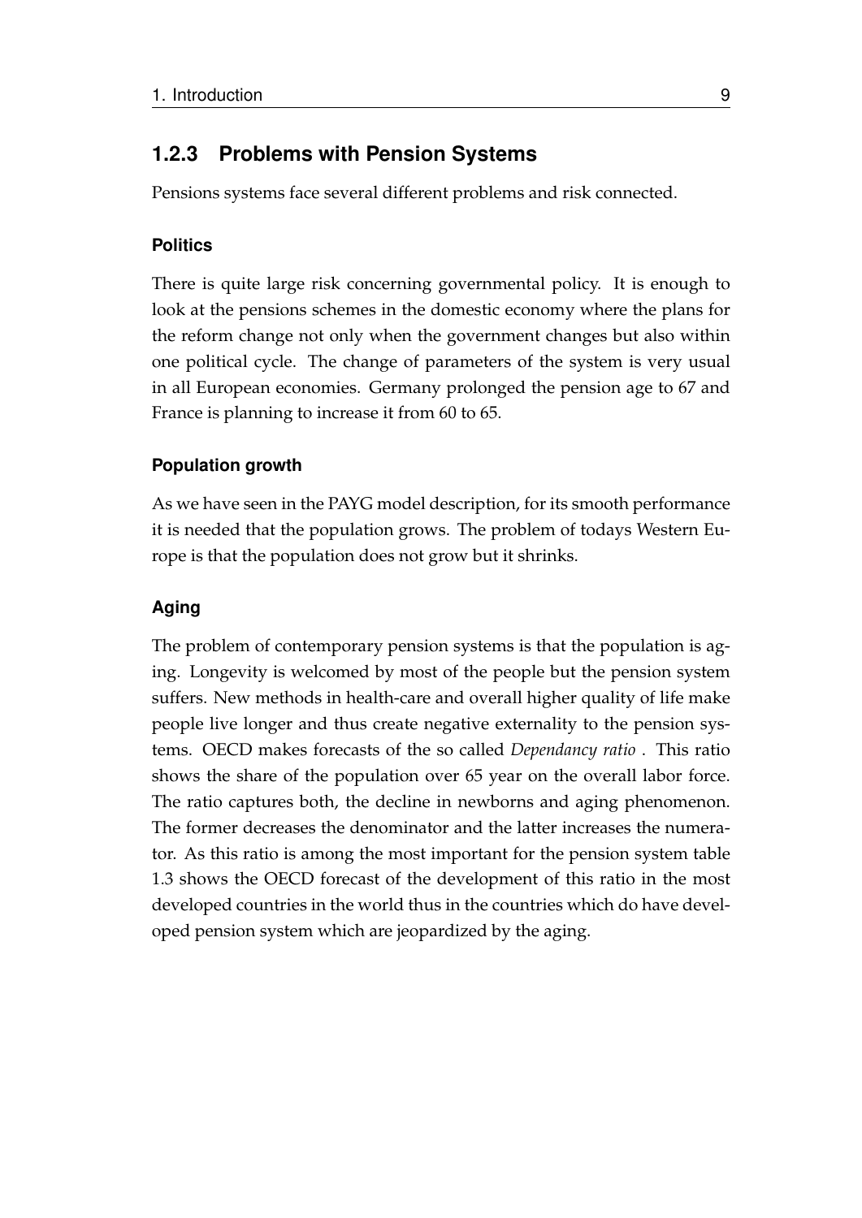### 1.2.3 Problems with Pension Systems

Pensions systems face several different problems and risk connected.

#### Politics

There is quite large risk concerning governmental policy. It is enough to look at the pensions schemes in the domestic economy where the plans for the reform change not only when the government changes but also within one political cycle. The change of parameters of the system is very usual in all European economies. Germany prolonged the pension age to 67 and France is planning to increase it from 60 to 65.

#### Population growth

As we have seen in the PAYG model description, for its smooth performance it is needed that the population grows. The problem of todays Western Europe is that the population does not grow but it shrinks.

#### Aging

The problem of contemporary pension systems is that the population is aging. Longevity is welcomed by most of the people but the pension system suffers. New methods in health-care and overall higher quality of life make people live longer and thus create negative externality to the pension systems. OECD makes forecasts of the so called *Dependancy ratio* . This ratio shows the share of the population over 65 year on the overall labor force. The ratio captures both, the decline in newborns and aging phenomenon. The former decreases the denominator and the latter increases the numerator. As this ratio is among the most important for the pension system table 1.3 shows the OECD forecast of the development of this ratio in the most developed countries in the world thus in the countries which do have developed pension system which are jeopardized by the aging.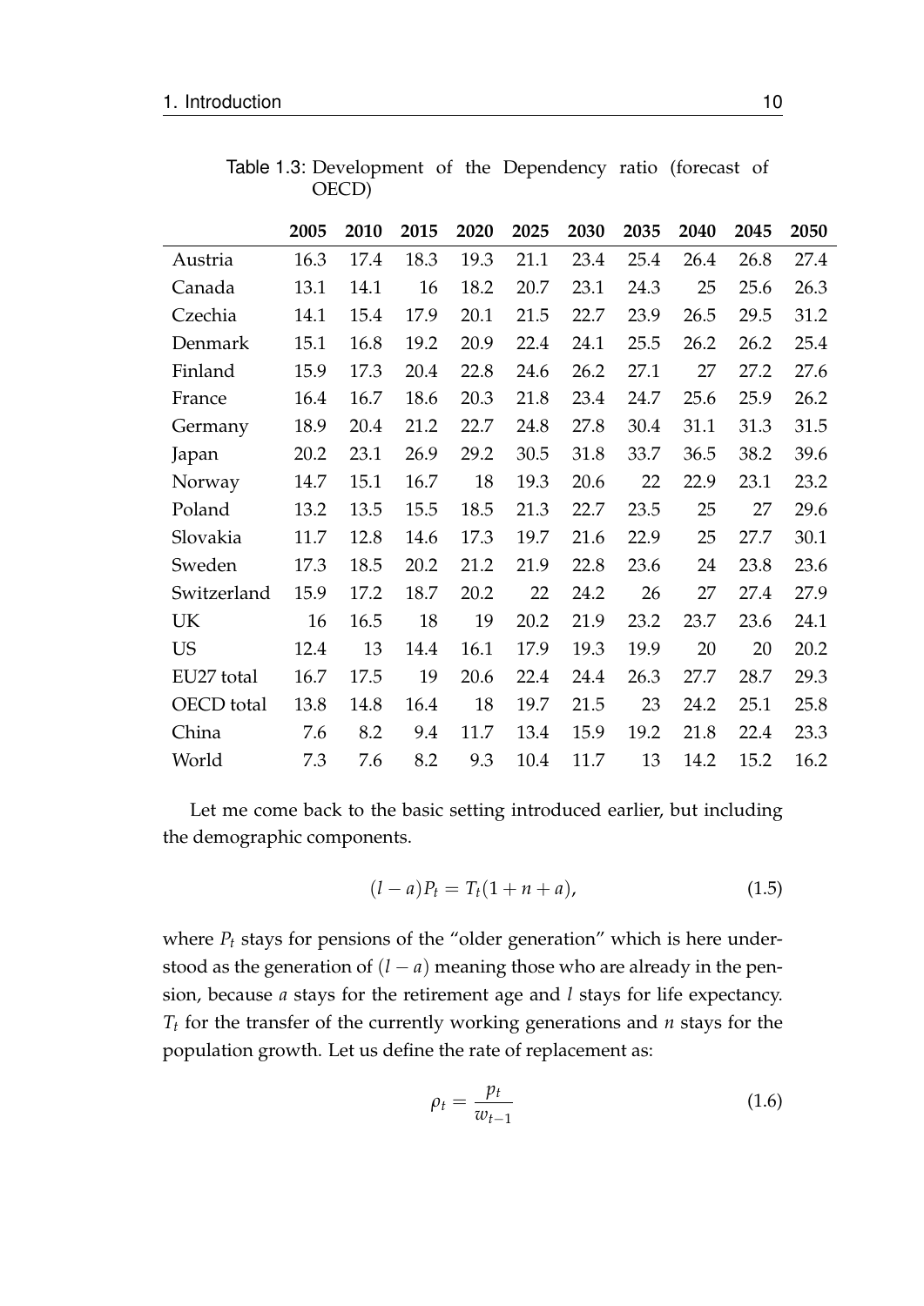Table 1.3: Development of the Dependency ratio (forecast of OECD)

| | 2005 | 2010 | 2015 | 2020 | 2025 | 2030 | 2035 | 2040 | 2045 | 2050 |
|---|---|---|---|---|---|---|---|---|---|---|
| Austria | 16.3 | 17.4 | 18.3 | 19.3 | 21.1 | 23.4 | 25.4 | 26.4 | 26.8 | 27.4 |
| Canada | 13.1 | 14.1 | 16 | 18.2 | 20.7 | 23.1 | 24.3 | 25 | 25.6 | 26.3 |
| Czechia | 14.1 | 15.4 | 17.9 | 20.1 | 21.5 | 22.7 | 23.9 | 26.5 | 29.5 | 31.2 |
| Denmark | 15.1 | 16.8 | 19.2 | 20.9 | 22.4 | 24.1 | 25.5 | 26.2 | 26.2 | 25.4 |
| Finland | 15.9 | 17.3 | 20.4 | 22.8 | 24.6 | 26.2 | 27.1 | 27 | 27.2 | 27.6 |
| France | 16.4 | 16.7 | 18.6 | 20.3 | 21.8 | 23.4 | 24.7 | 25.6 | 25.9 | 26.2 |
| Germany | 18.9 | 20.4 | 21.2 | 22.7 | 24.8 | 27.8 | 30.4 | 31.1 | 31.3 | 31.5 |
| Japan | 20.2 | 23.1 | 26.9 | 29.2 | 30.5 | 31.8 | 33.7 | 36.5 | 38.2 | 39.6 |
| Norway | 14.7 | 15.1 | 16.7 | 18 | 19.3 | 20.6 | 22 | 22.9 | 23.1 | 23.2 |
| Poland | 13.2 | 13.5 | 15.5 | 18.5 | 21.3 | 22.7 | 23.5 | 25 | 27 | 29.6 |
| Slovakia | 11.7 | 12.8 | 14.6 | 17.3 | 19.7 | 21.6 | 22.9 | 25 | 27.7 | 30.1 |
| Sweden | 17.3 | 18.5 | 20.2 | 21.2 | 21.9 | 22.8 | 23.6 | 24 | 23.8 | 23.6 |
| Switzerland | 15.9 | 17.2 | 18.7 | 20.2 | 22 | 24.2 | 26 | 27 | 27.4 | 27.9 |
| UK | 16 | 16.5 | 18 | 19 | 20.2 | 21.9 | 23.2 | 23.7 | 23.6 | 24.1 |
| US | 12.4 | 13 | 14.4 | 16.1 | 17.9 | 19.3 | 19.9 | 20 | 20 | 20.2 |
| EU27 total | 16.7 | 17.5 | 19 | 20.6 | 22.4 | 24.4 | 26.3 | 27.7 | 28.7 | 29.3 |
| OECD total | 13.8 | 14.8 | 16.4 | 18 | 19.7 | 21.5 | 23 | 24.2 | 25.1 | 25.8 |
| China | 7.6 | 8.2 | 9.4 | 11.7 | 13.4 | 15.9 | 19.2 | 21.8 | 22.4 | 23.3 |
| World | 7.3 | 7.6 | 8.2 | 9.3 | 10.4 | 11.7 | 13 | 14.2 | 15.2 | 16.2 |

Let me come back to the basic setting introduced earlier, but including the demographic components.

$$(l - a)P_t = T_t(1 + n + a), \tag{1.5}$$

where $P_t$ stays for pensions of the "older generation" which is here understood as the generation of $(l - a)$ meaning those who are already in the pension, because $a$ stays for the retirement age and $l$ stays for life expectancy. $T_t$ for the transfer of the currently working generations and $n$ stays for the population growth. Let us define the rate of replacement as:

$$\rho_t = \frac{p_t}{w_{t-1}} \tag{1.6}$$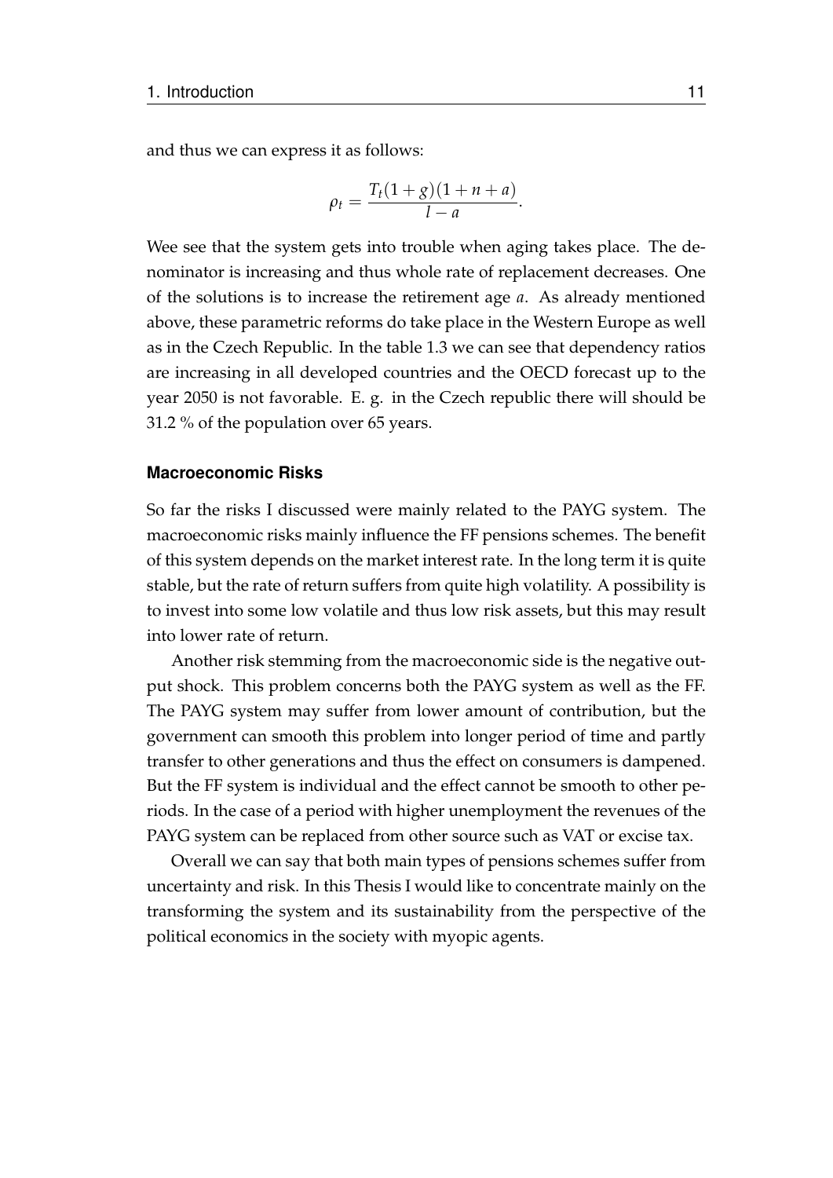and thus we can express it as follows:

$$\rho_t = \frac{T_t(1+g)(1+n+a)}{l-a}.$$

Wee see that the system gets into trouble when aging takes place. The denominator is increasing and thus whole rate of replacement decreases. One of the solutions is to increase the retirement age $a$. As already mentioned above, these parametric reforms do take place in the Western Europe as well as in the Czech Republic. In the table 1.3 we can see that dependency ratios are increasing in all developed countries and the OECD forecast up to the year 2050 is not favorable. E. g. in the Czech republic there will should be 31.2 % of the population over 65 years.

### Macroeconomic Risks

So far the risks I discussed were mainly related to the PAYG system. The macroeconomic risks mainly influence the FF pensions schemes. The benefit of this system depends on the market interest rate. In the long term it is quite stable, but the rate of return suffers from quite high volatility. A possibility is to invest into some low volatile and thus low risk assets, but this may result into lower rate of return.

Another risk stemming from the macroeconomic side is the negative output shock. This problem concerns both the PAYG system as well as the FF. The PAYG system may suffer from lower amount of contribution, but the government can smooth this problem into longer period of time and partly transfer to other generations and thus the effect on consumers is dampened. But the FF system is individual and the effect cannot be smooth to other periods. In the case of a period with higher unemployment the revenues of the PAYG system can be replaced from other source such as VAT or excise tax.

Overall we can say that both main types of pensions schemes suffer from uncertainty and risk. In this Thesis I would like to concentrate mainly on the transforming the system and its sustainability from the perspective of the political economics in the society with myopic agents.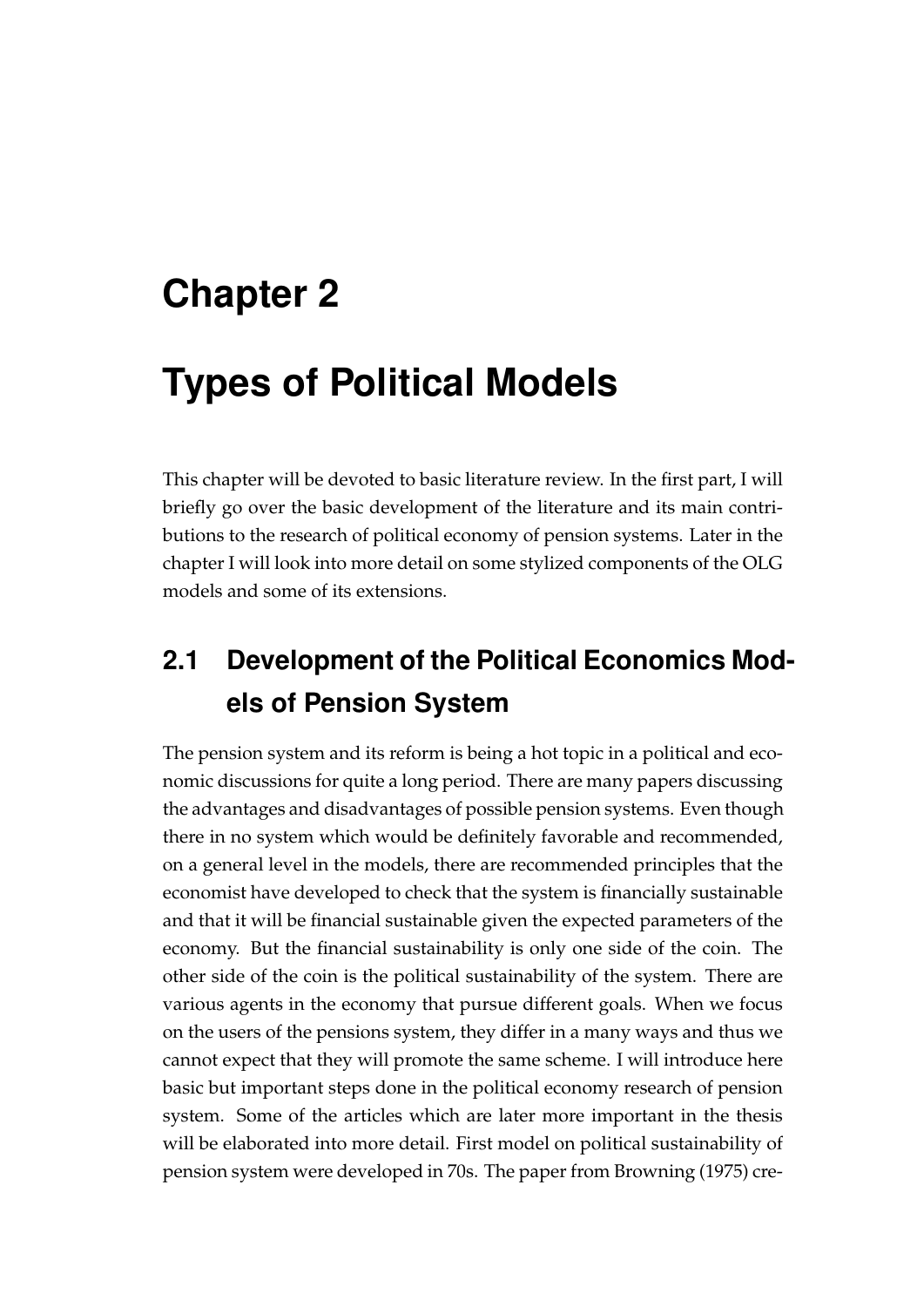# Chapter 2

# Types of Political Models

This chapter will be devoted to basic literature review. In the first part, I will briefly go over the basic development of the literature and its main contributions to the research of political economy of pension systems. Later in the chapter I will look into more detail on some stylized components of the OLG models and some of its extensions.

## 2.1 Development of the Political Economics Models of Pension System

The pension system and its reform is being a hot topic in a political and economic discussions for quite a long period. There are many papers discussing the advantages and disadvantages of possible pension systems. Even though there in no system which would be definitely favorable and recommended, on a general level in the models, there are recommended principles that the economist have developed to check that the system is financially sustainable and that it will be financial sustainable given the expected parameters of the economy. But the financial sustainability is only one side of the coin. The other side of the coin is the political sustainability of the system. There are various agents in the economy that pursue different goals. When we focus on the users of the pensions system, they differ in a many ways and thus we cannot expect that they will promote the same scheme. I will introduce here basic but important steps done in the political economy research of pension system. Some of the articles which are later more important in the thesis will be elaborated into more detail. First model on political sustainability of pension system were developed in 70s. The paper from Browning (1975) cre-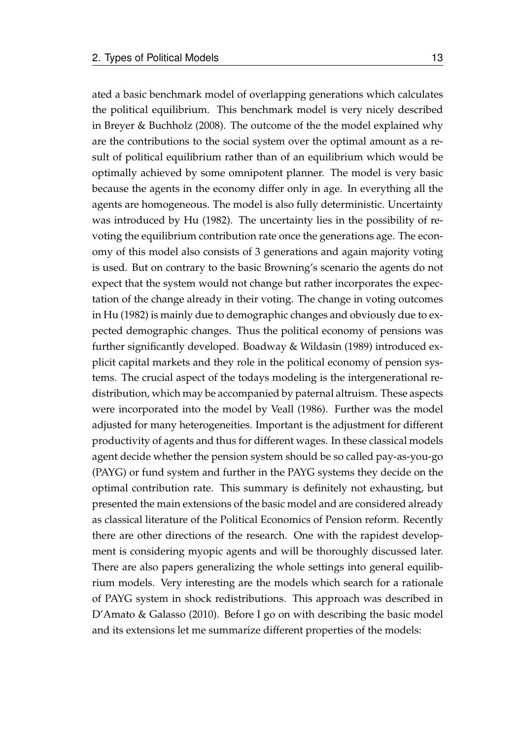ated a basic benchmark model of overlapping generations which calculates the political equilibrium. This benchmark model is very nicely described in Breyer & Buchholz (2008). The outcome of the the model explained why are the contributions to the social system over the optimal amount as a result of political equilibrium rather than of an equilibrium which would be optimally achieved by some omnipotent planner. The model is very basic because the agents in the economy differ only in age. In everything all the agents are homogeneous. The model is also fully deterministic. Uncertainty was introduced by Hu (1982). The uncertainty lies in the possibility of revoting the equilibrium contribution rate once the generations age. The economy of this model also consists of 3 generations and again majority voting is used. But on contrary to the basic Browning's scenario the agents do not expect that the system would not change but rather incorporates the expectation of the change already in their voting. The change in voting outcomes in Hu (1982) is mainly due to demographic changes and obviously due to expected demographic changes. Thus the political economy of pensions was further significantly developed. Boadway & Wildasin (1989) introduced explicit capital markets and they role in the political economy of pension systems. The crucial aspect of the todays modeling is the intergenerational redistribution, which may be accompanied by paternal altruism. These aspects were incorporated into the model by Veall (1986). Further was the model adjusted for many heterogeneities. Important is the adjustment for different productivity of agents and thus for different wages. In these classical models agent decide whether the pension system should be so called pay-as-you-go (PAYG) or fund system and further in the PAYG systems they decide on the optimal contribution rate. This summary is definitely not exhausting, but presented the main extensions of the basic model and are considered already as classical literature of the Political Economics of Pension reform. Recently there are other directions of the research. One with the rapidest development is considering myopic agents and will be thoroughly discussed later. There are also papers generalizing the whole settings into general equilibrium models. Very interesting are the models which search for a rationale of PAYG system in shock redistributions. This approach was described in D'Amato & Galasso (2010). Before I go on with describing the basic model and its extensions let me summarize different properties of the models: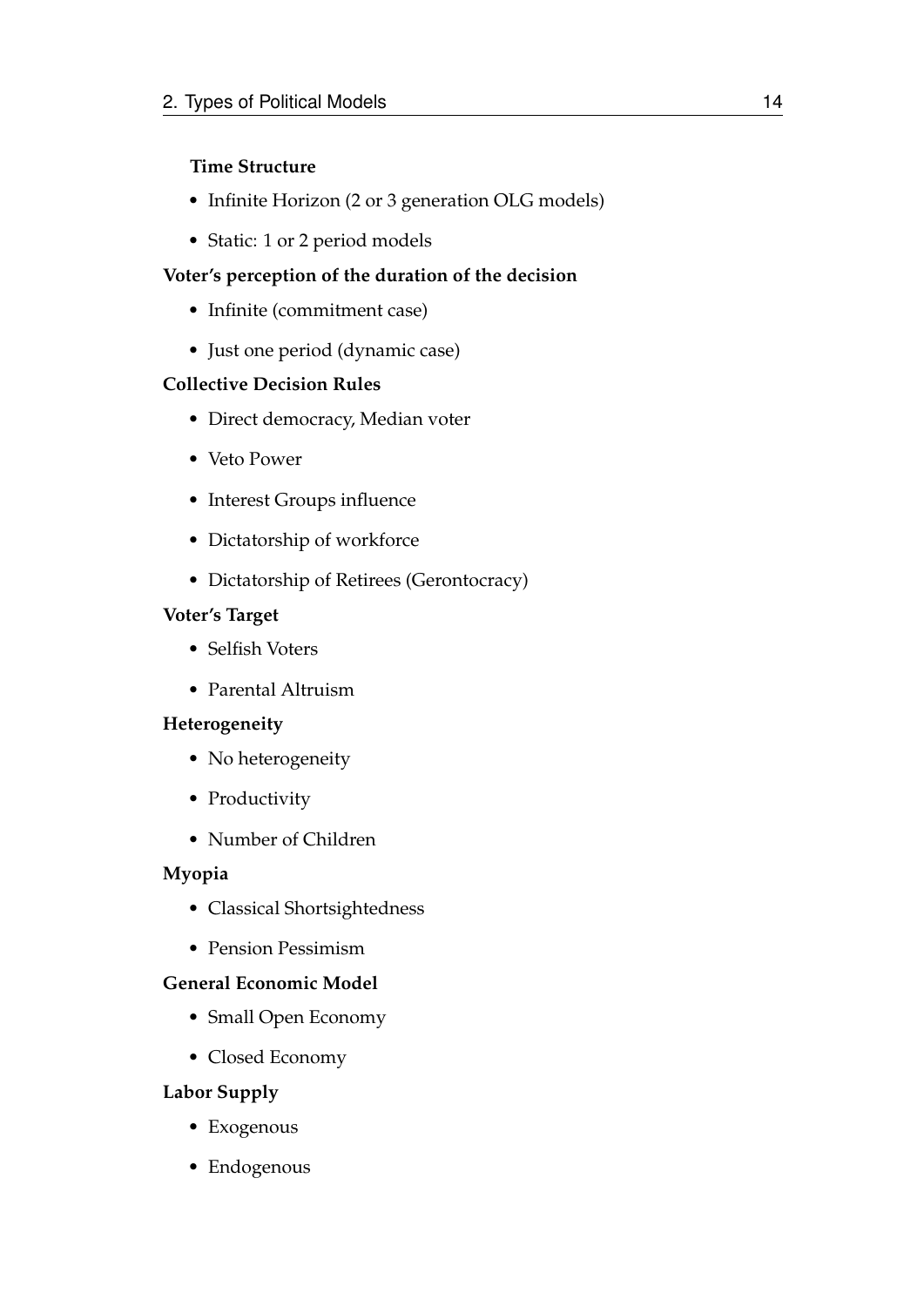**Time Structure**

- Infinite Horizon (2 or 3 generation OLG models)
- Static: 1 or 2 period models

**Voter's perception of the duration of the decision**

- Infinite (commitment case)
- Just one period (dynamic case)

**Collective Decision Rules**

- Direct democracy, Median voter
- Veto Power
- Interest Groups influence
- Dictatorship of workforce
- Dictatorship of Retirees (Gerontocracy)

**Voter's Target**

- Selfish Voters
- Parental Altruism

**Heterogeneity**

- No heterogeneity
- Productivity
- Number of Children

**Myopia**

- Classical Shortsightedness
- Pension Pessimism

**General Economic Model**

- Small Open Economy
- Closed Economy

**Labor Supply**

- Exogenous
- Endogenous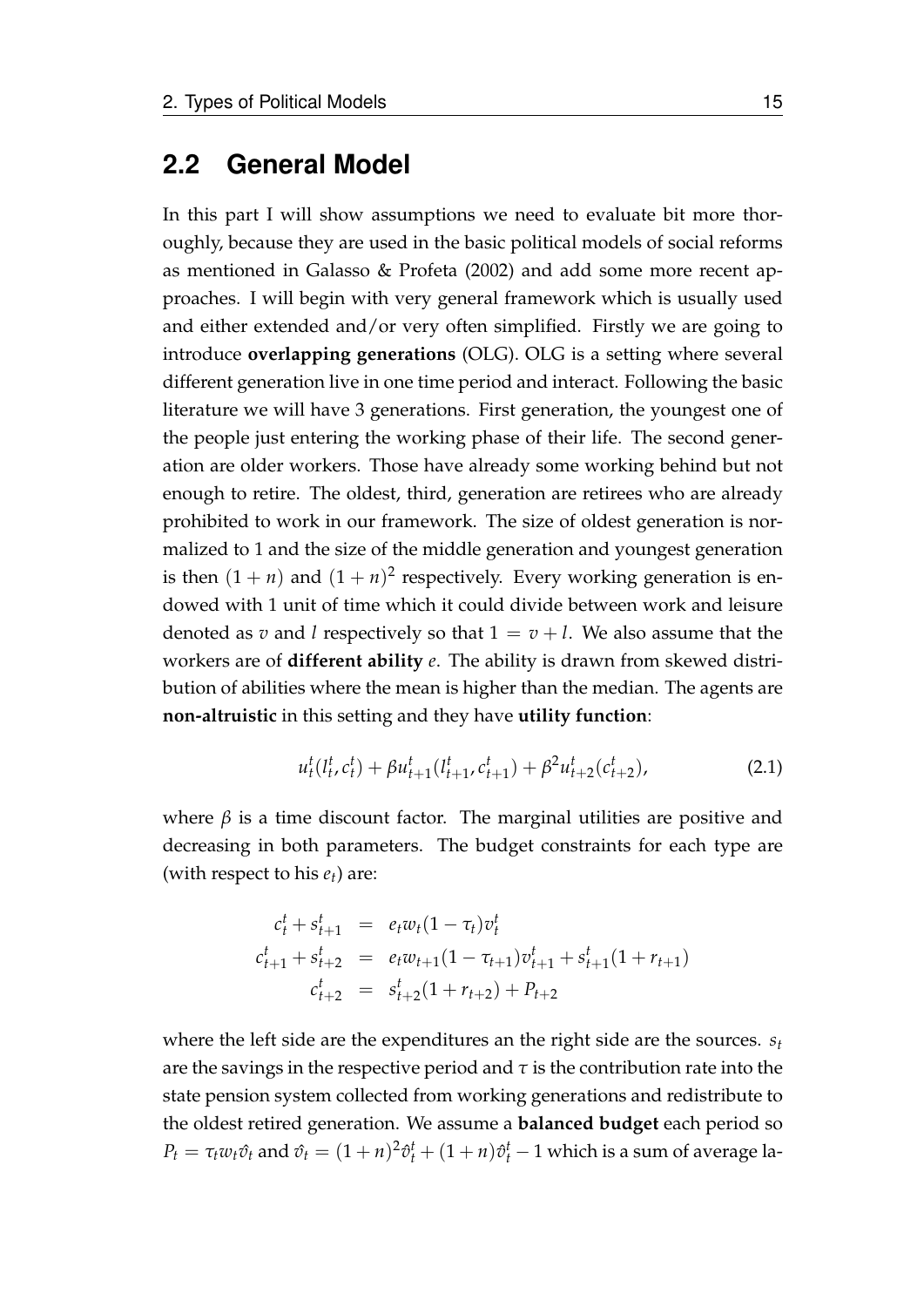## 2.2 General Model

In this part I will show assumptions we need to evaluate bit more thoroughly, because they are used in the basic political models of social reforms as mentioned in Galasso & Profeta (2002) and add some more recent approaches. I will begin with very general framework which is usually used and either extended and/or very often simplified. Firstly we are going to introduce **overlapping generations** (OLG). OLG is a setting where several different generation live in one time period and interact. Following the basic literature we will have 3 generations. First generation, the youngest one of the people just entering the working phase of their life. The second generation are older workers. Those have already some working behind but not enough to retire. The oldest, third, generation are retirees who are already prohibited to work in our framework. The size of oldest generation is normalized to 1 and the size of the middle generation and youngest generation is then $(1 + n)$ and $(1 + n)^2$ respectively. Every working generation is endowed with 1 unit of time which it could divide between work and leisure denoted as $v$ and $l$ respectively so that $1 = v + l$. We also assume that the workers are of **different ability** $e$. The ability is drawn from skewed distribution of abilities where the mean is higher than the median. The agents are **non-altruistic** in this setting and they have **utility function**:

$$u_t^t(l_t^t, c_t^t) + \beta u_{t+1}^t(l_{t+1}^t, c_{t+1}^t) + \beta^2 u_{t+2}^t(c_{t+2}^t), \tag{2.1}$$

where $\beta$ is a time discount factor. The marginal utilities are positive and decreasing in both parameters. The budget constraints for each type are (with respect to his $e_t$) are:

$$\begin{aligned}
c_t^t + s_{t+1}^t &= e_t w_t (1 - \tau_t) v_t^t \\
c_{t+1}^t + s_{t+2}^t &= e_t w_{t+1} (1 - \tau_{t+1}) v_{t+1}^t + s_{t+1}^t (1 + r_{t+1}) \\
c_{t+2}^t &= s_{t+2}^t (1 + r_{t+2}) + P_{t+2}
\end{aligned}$$

where the left side are the expenditures an the right side are the sources. $s_t$ are the savings in the respective period and $\tau$ is the contribution rate into the state pension system collected from working generations and redistribute to the oldest retired generation. We assume a **balanced budget** each period so $P_t = \tau_t w_t \hat{v}_t$ and $\hat{v}_t = (1 + n)^2 \hat{v}_t^t + (1 + n)\hat{v}_t^t - 1$ which is a sum of average la-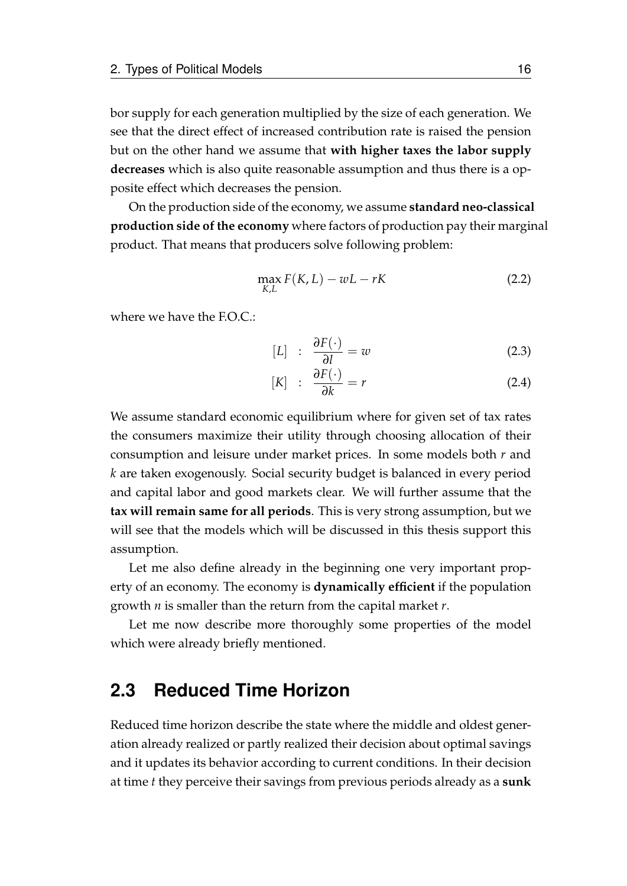bor supply for each generation multiplied by the size of each generation. We see that the direct effect of increased contribution rate is raised the pension but on the other hand we assume that **with higher taxes the labor supply decreases** which is also quite reasonable assumption and thus there is a opposite effect which decreases the pension.

On the production side of the economy, we assume **standard neo-classical production side of the economy** where factors of production pay their marginal product. That means that producers solve following problem:

$$\max_{K,L} F(K,L) - wL - rK \tag{2.2}$$

where we have the F.O.C.:

$$[L] \quad : \quad \frac{\partial F(\cdot)}{\partial l} = w \tag{2.3}$$

$$[K] \quad : \quad \frac{\partial F(\cdot)}{\partial k} = r \tag{2.4}$$

We assume standard economic equilibrium where for given set of tax rates the consumers maximize their utility through choosing allocation of their consumption and leisure under market prices. In some models both $r$ and $k$ are taken exogenously. Social security budget is balanced in every period and capital labor and good markets clear. We will further assume that the **tax will remain same for all periods**. This is very strong assumption, but we will see that the models which will be discussed in this thesis support this assumption.

Let me also define already in the beginning one very important property of an economy. The economy is **dynamically efficient** if the population growth $n$ is smaller than the return from the capital market $r$.

Let me now describe more thoroughly some properties of the model which were already briefly mentioned.

## 2.3 Reduced Time Horizon

Reduced time horizon describe the state where the middle and oldest generation already realized or partly realized their decision about optimal savings and it updates its behavior according to current conditions. In their decision at time $t$ they perceive their savings from previous periods already as a **sunk**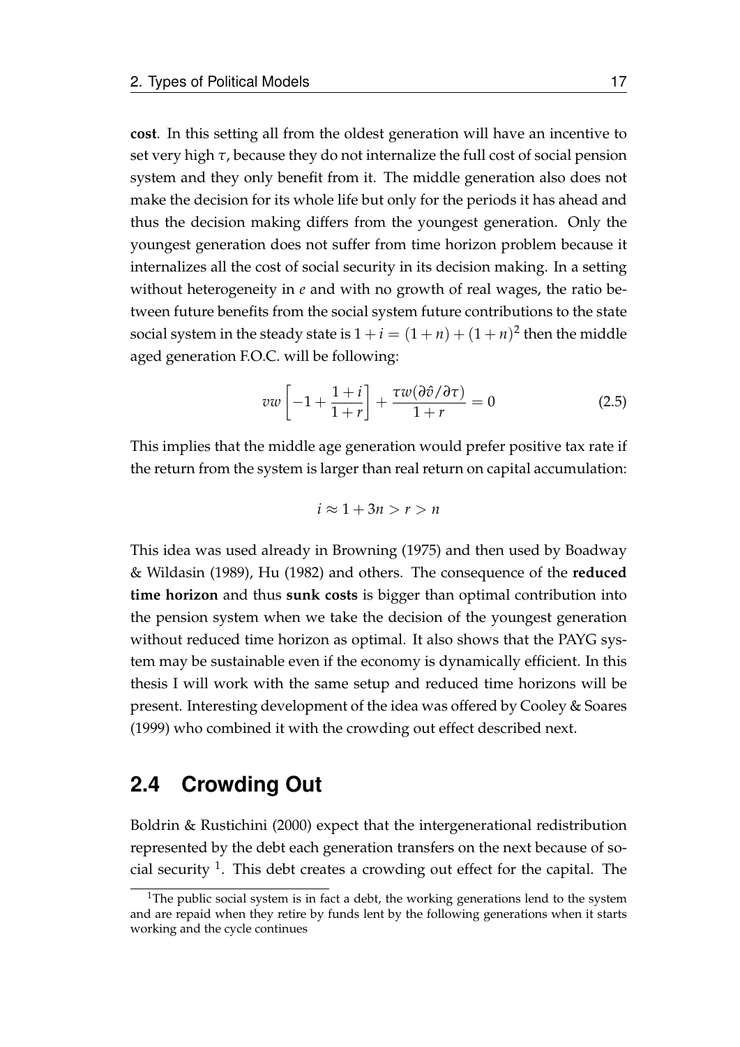**cost**. In this setting all from the oldest generation will have an incentive to set very high $\tau$, because they do not internalize the full cost of social pension system and they only benefit from it. The middle generation also does not make the decision for its whole life but only for the periods it has ahead and thus the decision making differs from the youngest generation. Only the youngest generation does not suffer from time horizon problem because it internalizes all the cost of social security in its decision making. In a setting without heterogeneity in $e$ and with no growth of real wages, the ratio between future benefits from the social system future contributions to the state social system in the steady state is $1+i=(1+n)+(1+n)^2$ then the middle aged generation F.O.C. will be following:

$$vw\left[-1+\frac{1+i}{1+r}\right]+\frac{\tau w(\partial\hat{v}/\partial\tau)}{1+r}=0 \tag{2.5}$$

This implies that the middle age generation would prefer positive tax rate if the return from the system is larger than real return on capital accumulation:

$$i \approx 1+3n > r > n$$

This idea was used already in Browning (1975) and then used by Boadway & Wildasin (1989), Hu (1982) and others. The consequence of the **reduced time horizon** and thus **sunk costs** is bigger than optimal contribution into the pension system when we take the decision of the youngest generation without reduced time horizon as optimal. It also shows that the PAYG system may be sustainable even if the economy is dynamically efficient. In this thesis I will work with the same setup and reduced time horizons will be present. Interesting development of the idea was offered by Cooley & Soares (1999) who combined it with the crowding out effect described next.

## 2.4 Crowding Out

Boldrin & Rustichini (2000) expect that the intergenerational redistribution represented by the debt each generation transfers on the next because of social security [1]. This debt creates a crowding out effect for the capital. The

[1] The public social system is in fact a debt, the working generations lend to the system and are repaid when they retire by funds lent by the following generations when it starts working and the cycle continues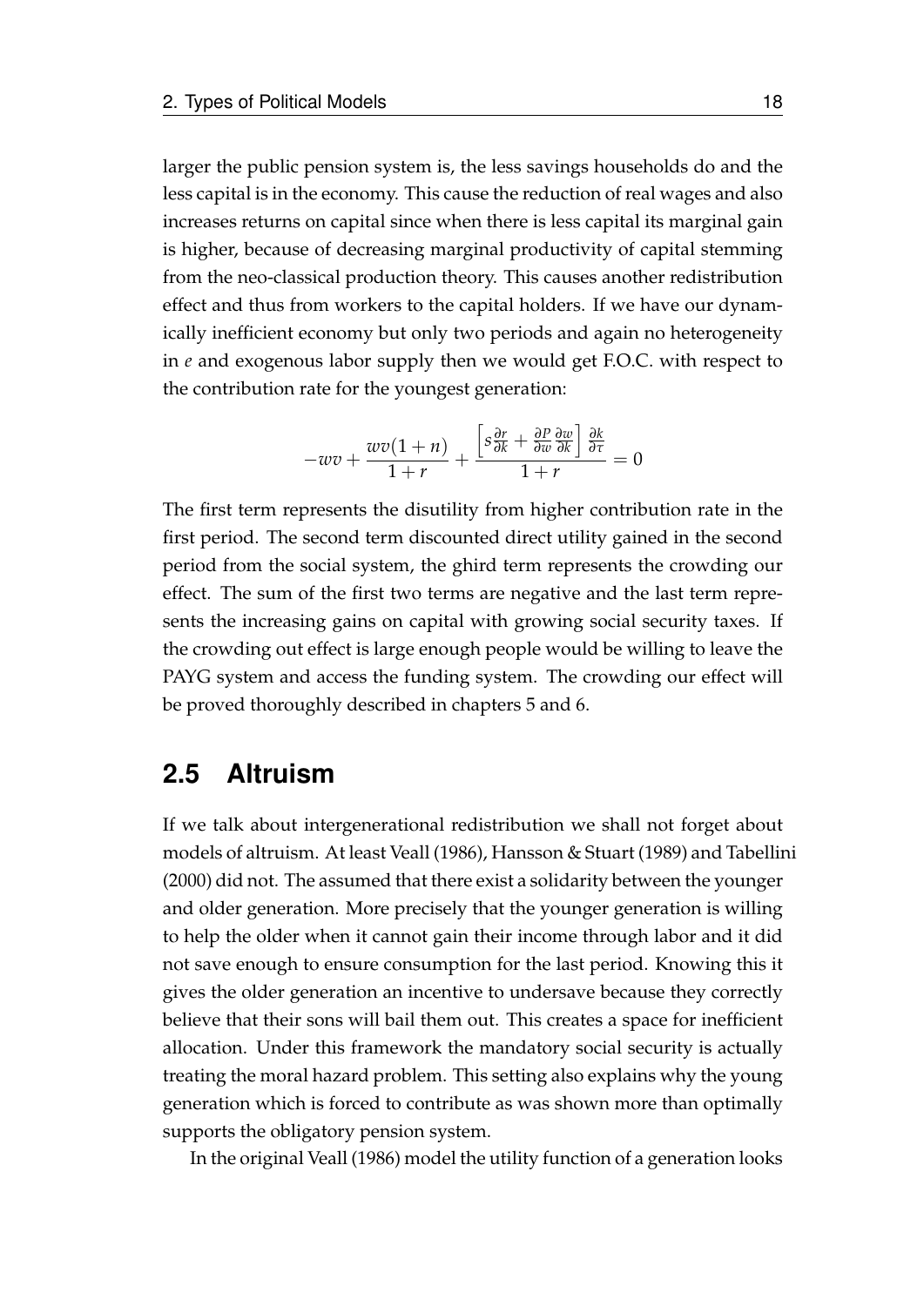larger the public pension system is, the less savings households do and the less capital is in the economy. This cause the reduction of real wages and also increases returns on capital since when there is less capital its marginal gain is higher, because of decreasing marginal productivity of capital stemming from the neo-classical production theory. This causes another redistribution effect and thus from workers to the capital holders. If we have our dynamically inefficient economy but only two periods and again no heterogeneity in $e$ and exogenous labor supply then we would get F.O.C. with respect to the contribution rate for the youngest generation:

$$-wv + \frac{wv(1+n)}{1+r} + \frac{\left[s\frac{\partial r}{\partial k} + \frac{\partial P}{\partial w}\frac{\partial w}{\partial k}\right]\frac{\partial k}{\partial \tau}}{1+r} = 0$$

The first term represents the disutility from higher contribution rate in the first period. The second term discounted direct utility gained in the second period from the social system, the ghird term represents the crowding our effect. The sum of the first two terms are negative and the last term represents the increasing gains on capital with growing social security taxes. If the crowding out effect is large enough people would be willing to leave the PAYG system and access the funding system. The crowding our effect will be proved thoroughly described in chapters 5 and 6.

## 2.5 Altruism

If we talk about intergenerational redistribution we shall not forget about models of altruism. At least Veall (1986), Hansson & Stuart (1989) and Tabellini (2000) did not. The assumed that there exist a solidarity between the younger and older generation. More precisely that the younger generation is willing to help the older when it cannot gain their income through labor and it did not save enough to ensure consumption for the last period. Knowing this it gives the older generation an incentive to undersave because they correctly believe that their sons will bail them out. This creates a space for inefficient allocation. Under this framework the mandatory social security is actually treating the moral hazard problem. This setting also explains why the young generation which is forced to contribute as was shown more than optimally supports the obligatory pension system.

In the original Veall (1986) model the utility function of a generation looks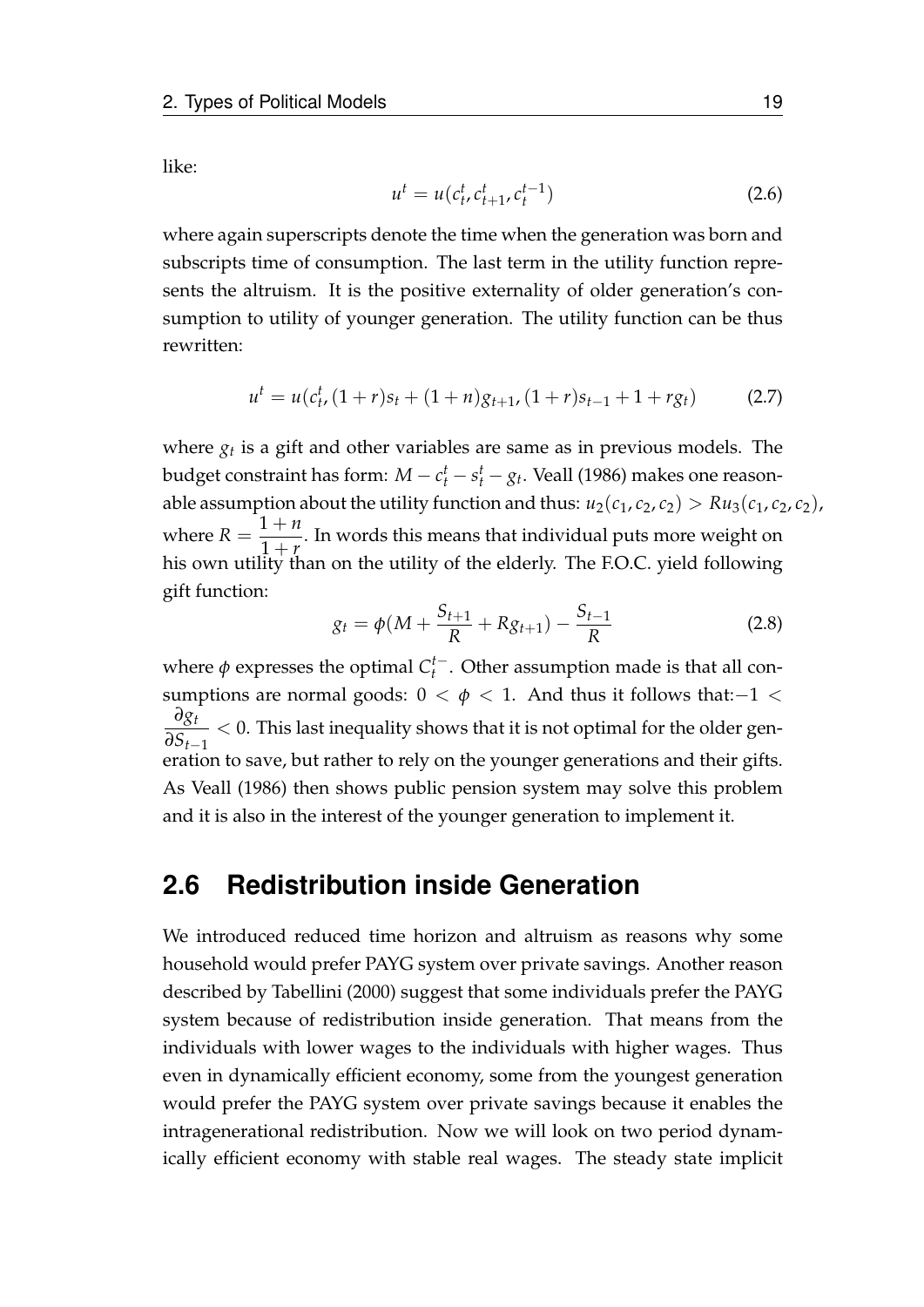like:

$$u^t = u(c_t^t, c_{t+1}^t, c_t^{t-1}) \tag{2.6}$$

where again superscripts denote the time when the generation was born and subscripts time of consumption. The last term in the utility function represents the altruism. It is the positive externality of older generation's consumption to utility of younger generation. The utility function can be thus rewritten:

$$u^t = u(c_t^t, (1+r)s_t + (1+n)g_{t+1}, (1+r)s_{t-1} + 1 + rg_t) \tag{2.7}$$

where $g_t$ is a gift and other variables are same as in previous models. The budget constraint has form: $M - c_t^t - s_t^t - g_t$. Veall (1986) makes one reasonable assumption about the utility function and thus: $u_2(c_1, c_2, c_2) > Ru_3(c_1, c_2, c_2)$, where $R = \dfrac{1+n}{1+r}$. In words this means that individual puts more weight on his own utility than on the utility of the elderly. The F.O.C. yield following gift function:

$$g_t = \phi(M + \frac{S_{t+1}}{R} + Rg_{t+1}) - \frac{S_{t-1}}{R} \tag{2.8}$$

where $\phi$ expresses the optimal $C_t^{t-}$. Other assumption made is that all consumptions are normal goods: $0 < \phi < 1$. And thus it follows that: $-1 < \dfrac{\partial g_t}{\partial S_{t-1}} < 0$. This last inequality shows that it is not optimal for the older generation to save, but rather to rely on the younger generations and their gifts. As Veall (1986) then shows public pension system may solve this problem and it is also in the interest of the younger generation to implement it.

## 2.6 Redistribution inside Generation

We introduced reduced time horizon and altruism as reasons why some household would prefer PAYG system over private savings. Another reason described by Tabellini (2000) suggest that some individuals prefer the PAYG system because of redistribution inside generation. That means from the individuals with lower wages to the individuals with higher wages. Thus even in dynamically efficient economy, some from the youngest generation would prefer the PAYG system over private savings because it enables the intragenerational redistribution. Now we will look on two period dynamically efficient economy with stable real wages. The steady state implicit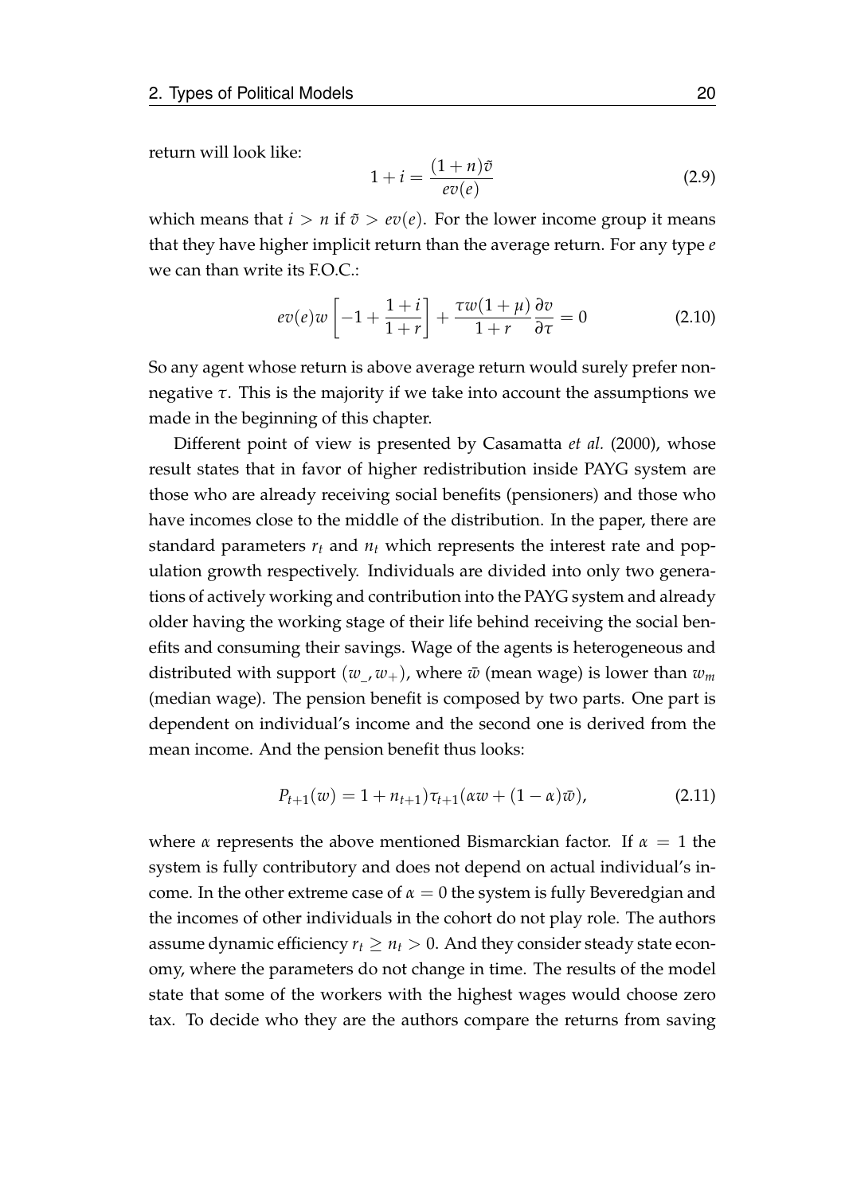return will look like:

$$1 + i = \frac{(1+n)\bar{v}}{ev(e)} \tag{2.9}$$

which means that $i > n$ if $\bar{v} > ev(e)$. For the lower income group it means that they have higher implicit return than the average return. For any type $e$ we can than write its F.O.C.:

$$ev(e)w\left[-1 + \frac{1+i}{1+r}\right] + \frac{\tau w(1+\mu)}{1+r}\frac{\partial v}{\partial \tau} = 0 \tag{2.10}$$

So any agent whose return is above average return would surely prefer non-negative $\tau$. This is the majority if we take into account the assumptions we made in the beginning of this chapter.

Different point of view is presented by Casamatta *et al.* (2000), whose result states that in favor of higher redistribution inside PAYG system are those who are already receiving social benefits (pensioners) and those who have incomes close to the middle of the distribution. In the paper, there are standard parameters $r_t$ and $n_t$ which represents the interest rate and population growth respectively. Individuals are divided into only two generations of actively working and contribution into the PAYG system and already older having the working stage of their life behind receiving the social benefits and consuming their savings. Wage of the agents is heterogeneous and distributed with support $(w_{\_}, w_{+})$, where $\bar{w}$ (mean wage) is lower than $w_m$ (median wage). The pension benefit is composed by two parts. One part is dependent on individual's income and the second one is derived from the mean income. And the pension benefit thus looks:

$$P_{t+1}(w) = 1 + n_{t+1})\tau_{t+1}(\alpha w + (1-\alpha)\bar{w}), \tag{2.11}$$

where $\alpha$ represents the above mentioned Bismarckian factor. If $\alpha = 1$ the system is fully contributory and does not depend on actual individual's income. In the other extreme case of $\alpha = 0$ the system is fully Beveredgian and the incomes of other individuals in the cohort do not play role. The authors assume dynamic efficiency $r_t \geq n_t > 0$. And they consider steady state economy, where the parameters do not change in time. The results of the model state that some of the workers with the highest wages would choose zero tax. To decide who they are the authors compare the returns from saving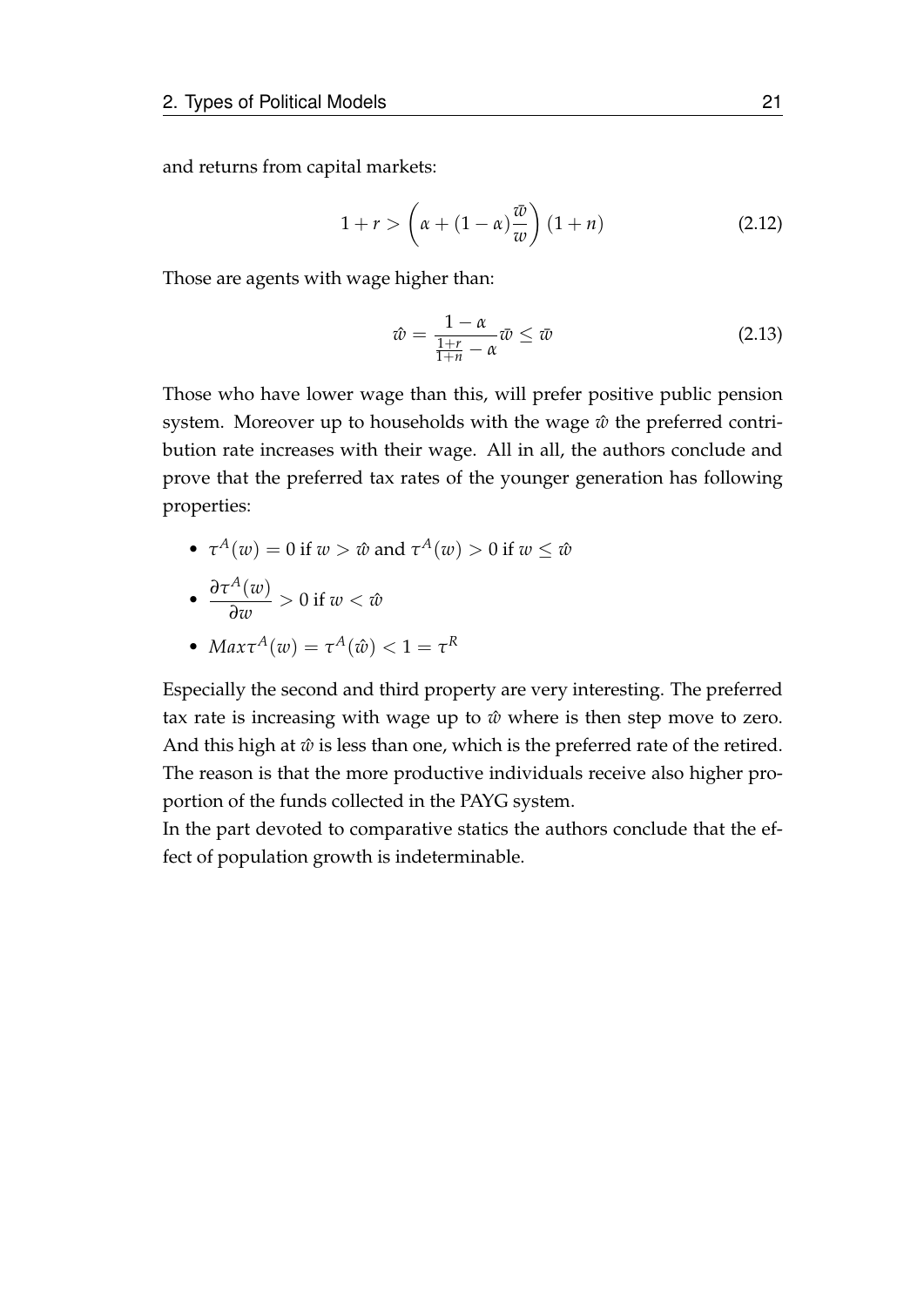and returns from capital markets:

$$1 + r > \left(\alpha + (1-\alpha)\frac{\bar{w}}{w}\right)(1+n) \tag{2.12}$$

Those are agents with wage higher than:

$$\hat{w} = \frac{1-\alpha}{\frac{1+r}{1+n} - \alpha}\bar{w} \leq \bar{w} \tag{2.13}$$

Those who have lower wage than this, will prefer positive public pension system. Moreover up to households with the wage $\hat{w}$ the preferred contribution rate increases with their wage. All in all, the authors conclude and prove that the preferred tax rates of the younger generation has following properties:

- $\tau^A(w) = 0$ if $w > \hat{w}$ and $\tau^A(w) > 0$ if $w \leq \hat{w}$
- $\dfrac{\partial \tau^A(w)}{\partial w} > 0$ if $w < \hat{w}$
- $Max\tau^A(w) = \tau^A(\hat{w}) < 1 = \tau^R$

Especially the second and third property are very interesting. The preferred tax rate is increasing with wage up to $\hat{w}$ where is then step move to zero. And this high at $\hat{w}$ is less than one, which is the preferred rate of the retired. The reason is that the more productive individuals receive also higher proportion of the funds collected in the PAYG system.

In the part devoted to comparative statics the authors conclude that the effect of population growth is indeterminable.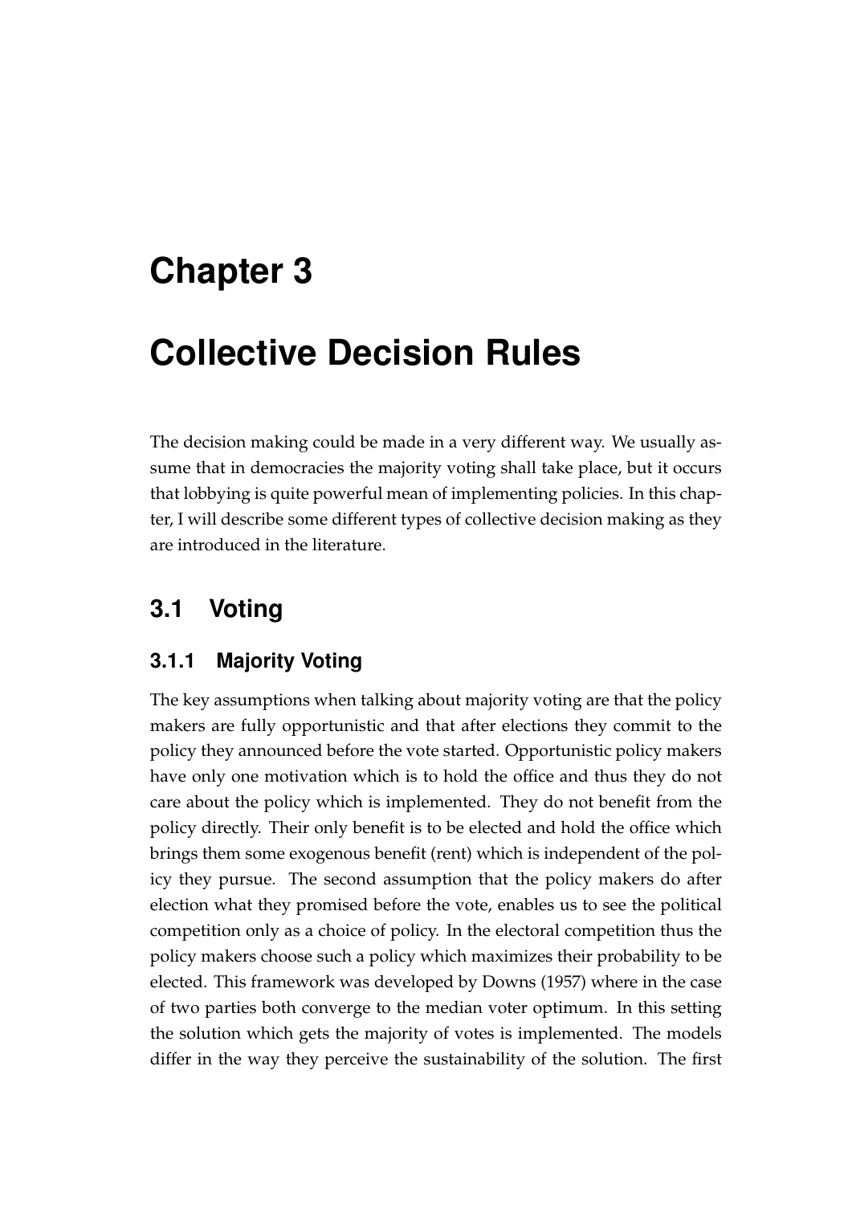# Chapter 3

# Collective Decision Rules

The decision making could be made in a very different way. We usually assume that in democracies the majority voting shall take place, but it occurs that lobbying is quite powerful mean of implementing policies. In this chapter, I will describe some different types of collective decision making as they are introduced in the literature.

## 3.1 Voting

### 3.1.1 Majority Voting

The key assumptions when talking about majority voting are that the policy makers are fully opportunistic and that after elections they commit to the policy they announced before the vote started. Opportunistic policy makers have only one motivation which is to hold the office and thus they do not care about the policy which is implemented. They do not benefit from the policy directly. Their only benefit is to be elected and hold the office which brings them some exogenous benefit (rent) which is independent of the policy they pursue. The second assumption that the policy makers do after election what they promised before the vote, enables us to see the political competition only as a choice of policy. In the electoral competition thus the policy makers choose such a policy which maximizes their probability to be elected. This framework was developed by Downs (1957) where in the case of two parties both converge to the median voter optimum. In this setting the solution which gets the majority of votes is implemented. The models differ in the way they perceive the sustainability of the solution. The first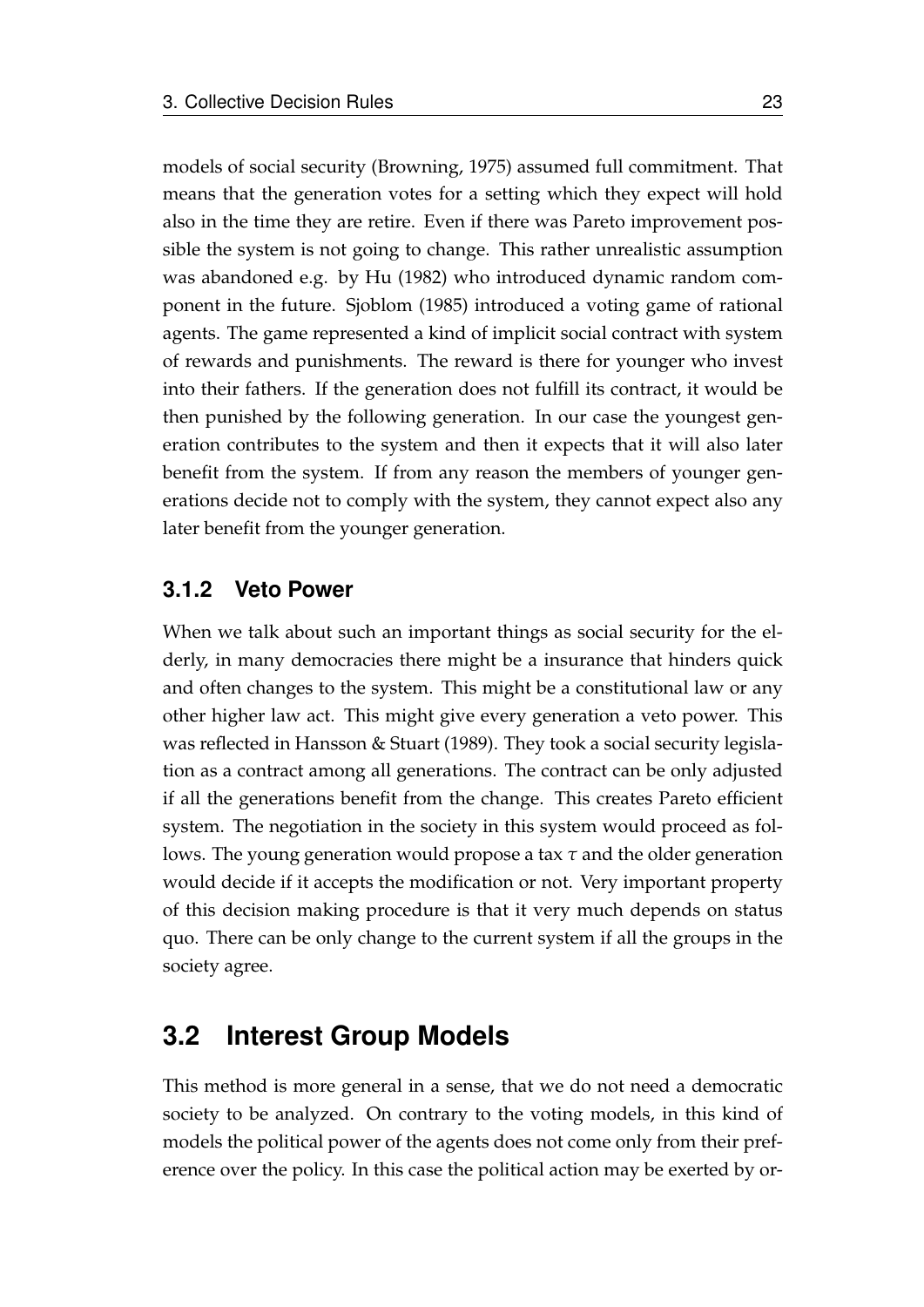models of social security (Browning, 1975) assumed full commitment. That means that the generation votes for a setting which they expect will hold also in the time they are retire. Even if there was Pareto improvement possible the system is not going to change. This rather unrealistic assumption was abandoned e.g. by Hu (1982) who introduced dynamic random component in the future. Sjoblom (1985) introduced a voting game of rational agents. The game represented a kind of implicit social contract with system of rewards and punishments. The reward is there for younger who invest into their fathers. If the generation does not fulfill its contract, it would be then punished by the following generation. In our case the youngest generation contributes to the system and then it expects that it will also later benefit from the system. If from any reason the members of younger generations decide not to comply with the system, they cannot expect also any later benefit from the younger generation.

### 3.1.2 Veto Power

When we talk about such an important things as social security for the elderly, in many democracies there might be a insurance that hinders quick and often changes to the system. This might be a constitutional law or any other higher law act. This might give every generation a veto power. This was reflected in Hansson & Stuart (1989). They took a social security legislation as a contract among all generations. The contract can be only adjusted if all the generations benefit from the change. This creates Pareto efficient system. The negotiation in the society in this system would proceed as follows. The young generation would propose a tax $\tau$ and the older generation would decide if it accepts the modification or not. Very important property of this decision making procedure is that it very much depends on status quo. There can be only change to the current system if all the groups in the society agree.

## 3.2 Interest Group Models

This method is more general in a sense, that we do not need a democratic society to be analyzed. On contrary to the voting models, in this kind of models the political power of the agents does not come only from their preference over the policy. In this case the political action may be exerted by or-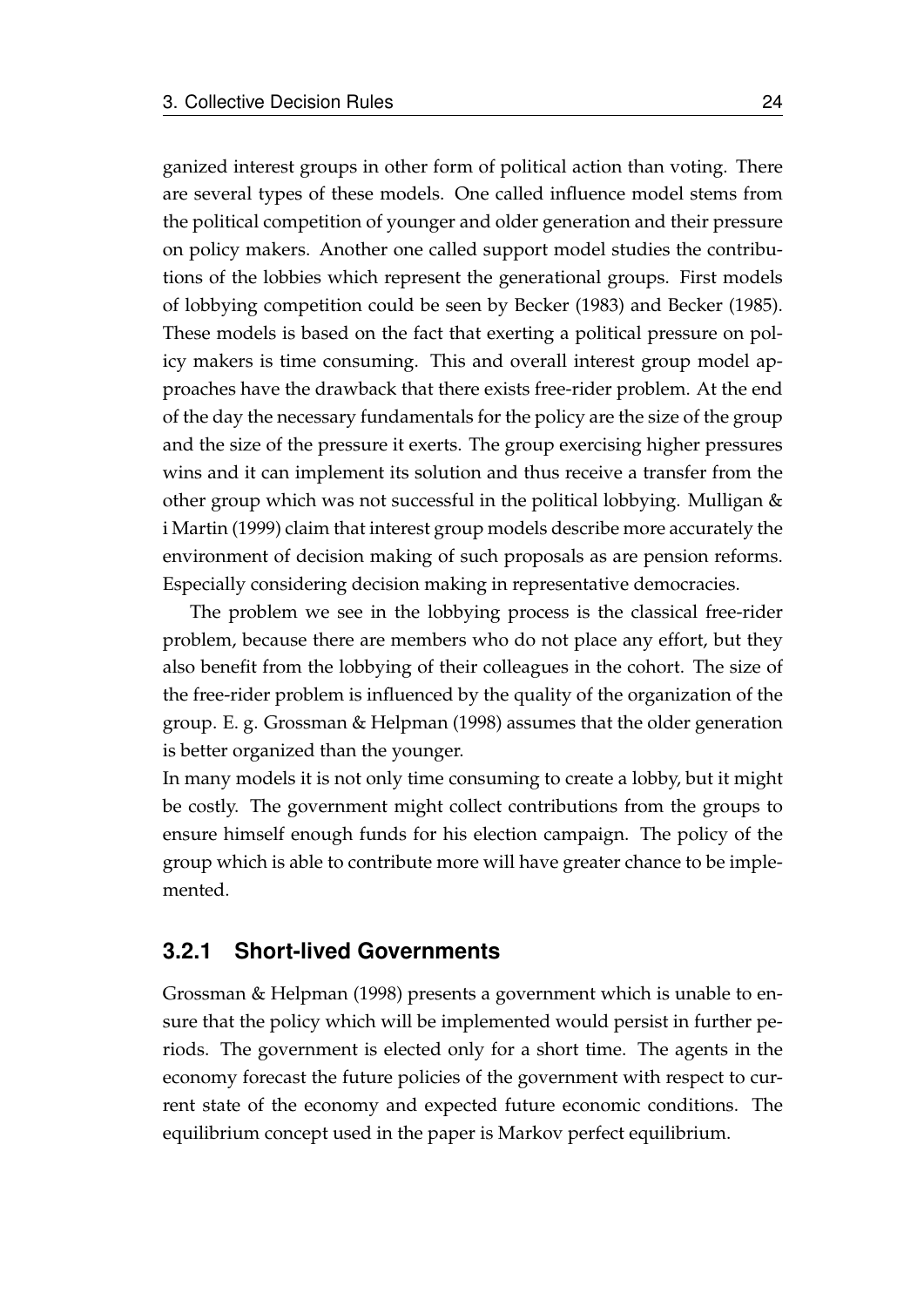ganized interest groups in other form of political action than voting. There are several types of these models. One called influence model stems from the political competition of younger and older generation and their pressure on policy makers. Another one called support model studies the contributions of the lobbies which represent the generational groups. First models of lobbying competition could be seen by Becker (1983) and Becker (1985). These models is based on the fact that exerting a political pressure on policy makers is time consuming. This and overall interest group model approaches have the drawback that there exists free-rider problem. At the end of the day the necessary fundamentals for the policy are the size of the group and the size of the pressure it exerts. The group exercising higher pressures wins and it can implement its solution and thus receive a transfer from the other group which was not successful in the political lobbying. Mulligan & i Martin (1999) claim that interest group models describe more accurately the environment of decision making of such proposals as are pension reforms. Especially considering decision making in representative democracies.

The problem we see in the lobbying process is the classical free-rider problem, because there are members who do not place any effort, but they also benefit from the lobbying of their colleagues in the cohort. The size of the free-rider problem is influenced by the quality of the organization of the group. E. g. Grossman & Helpman (1998) assumes that the older generation is better organized than the younger.

In many models it is not only time consuming to create a lobby, but it might be costly. The government might collect contributions from the groups to ensure himself enough funds for his election campaign. The policy of the group which is able to contribute more will have greater chance to be implemented.

### 3.2.1 Short-lived Governments

Grossman & Helpman (1998) presents a government which is unable to ensure that the policy which will be implemented would persist in further periods. The government is elected only for a short time. The agents in the economy forecast the future policies of the government with respect to current state of the economy and expected future economic conditions. The equilibrium concept used in the paper is Markov perfect equilibrium.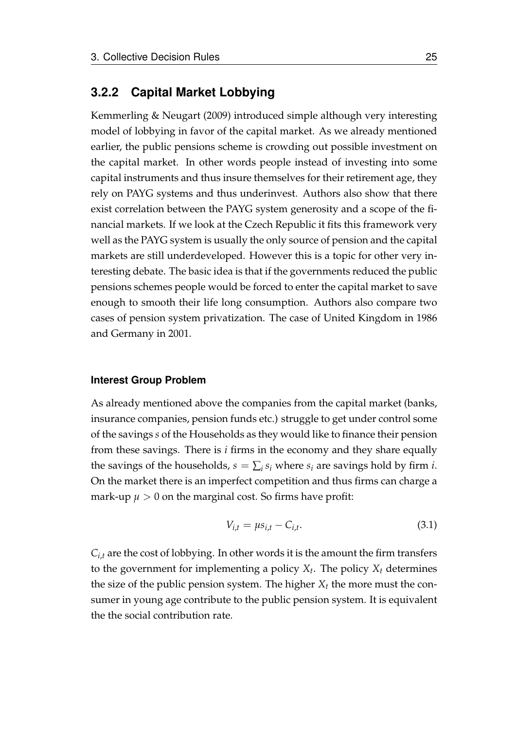### 3.2.2 Capital Market Lobbying

Kemmerling & Neugart (2009) introduced simple although very interesting model of lobbying in favor of the capital market. As we already mentioned earlier, the public pensions scheme is crowding out possible investment on the capital market. In other words people instead of investing into some capital instruments and thus insure themselves for their retirement age, they rely on PAYG systems and thus underinvest. Authors also show that there exist correlation between the PAYG system generosity and a scope of the financial markets. If we look at the Czech Republic it fits this framework very well as the PAYG system is usually the only source of pension and the capital markets are still underdeveloped. However this is a topic for other very interesting debate. The basic idea is that if the governments reduced the public pensions schemes people would be forced to enter the capital market to save enough to smooth their life long consumption. Authors also compare two cases of pension system privatization. The case of United Kingdom in 1986 and Germany in 2001.

#### Interest Group Problem

As already mentioned above the companies from the capital market (banks, insurance companies, pension funds etc.) struggle to get under control some of the savings $s$ of the Households as they would like to finance their pension from these savings. There is $i$ firms in the economy and they share equally the savings of the households, $s = \sum_i s_i$ where $s_i$ are savings hold by firm $i$. On the market there is an imperfect competition and thus firms can charge a mark-up $\mu > 0$ on the marginal cost. So firms have profit:

$$V_{i,t} = \mu s_{i,t} - C_{i,t}. \tag{3.1}$$

$C_{i,t}$ are the cost of lobbying. In other words it is the amount the firm transfers to the government for implementing a policy $X_t$. The policy $X_t$ determines the size of the public pension system. The higher $X_t$ the more must the consumer in young age contribute to the public pension system. It is equivalent the the social contribution rate.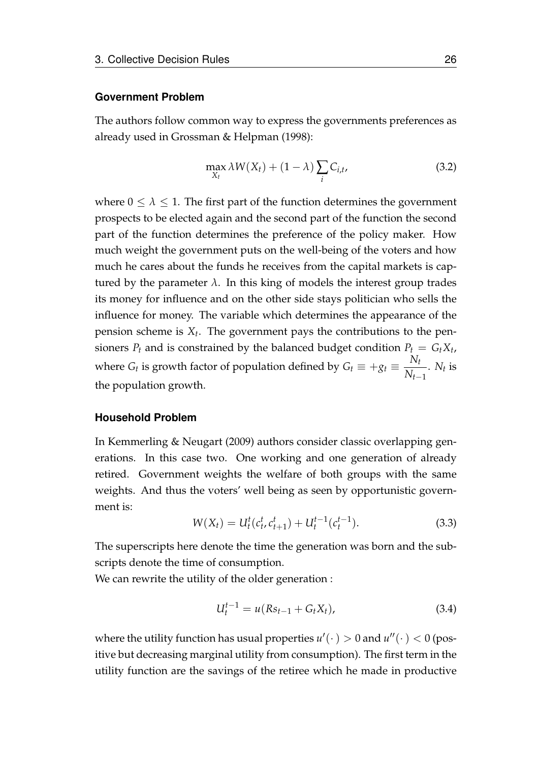**Government Problem**

The authors follow common way to express the governments preferences as already used in Grossman & Helpman (1998):

$$\max_{X_t} \lambda W(X_t) + (1-\lambda)\sum_i C_{i,t}, \tag{3.2}$$

where $0 \leq \lambda \leq 1$. The first part of the function determines the government prospects to be elected again and the second part of the function the second part of the function determines the preference of the policy maker. How much weight the government puts on the well-being of the voters and how much he cares about the funds he receives from the capital markets is captured by the parameter $\lambda$. In this king of models the interest group trades its money for influence and on the other side stays politician who sells the influence for money. The variable which determines the appearance of the pension scheme is $X_t$. The government pays the contributions to the pensioners $P_t$ and is constrained by the balanced budget condition $P_t = G_t X_t$, where $G_t$ is growth factor of population defined by $G_t \equiv +g_t \equiv \dfrac{N_t}{N_{t-1}}$. $N_t$ is the population growth.

**Household Problem**

In Kemmerling & Neugart (2009) authors consider classic overlapping generations. In this case two. One working and one generation of already retired. Government weights the welfare of both groups with the same weights. And thus the voters' well being as seen by opportunistic government is:

$$W(X_t) = U_t^t(c_t^t, c_{t+1}^t) + U_t^{t-1}(c_t^{t-1}). \tag{3.3}$$

The superscripts here denote the time the generation was born and the subscripts denote the time of consumption.

We can rewrite the utility of the older generation :

$$U_t^{t-1} = u(Rs_{t-1} + G_t X_t), \tag{3.4}$$

where the utility function has usual properties $u'(\cdot) > 0$ and $u''(\cdot) < 0$ (positive but decreasing marginal utility from consumption). The first term in the utility function are the savings of the retiree which he made in productive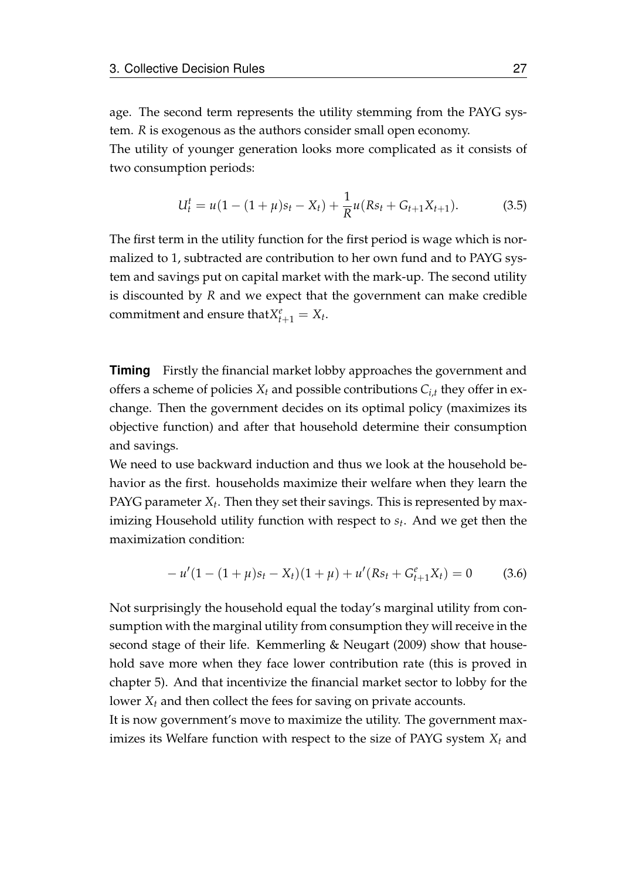age. The second term represents the utility stemming from the PAYG system. $R$ is exogenous as the authors consider small open economy.
The utility of younger generation looks more complicated as it consists of two consumption periods:

$$U_t^t = u(1 - (1 + \mu)s_t - X_t) + \frac{1}{R}u(Rs_t + G_{t+1}X_{t+1}). \tag{3.5}$$

The first term in the utility function for the first period is wage which is normalized to 1, subtracted are contribution to her own fund and to PAYG system and savings put on capital market with the mark-up. The second utility is discounted by $R$ and we expect that the government can make credible commitment and ensure that$X_{t+1}^e = X_t$.

**Timing** Firstly the financial market lobby approaches the government and offers a scheme of policies $X_t$ and possible contributions $C_{i,t}$ they offer in exchange. Then the government decides on its optimal policy (maximizes its objective function) and after that household determine their consumption and savings.
We need to use backward induction and thus we look at the household behavior as the first. households maximize their welfare when they learn the PAYG parameter $X_t$. Then they set their savings. This is represented by maximizing Household utility function with respect to $s_t$. And we get then the maximization condition:

$$-u'(1 - (1 + \mu)s_t - X_t)(1 + \mu) + u'(Rs_t + G_{t+1}^e X_t) = 0 \tag{3.6}$$

Not surprisingly the household equal the today's marginal utility from consumption with the marginal utility from consumption they will receive in the second stage of their life. Kemmerling & Neugart (2009) show that household save more when they face lower contribution rate (this is proved in chapter 5). And that incentivize the financial market sector to lobby for the lower $X_t$ and then collect the fees for saving on private accounts.
It is now government's move to maximize the utility. The government maximizes its Welfare function with respect to the size of PAYG system $X_t$ and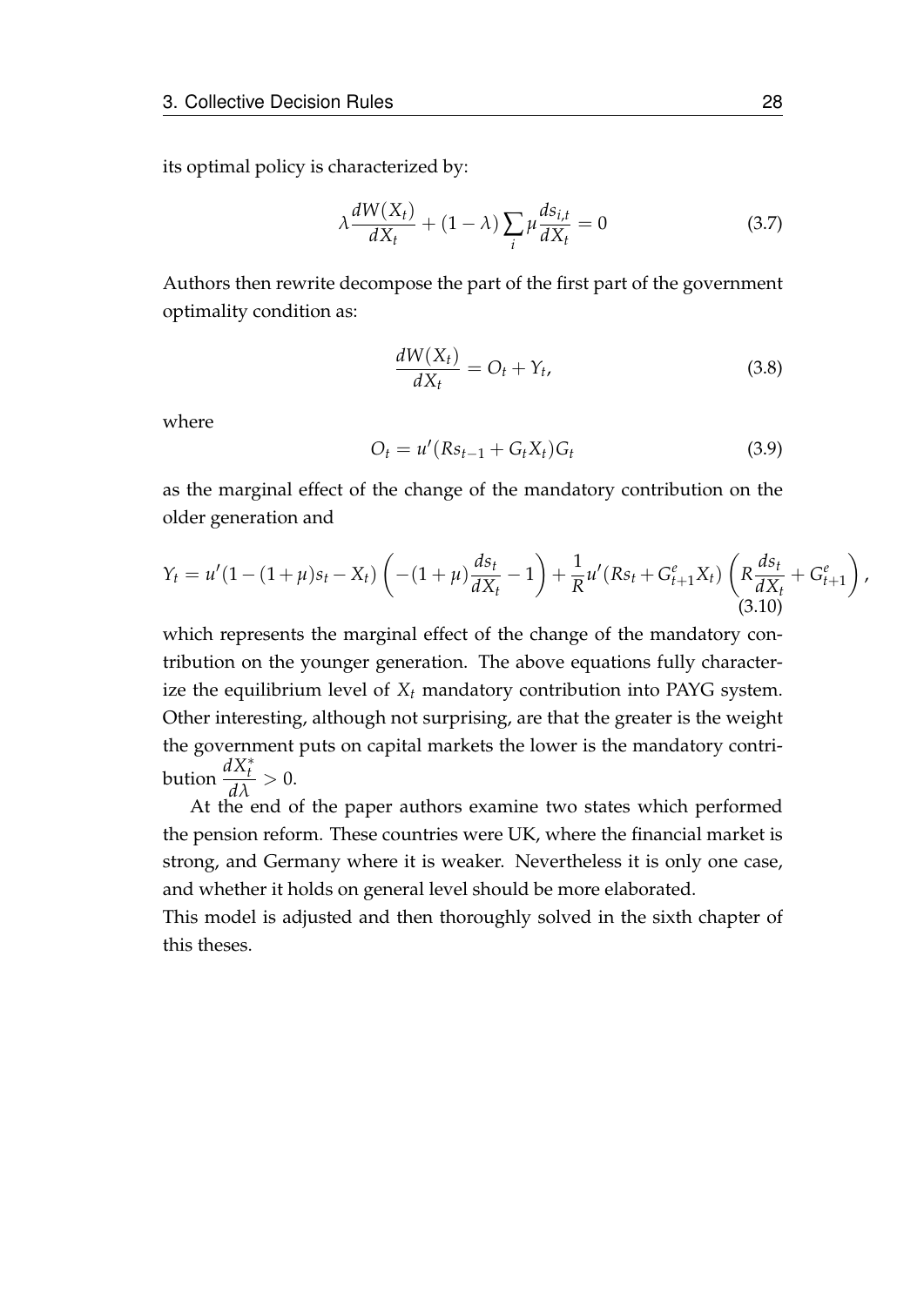its optimal policy is characterized by:

$$\lambda \frac{dW(X_t)}{dX_t} + (1-\lambda)\sum_i \mu \frac{ds_{i,t}}{dX_t} = 0 \tag{3.7}$$

Authors then rewrite decompose the part of the first part of the government optimality condition as:

$$\frac{dW(X_t)}{dX_t} = O_t + Y_t, \tag{3.8}$$

where

$$O_t = u'(Rs_{t-1} + G_t X_t)G_t \tag{3.9}$$

as the marginal effect of the change of the mandatory contribution on the older generation and

$$Y_t = u'(1-(1+\mu)s_t - X_t)\left(-(1+\mu)\frac{ds_t}{dX_t} - 1\right) + \frac{1}{R}u'(Rs_t + G^e_{t+1}X_t)\left(R\frac{ds_t}{dX_t} + G^e_{t+1}\right), \tag{3.10}$$

which represents the marginal effect of the change of the mandatory contribution on the younger generation. The above equations fully characterize the equilibrium level of $X_t$ mandatory contribution into PAYG system. Other interesting, although not surprising, are that the greater is the weight the government puts on capital markets the lower is the mandatory contribution $\frac{dX_t^*}{d\lambda} > 0$.

At the end of the paper authors examine two states which performed the pension reform. These countries were UK, where the financial market is strong, and Germany where it is weaker. Nevertheless it is only one case, and whether it holds on general level should be more elaborated.
This model is adjusted and then thoroughly solved in the sixth chapter of this theses.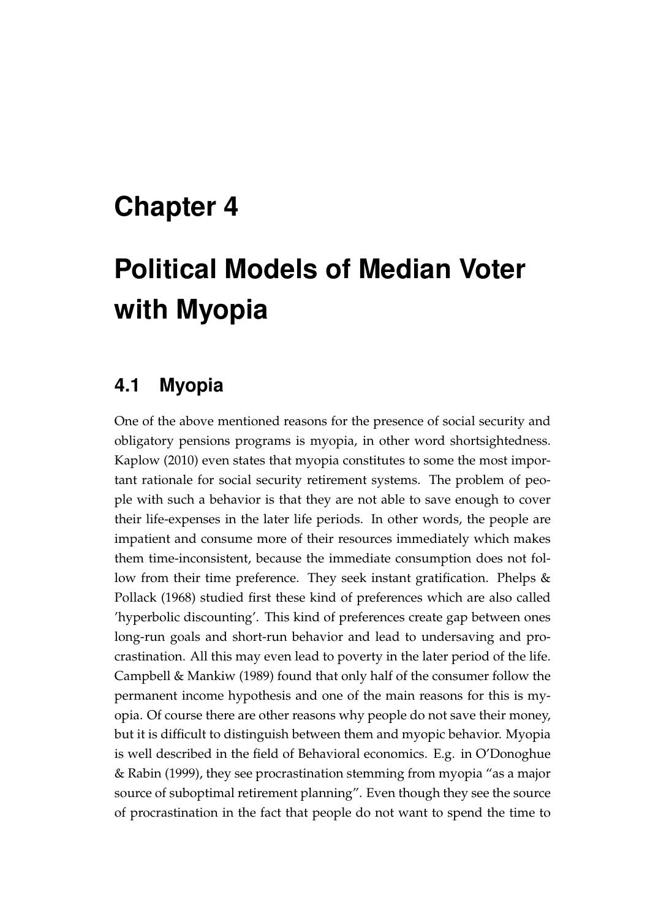# Chapter 4

# Political Models of Median Voter with Myopia

## 4.1 Myopia

One of the above mentioned reasons for the presence of social security and obligatory pensions programs is myopia, in other word shortsightedness. Kaplow (2010) even states that myopia constitutes to some the most important rationale for social security retirement systems. The problem of people with such a behavior is that they are not able to save enough to cover their life-expenses in the later life periods. In other words, the people are impatient and consume more of their resources immediately which makes them time-inconsistent, because the immediate consumption does not follow from their time preference. They seek instant gratification. Phelps & Pollack (1968) studied first these kind of preferences which are also called 'hyperbolic discounting'. This kind of preferences create gap between ones long-run goals and short-run behavior and lead to undersaving and procrastination. All this may even lead to poverty in the later period of the life. Campbell & Mankiw (1989) found that only half of the consumer follow the permanent income hypothesis and one of the main reasons for this is myopia. Of course there are other reasons why people do not save their money, but it is difficult to distinguish between them and myopic behavior. Myopia is well described in the field of Behavioral economics. E.g. in O'Donoghue & Rabin (1999), they see procrastination stemming from myopia "as a major source of suboptimal retirement planning". Even though they see the source of procrastination in the fact that people do not want to spend the time to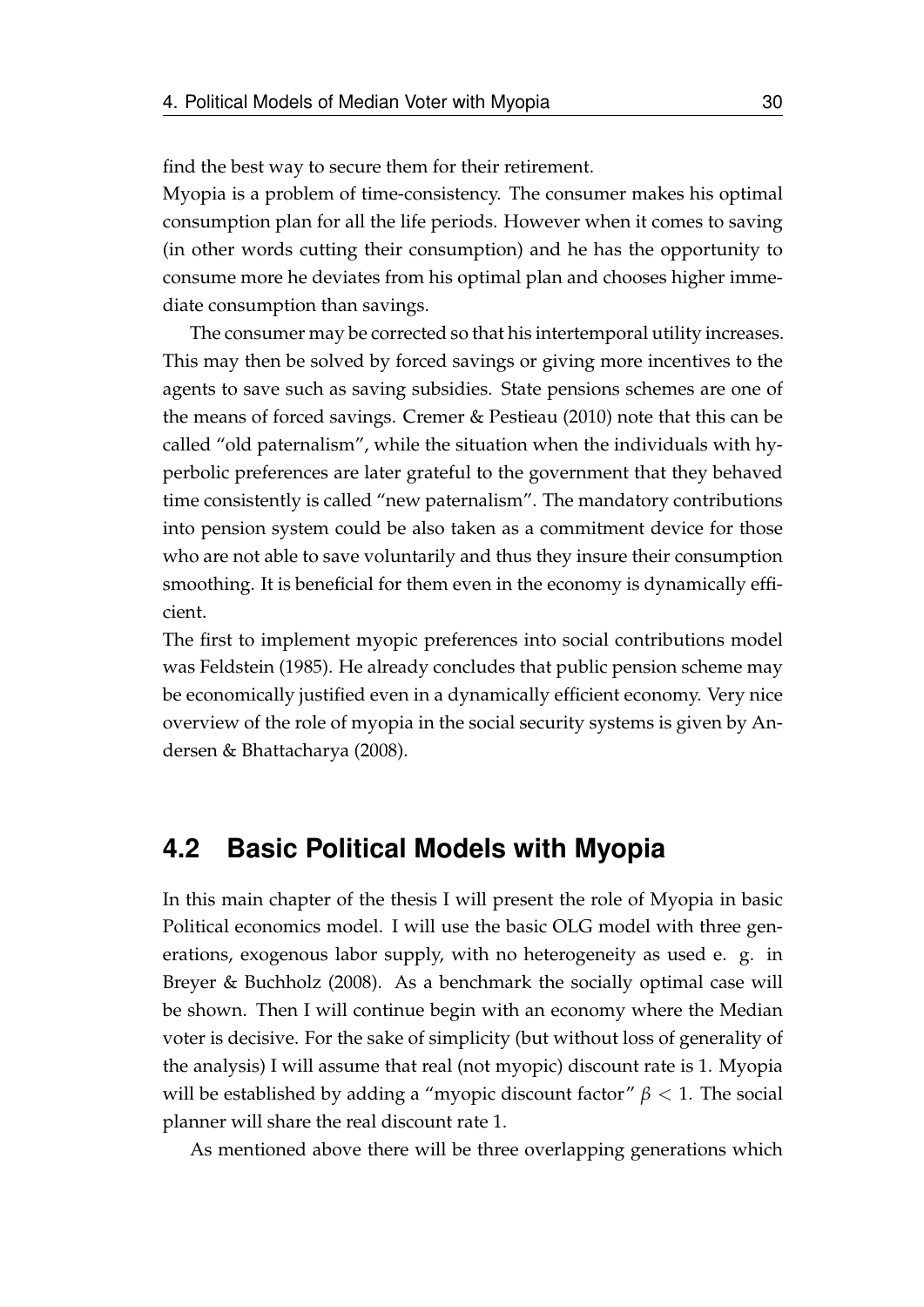find the best way to secure them for their retirement.

Myopia is a problem of time-consistency. The consumer makes his optimal consumption plan for all the life periods. However when it comes to saving (in other words cutting their consumption) and he has the opportunity to consume more he deviates from his optimal plan and chooses higher immediate consumption than savings.

The consumer may be corrected so that his intertemporal utility increases. This may then be solved by forced savings or giving more incentives to the agents to save such as saving subsidies. State pensions schemes are one of the means of forced savings. Cremer & Pestieau (2010) note that this can be called "old paternalism", while the situation when the individuals with hyperbolic preferences are later grateful to the government that they behaved time consistently is called "new paternalism". The mandatory contributions into pension system could be also taken as a commitment device for those who are not able to save voluntarily and thus they insure their consumption smoothing. It is beneficial for them even in the economy is dynamically efficient.

The first to implement myopic preferences into social contributions model was Feldstein (1985). He already concludes that public pension scheme may be economically justified even in a dynamically efficient economy. Very nice overview of the role of myopia in the social security systems is given by Andersen & Bhattacharya (2008).

## 4.2 Basic Political Models with Myopia

In this main chapter of the thesis I will present the role of Myopia in basic Political economics model. I will use the basic OLG model with three generations, exogenous labor supply, with no heterogeneity as used e. g. in Breyer & Buchholz (2008). As a benchmark the socially optimal case will be shown. Then I will continue begin with an economy where the Median voter is decisive. For the sake of simplicity (but without loss of generality of the analysis) I will assume that real (not myopic) discount rate is 1. Myopia will be established by adding a "myopic discount factor" $\beta < 1$. The social planner will share the real discount rate 1.

As mentioned above there will be three overlapping generations which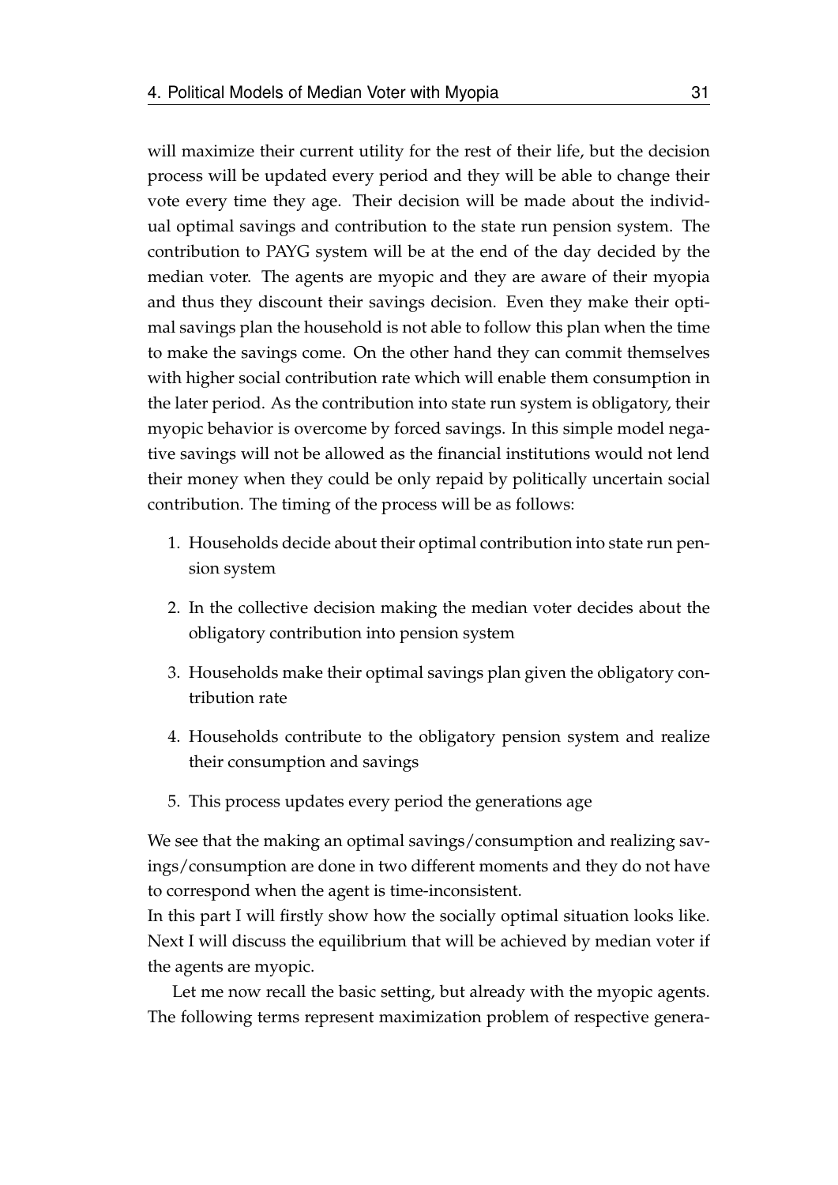will maximize their current utility for the rest of their life, but the decision process will be updated every period and they will be able to change their vote every time they age. Their decision will be made about the individual optimal savings and contribution to the state run pension system. The contribution to PAYG system will be at the end of the day decided by the median voter. The agents are myopic and they are aware of their myopia and thus they discount their savings decision. Even they make their optimal savings plan the household is not able to follow this plan when the time to make the savings come. On the other hand they can commit themselves with higher social contribution rate which will enable them consumption in the later period. As the contribution into state run system is obligatory, their myopic behavior is overcome by forced savings. In this simple model negative savings will not be allowed as the financial institutions would not lend their money when they could be only repaid by politically uncertain social contribution. The timing of the process will be as follows:

1. Households decide about their optimal contribution into state run pension system
2. In the collective decision making the median voter decides about the obligatory contribution into pension system
3. Households make their optimal savings plan given the obligatory contribution rate
4. Households contribute to the obligatory pension system and realize their consumption and savings
5. This process updates every period the generations age

We see that the making an optimal savings/consumption and realizing savings/consumption are done in two different moments and they do not have to correspond when the agent is time-inconsistent.

In this part I will firstly show how the socially optimal situation looks like. Next I will discuss the equilibrium that will be achieved by median voter if the agents are myopic.

Let me now recall the basic setting, but already with the myopic agents. The following terms represent maximization problem of respective genera-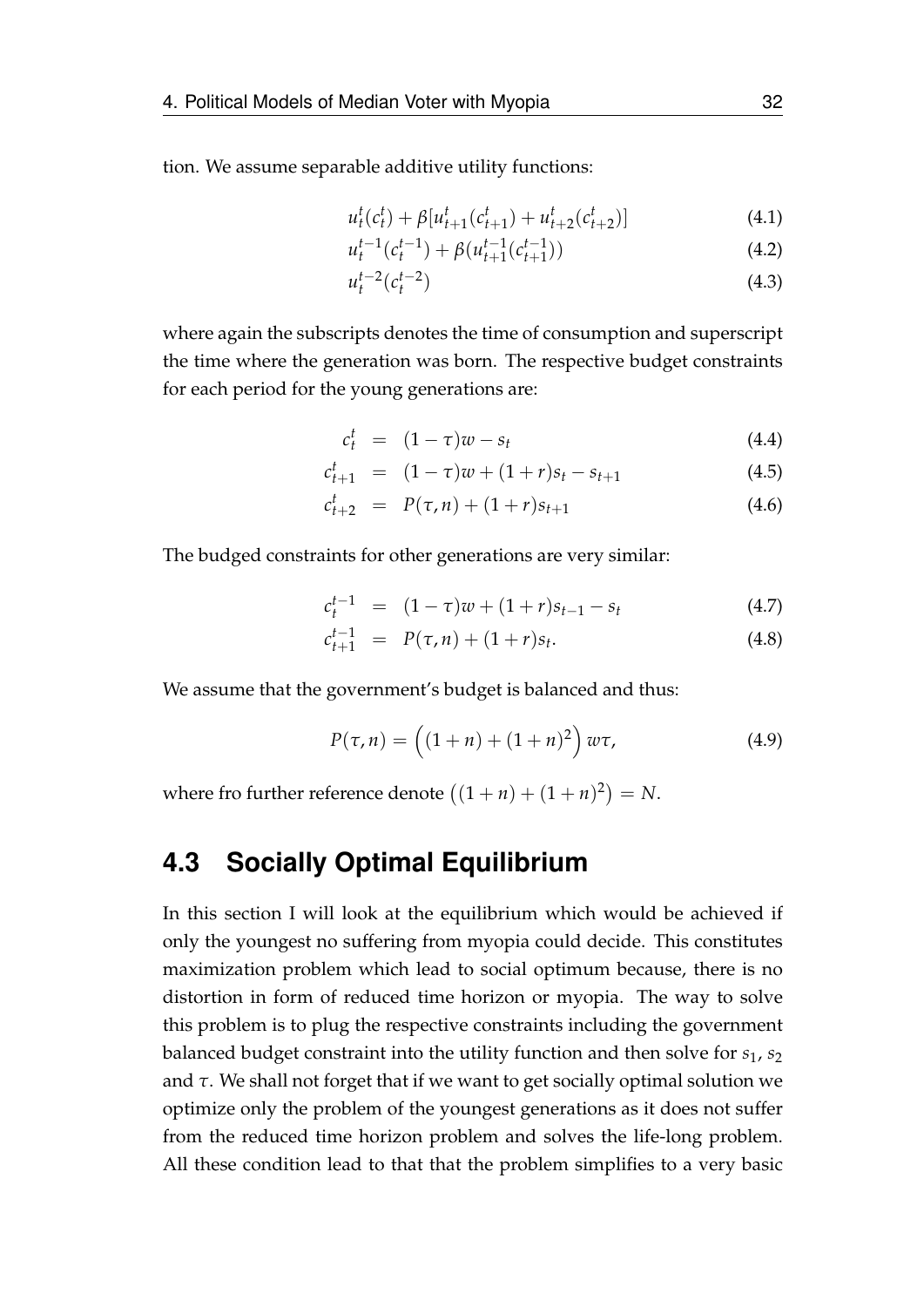tion. We assume separable additive utility functions:

$$u_t^t(c_t^t) + \beta[u_{t+1}^t(c_{t+1}^t) + u_{t+2}^t(c_{t+2}^t)] \tag{4.1}$$

$$u_t^{t-1}(c_t^{t-1}) + \beta(u_{t+1}^{t-1}(c_{t+1}^{t-1})) \tag{4.2}$$

$$u_t^{t-2}(c_t^{t-2}) \tag{4.3}$$

where again the subscripts denotes the time of consumption and superscript the time where the generation was born. The respective budget constraints for each period for the young generations are:

$$c_t^t = (1-\tau)w - s_t \tag{4.4}$$

$$c_{t+1}^t = (1-\tau)w + (1+r)s_t - s_{t+1} \tag{4.5}$$

$$c_{t+2}^t = P(\tau, n) + (1+r)s_{t+1} \tag{4.6}$$

The budged constraints for other generations are very similar:

$$c_t^{t-1} = (1-\tau)w + (1+r)s_{t-1} - s_t \tag{4.7}$$

$$c_{t+1}^{t-1} = P(\tau, n) + (1+r)s_t. \tag{4.8}$$

We assume that the government's budget is balanced and thus:

$$P(\tau, n) = \left((1+n) + (1+n)^2\right) w\tau, \tag{4.9}$$

where fro further reference denote $\left((1+n) + (1+n)^2\right) = N$.

## 4.3 Socially Optimal Equilibrium

In this section I will look at the equilibrium which would be achieved if only the youngest no suffering from myopia could decide. This constitutes maximization problem which lead to social optimum because, there is no distortion in form of reduced time horizon or myopia. The way to solve this problem is to plug the respective constraints including the government balanced budget constraint into the utility function and then solve for $s_1$, $s_2$ and $\tau$. We shall not forget that if we want to get socially optimal solution we optimize only the problem of the youngest generations as it does not suffer from the reduced time horizon problem and solves the life-long problem. All these condition lead to that that the problem simplifies to a very basic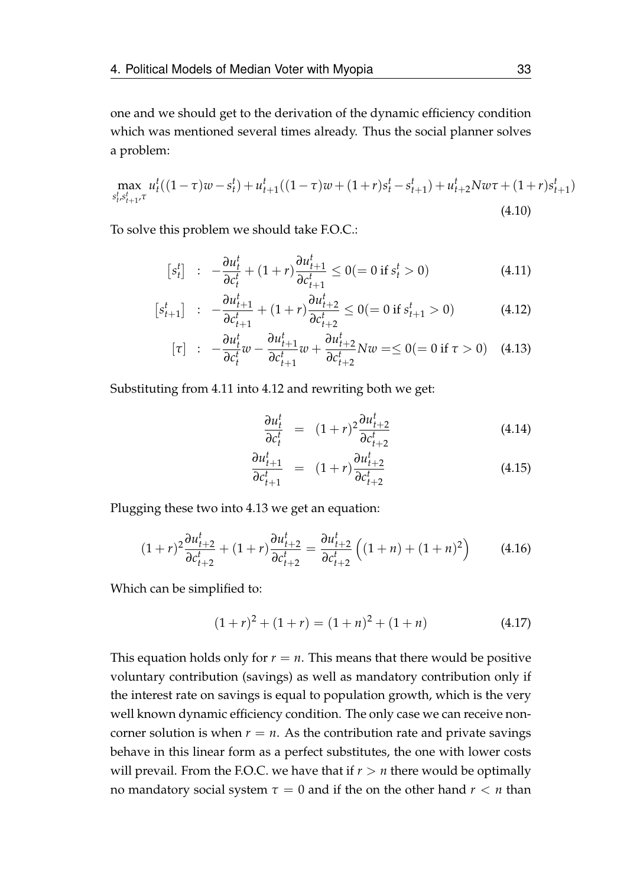one and we should get to the derivation of the dynamic efficiency condition which was mentioned several times already. Thus the social planner solves a problem:

$$\max_{s_t^t, s_{t+1}^t, \tau} u_t^t((1-\tau)w - s_t^t) + u_{t+1}^t((1-\tau)w + (1+r)s_t^t - s_{t+1}^t) + u_{t+2}^t Nw\tau + (1+r)s_{t+1}^t) \tag{4.10}$$

To solve this problem we should take F.O.C.:

$$\left[s_t^t\right] \;:\; -\frac{\partial u_t^t}{\partial c_t^t} + (1+r)\frac{\partial u_{t+1}^t}{\partial c_{t+1}^t} \leq 0 (= 0 \text{ if } s_t^t > 0) \tag{4.11}$$

$$\left[s_{t+1}^t\right] \;:\; -\frac{\partial u_{t+1}^t}{\partial c_{t+1}^t} + (1+r)\frac{\partial u_{t+2}^t}{\partial c_{t+2}^t} \leq 0 (= 0 \text{ if } s_{t+1}^t > 0) \tag{4.12}$$

$$\left[\tau\right] \;:\; -\frac{\partial u_t^t}{\partial c_t^t}w - \frac{\partial u_{t+1}^t}{\partial c_{t+1}^t}w + \frac{\partial u_{t+2}^t}{\partial c_{t+2}^t}Nw = \leq 0 (= 0 \text{ if } \tau > 0) \tag{4.13}$$

Substituting from 4.11 into 4.12 and rewriting both we get:

$$\frac{\partial u_t^t}{\partial c_t^t} = (1+r)^2 \frac{\partial u_{t+2}^t}{\partial c_{t+2}^t} \tag{4.14}$$

$$\frac{\partial u_{t+1}^t}{\partial c_{t+1}^t} = (1+r)\frac{\partial u_{t+2}^t}{\partial c_{t+2}^t} \tag{4.15}$$

Plugging these two into 4.13 we get an equation:

$$(1+r)^2 \frac{\partial u_{t+2}^t}{\partial c_{t+2}^t} + (1+r)\frac{\partial u_{t+2}^t}{\partial c_{t+2}^t} = \frac{\partial u_{t+2}^t}{\partial c_{t+2}^t}\left((1+n) + (1+n)^2\right) \tag{4.16}$$

Which can be simplified to:

$$(1+r)^2 + (1+r) = (1+n)^2 + (1+n) \tag{4.17}$$

This equation holds only for $r = n$. This means that there would be positive voluntary contribution (savings) as well as mandatory contribution only if the interest rate on savings is equal to population growth, which is the very well known dynamic efficiency condition. The only case we can receive non-corner solution is when $r = n$. As the contribution rate and private savings behave in this linear form as a perfect substitutes, the one with lower costs will prevail. From the F.O.C. we have that if $r > n$ there would be optimally no mandatory social system $\tau = 0$ and if the on the other hand $r < n$ than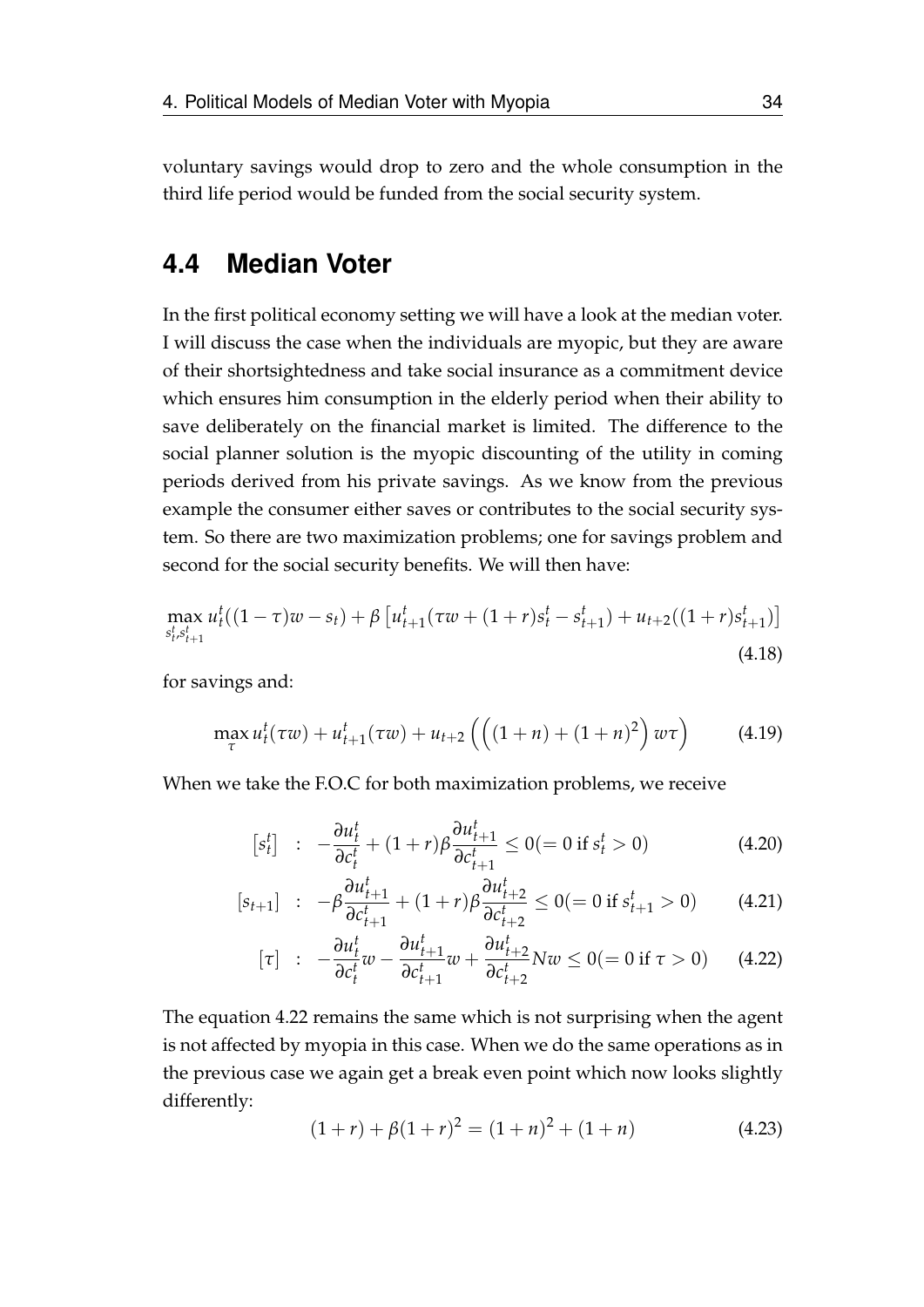voluntary savings would drop to zero and the whole consumption in the third life period would be funded from the social security system.

## 4.4 Median Voter

In the first political economy setting we will have a look at the median voter. I will discuss the case when the individuals are myopic, but they are aware of their shortsightedness and take social insurance as a commitment device which ensures him consumption in the elderly period when their ability to save deliberately on the financial market is limited. The difference to the social planner solution is the myopic discounting of the utility in coming periods derived from his private savings. As we know from the previous example the consumer either saves or contributes to the social security system. So there are two maximization problems; one for savings problem and second for the social security benefits. We will then have:

$$\max_{s_t^t, s_{t+1}^t} u_t^t((1-\tau)w - s_t) + \beta\left[u_{t+1}^t(\tau w + (1+r)s_t^t - s_{t+1}^t) + u_{t+2}((1+r)s_{t+1}^t)\right] \tag{4.18}$$

for savings and:

$$\max_{\tau} u_t^t(\tau w) + u_{t+1}^t(\tau w) + u_{t+2}\left(\left((1+n) + (1+n)^2\right) w\tau\right) \tag{4.19}$$

When we take the F.O.C for both maximization problems, we receive

$$\left[s_t^t\right] \quad : \quad -\frac{\partial u_t^t}{\partial c_t^t} + (1+r)\beta\frac{\partial u_{t+1}^t}{\partial c_{t+1}^t} \leq 0 (= 0 \text{ if } s_t^t > 0) \tag{4.20}$$

$$\left[s_{t+1}\right] \quad : \quad -\beta\frac{\partial u_{t+1}^t}{\partial c_{t+1}^t} + (1+r)\beta\frac{\partial u_{t+2}^t}{\partial c_{t+2}^t} \leq 0 (= 0 \text{ if } s_{t+1}^t > 0) \tag{4.21}$$

$$\left[\tau\right] \quad : \quad -\frac{\partial u_t^t}{\partial c_t^t}w - \frac{\partial u_{t+1}^t}{\partial c_{t+1}^t}w + \frac{\partial u_{t+2}^t}{\partial c_{t+2}^t}Nw \leq 0 (= 0 \text{ if } \tau > 0) \tag{4.22}$$

The equation 4.22 remains the same which is not surprising when the agent is not affected by myopia in this case. When we do the same operations as in the previous case we again get a break even point which now looks slightly differently:

$$(1+r) + \beta(1+r)^2 = (1+n)^2 + (1+n) \tag{4.23}$$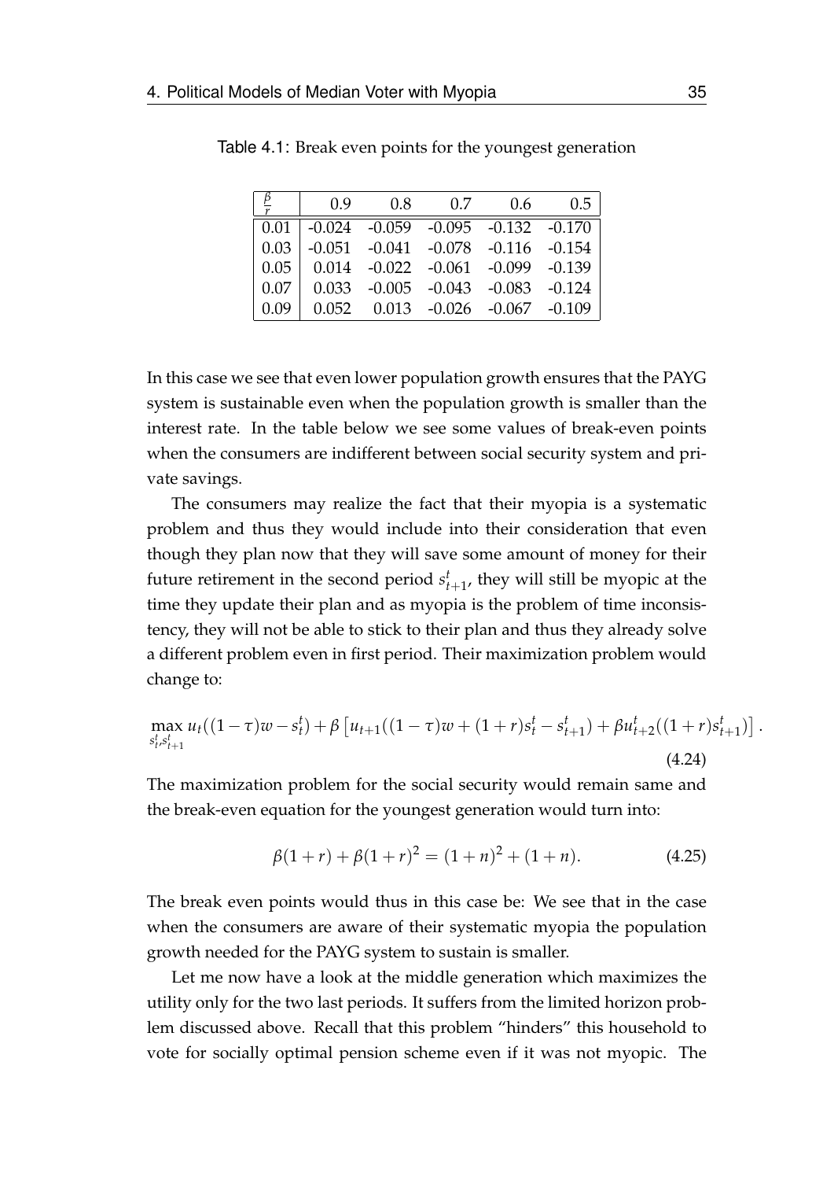Table 4.1: Break even points for the youngest generation

| $\frac{\beta}{r}$ | 0.9 | 0.8 | 0.7 | 0.6 | 0.5 |
|---|---|---|---|---|---|
| 0.01 | -0.024 | -0.059 | -0.095 | -0.132 | -0.170 |
| 0.03 | -0.051 | -0.041 | -0.078 | -0.116 | -0.154 |
| 0.05 | 0.014 | -0.022 | -0.061 | -0.099 | -0.139 |
| 0.07 | 0.033 | -0.005 | -0.043 | -0.083 | -0.124 |
| 0.09 | 0.052 | 0.013 | -0.026 | -0.067 | -0.109 |

In this case we see that even lower population growth ensures that the PAYG system is sustainable even when the population growth is smaller than the interest rate. In the table below we see some values of break-even points when the consumers are indifferent between social security system and private savings.

The consumers may realize the fact that their myopia is a systematic problem and thus they would include into their consideration that even though they plan now that they will save some amount of money for their future retirement in the second period $s_{t+1}^t$, they will still be myopic at the time they update their plan and as myopia is the problem of time inconsistency, they will not be able to stick to their plan and thus they already solve a different problem even in first period. Their maximization problem would change to:

$$\max_{s_t^t, s_{t+1}^t} u_t((1-\tau)w - s_t^t) + \beta\left[u_{t+1}((1-\tau)w + (1+r)s_t^t - s_{t+1}^t) + \beta u_{t+2}^t((1+r)s_{t+1}^t)\right]. \tag{4.24}$$

The maximization problem for the social security would remain same and the break-even equation for the youngest generation would turn into:

$$\beta(1+r) + \beta(1+r)^2 = (1+n)^2 + (1+n). \tag{4.25}$$

The break even points would thus in this case be: We see that in the case when the consumers are aware of their systematic myopia the population growth needed for the PAYG system to sustain is smaller.

Let me now have a look at the middle generation which maximizes the utility only for the two last periods. It suffers from the limited horizon problem discussed above. Recall that this problem "hinders" this household to vote for socially optimal pension scheme even if it was not myopic. The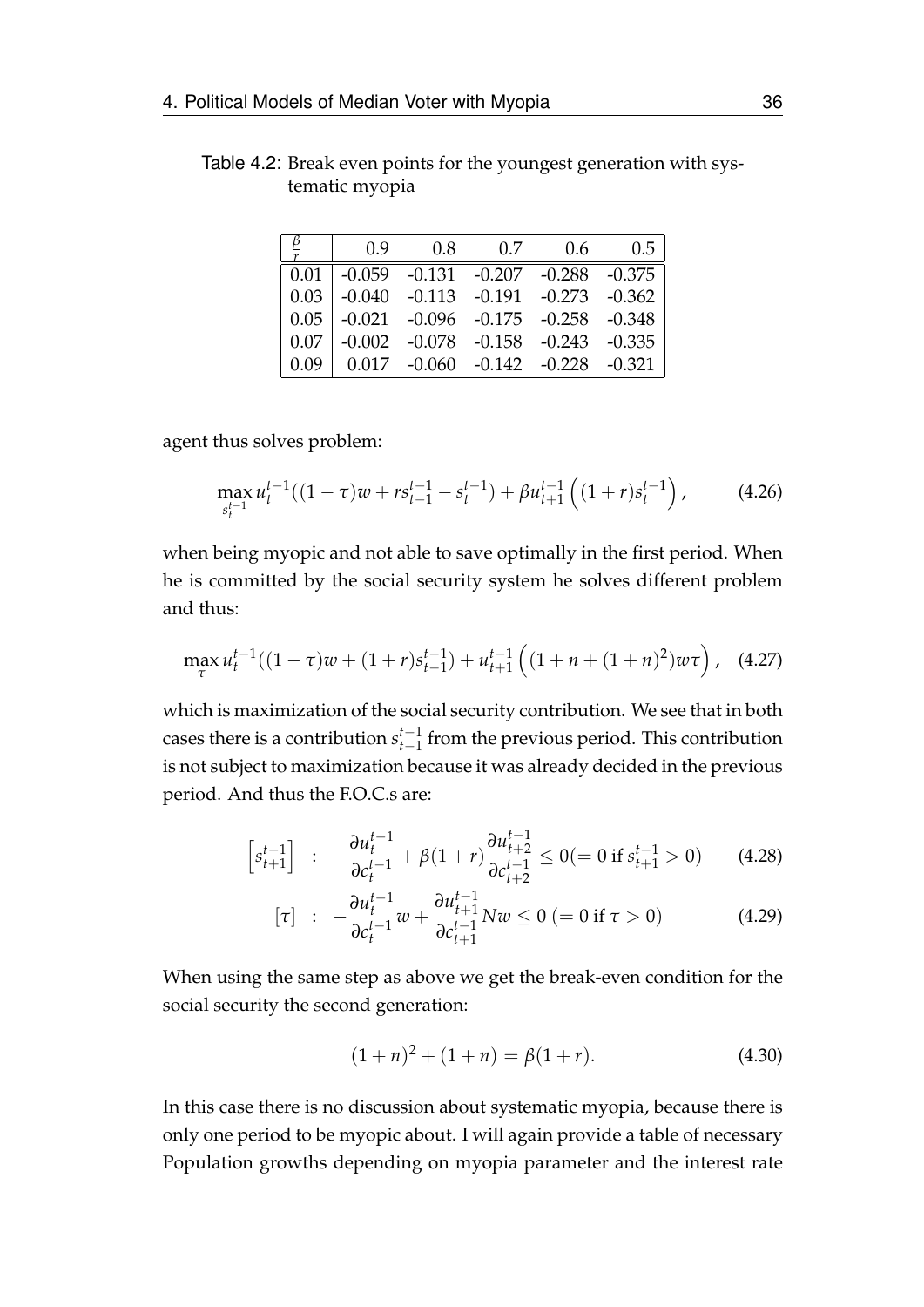Table 4.2: Break even points for the youngest generation with systematic myopia

| $\frac{\beta}{r}$ | 0.9 | 0.8 | 0.7 | 0.6 | 0.5 |
|---|---|---|---|---|---|
| 0.01 | -0.059 | -0.131 | -0.207 | -0.288 | -0.375 |
| 0.03 | -0.040 | -0.113 | -0.191 | -0.273 | -0.362 |
| 0.05 | -0.021 | -0.096 | -0.175 | -0.258 | -0.348 |
| 0.07 | -0.002 | -0.078 | -0.158 | -0.243 | -0.335 |
| 0.09 | 0.017 | -0.060 | -0.142 | -0.228 | -0.321 |

agent thus solves problem:

$$\max_{s_t^{t-1}} u_t^{t-1}((1-\tau)w + rs_{t-1}^{t-1} - s_t^{t-1}) + \beta u_{t+1}^{t-1}\left((1+r)s_t^{t-1}\right), \tag{4.26}$$

when being myopic and not able to save optimally in the first period. When he is committed by the social security system he solves different problem and thus:

$$\max_{\tau} u_t^{t-1}((1-\tau)w + (1+r)s_{t-1}^{t-1}) + u_{t+1}^{t-1}\left((1+n+(1+n)^2)w\tau\right), \tag{4.27}$$

which is maximization of the social security contribution. We see that in both cases there is a contribution $s_{t-1}^{t-1}$ from the previous period. This contribution is not subject to maximization because it was already decided in the previous period. And thus the F.O.C.s are:

$$\left[s_{t+1}^{t-1}\right] \quad : \quad -\frac{\partial u_t^{t-1}}{\partial c_t^{t-1}} + \beta(1+r)\frac{\partial u_{t+2}^{t-1}}{\partial c_{t+2}^{t-1}} \leq 0 (= 0 \text{ if } s_{t+1}^{t-1} > 0) \tag{4.28}$$

$$[\tau] \quad : \quad -\frac{\partial u_t^{t-1}}{\partial c_t^{t-1}}w + \frac{\partial u_{t+1}^{t-1}}{\partial c_{t+1}^{t-1}}Nw \leq 0 \; (= 0 \text{ if } \tau > 0) \tag{4.29}$$

When using the same step as above we get the break-even condition for the social security the second generation:

$$(1+n)^2 + (1+n) = \beta(1+r). \tag{4.30}$$

In this case there is no discussion about systematic myopia, because there is only one period to be myopic about. I will again provide a table of necessary Population growths depending on myopia parameter and the interest rate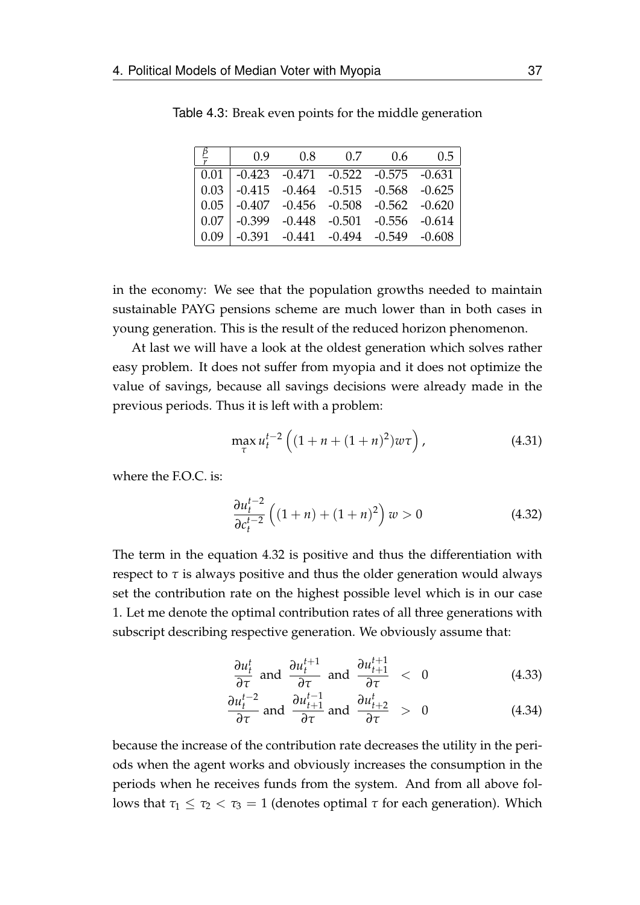Table 4.3: Break even points for the middle generation

| $\frac{\beta}{r}$ | 0.9 | 0.8 | 0.7 | 0.6 | 0.5 |
|---|---|---|---|---|---|
| 0.01 | -0.423 | -0.471 | -0.522 | -0.575 | -0.631 |
| 0.03 | -0.415 | -0.464 | -0.515 | -0.568 | -0.625 |
| 0.05 | -0.407 | -0.456 | -0.508 | -0.562 | -0.620 |
| 0.07 | -0.399 | -0.448 | -0.501 | -0.556 | -0.614 |
| 0.09 | -0.391 | -0.441 | -0.494 | -0.549 | -0.608 |

in the economy: We see that the population growths needed to maintain sustainable PAYG pensions scheme are much lower than in both cases in young generation. This is the result of the reduced horizon phenomenon.

At last we will have a look at the oldest generation which solves rather easy problem. It does not suffer from myopia and it does not optimize the value of savings, because all savings decisions were already made in the previous periods. Thus it is left with a problem:

$$\max_{\tau} u_t^{t-2}\left((1+n+(1+n)^2)w\tau\right), \tag{4.31}$$

where the F.O.C. is:

$$\frac{\partial u_t^{t-2}}{\partial c_t^{t-2}}\left((1+n)+(1+n)^2\right)w > 0 \tag{4.32}$$

The term in the equation 4.32 is positive and thus the differentiation with respect to $\tau$ is always positive and thus the older generation would always set the contribution rate on the highest possible level which is in our case 1. Let me denote the optimal contribution rates of all three generations with subscript describing respective generation. We obviously assume that:

$$\frac{\partial u_t^t}{\partial \tau} \text{ and } \frac{\partial u_t^{t+1}}{\partial \tau} \text{ and } \frac{\partial u_{t+1}^{t+1}}{\partial \tau} \;<\; 0 \tag{4.33}$$

$$\frac{\partial u_t^{t-2}}{\partial \tau} \text{ and } \frac{\partial u_{t+1}^{t-1}}{\partial \tau} \text{ and } \frac{\partial u_{t+2}^{t}}{\partial \tau} \;>\; 0 \tag{4.34}$$

because the increase of the contribution rate decreases the utility in the periods when the agent works and obviously increases the consumption in the periods when he receives funds from the system. And from all above follows that $\tau_1 \leq \tau_2 < \tau_3 = 1$ (denotes optimal $\tau$ for each generation). Which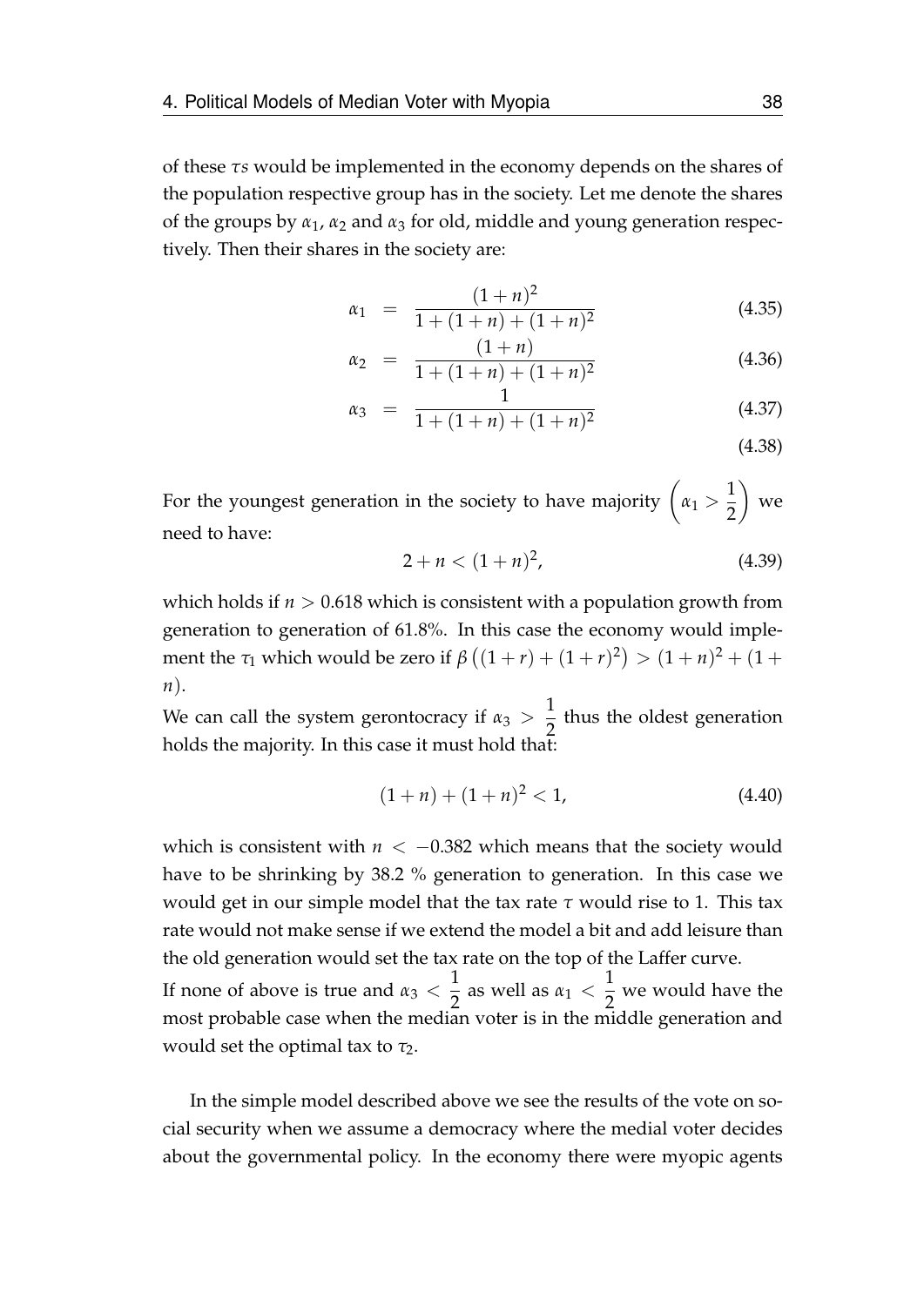of these $\tau s$ would be implemented in the economy depends on the shares of the population respective group has in the society. Let me denote the shares of the groups by $\alpha_1$, $\alpha_2$ and $\alpha_3$ for old, middle and young generation respectively. Then their shares in the society are:

$$
\begin{aligned}
\alpha_1 &= \frac{(1+n)^2}{1+(1+n)+(1+n)^2} && (4.35)\\
\alpha_2 &= \frac{(1+n)}{1+(1+n)+(1+n)^2} && (4.36)\\
\alpha_3 &= \frac{1}{1+(1+n)+(1+n)^2} && (4.37)\\
& && (4.38)
\end{aligned}
$$

For the youngest generation in the society to have majority $\left(\alpha_1 > \frac{1}{2}\right)$ we need to have:

$$
2+n < (1+n)^2, \tag{4.39}
$$

which holds if $n > 0.618$ which is consistent with a population growth from generation to generation of 61.8%. In this case the economy would implement the $\tau_1$ which would be zero if $\beta\left((1+r)+(1+r)^2\right) > (1+n)^2 + (1+n)$.

We can call the system gerontocracy if $\alpha_3 > \frac{1}{2}$ thus the oldest generation holds the majority. In this case it must hold that:

$$
(1+n)+(1+n)^2 < 1, \tag{4.40}
$$

which is consistent with $n < -0.382$ which means that the society would have to be shrinking by 38.2 % generation to generation. In this case we would get in our simple model that the tax rate $\tau$ would rise to 1. This tax rate would not make sense if we extend the model a bit and add leisure than the old generation would set the tax rate on the top of the Laffer curve.

If none of above is true and $\alpha_3 < \frac{1}{2}$ as well as $\alpha_1 < \frac{1}{2}$ we would have the most probable case when the median voter is in the middle generation and would set the optimal tax to $\tau_2$.

In the simple model described above we see the results of the vote on social security when we assume a democracy where the medial voter decides about the governmental policy. In the economy there were myopic agents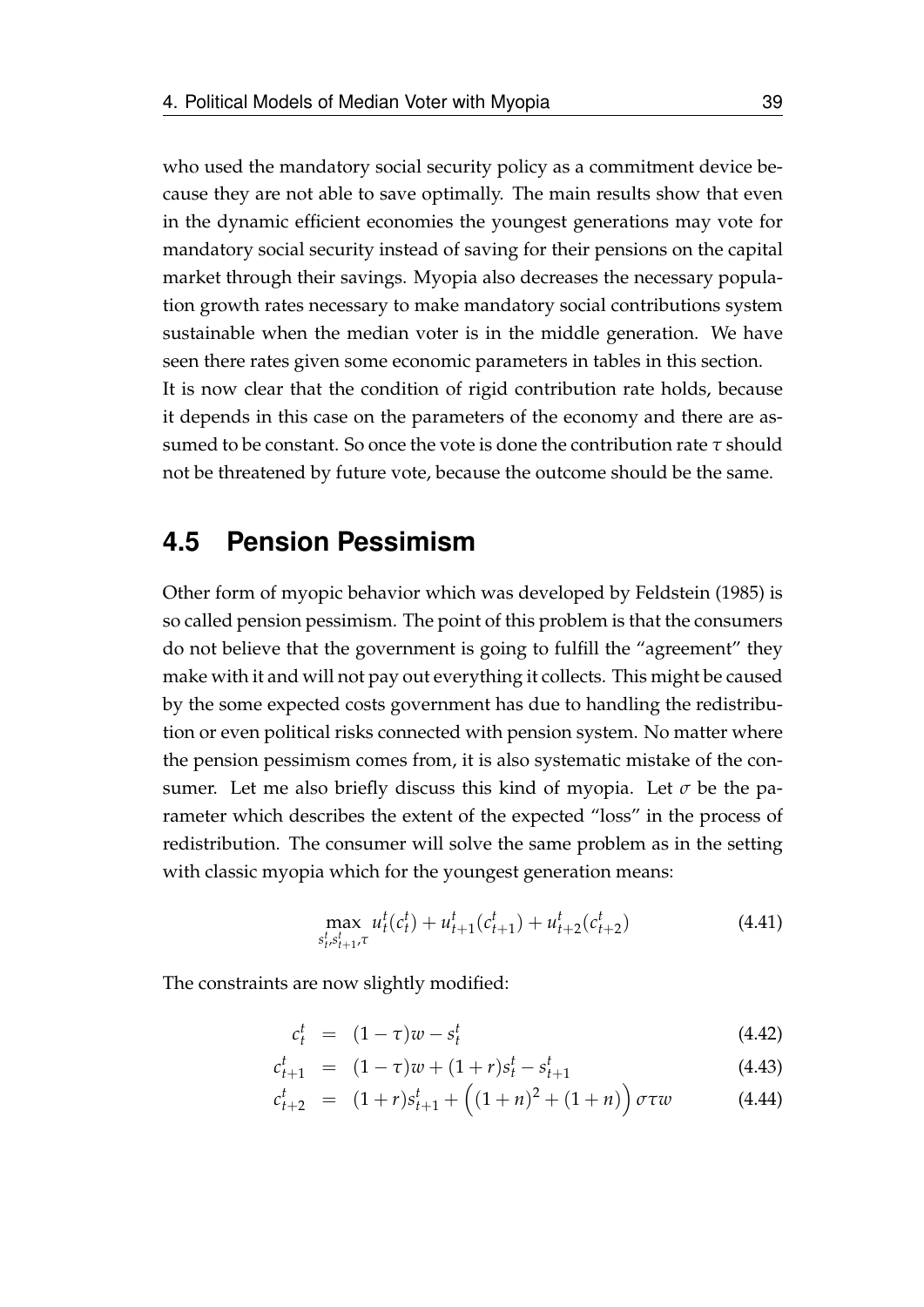who used the mandatory social security policy as a commitment device because they are not able to save optimally. The main results show that even in the dynamic efficient economies the youngest generations may vote for mandatory social security instead of saving for their pensions on the capital market through their savings. Myopia also decreases the necessary population growth rates necessary to make mandatory social contributions system sustainable when the median voter is in the middle generation. We have seen there rates given some economic parameters in tables in this section.
It is now clear that the condition of rigid contribution rate holds, because it depends in this case on the parameters of the economy and there are assumed to be constant. So once the vote is done the contribution rate $\tau$ should not be threatened by future vote, because the outcome should be the same.

## 4.5 Pension Pessimism

Other form of myopic behavior which was developed by Feldstein (1985) is so called pension pessimism. The point of this problem is that the consumers do not believe that the government is going to fulfill the "agreement" they make with it and will not pay out everything it collects. This might be caused by the some expected costs government has due to handling the redistribution or even political risks connected with pension system. No matter where the pension pessimism comes from, it is also systematic mistake of the consumer. Let me also briefly discuss this kind of myopia. Let $\sigma$ be the parameter which describes the extent of the expected "loss" in the process of redistribution. The consumer will solve the same problem as in the setting with classic myopia which for the youngest generation means:

$$\max_{s_t^t, s_{t+1}^t, \tau} u_t^t(c_t^t) + u_{t+1}^t(c_{t+1}^t) + u_{t+2}^t(c_{t+2}^t) \tag{4.41}$$

The constraints are now slightly modified:

$$c_t^t = (1-\tau)w - s_t^t \tag{4.42}$$

$$c_{t+1}^t = (1-\tau)w + (1+r)s_t^t - s_{t+1}^t \tag{4.43}$$

$$c_{t+2}^t = (1+r)s_{t+1}^t + \Big((1+n)^2 + (1+n)\Big)\sigma\tau w \tag{4.44}$$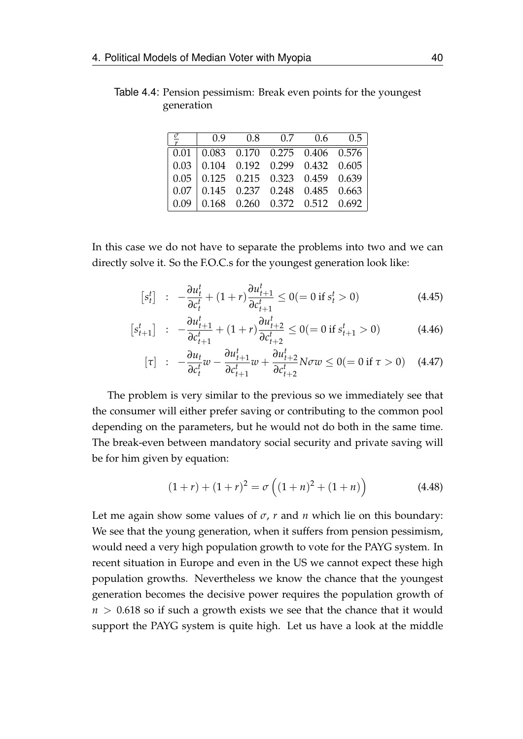Table 4.4: Pension pessimism: Break even points for the youngest generation

| $\frac{\sigma}{r}$ | 0.9 | 0.8 | 0.7 | 0.6 | 0.5 |
|---|---|---|---|---|---|
| 0.01 | 0.083 | 0.170 | 0.275 | 0.406 | 0.576 |
| 0.03 | 0.104 | 0.192 | 0.299 | 0.432 | 0.605 |
| 0.05 | 0.125 | 0.215 | 0.323 | 0.459 | 0.639 |
| 0.07 | 0.145 | 0.237 | 0.248 | 0.485 | 0.663 |
| 0.09 | 0.168 | 0.260 | 0.372 | 0.512 | 0.692 |

In this case we do not have to separate the problems into two and we can directly solve it. So the F.O.C.s for the youngest generation look like:

$$\left[s_t^t\right] \quad : \quad -\frac{\partial u_t^t}{\partial c_t^t} + (1+r)\frac{\partial u_{t+1}^t}{\partial c_{t+1}^t} \leq 0 (= 0 \text{ if } s_t^t > 0) \tag{4.45}$$

$$\left[s_{t+1}^t\right] \quad : \quad -\frac{\partial u_{t+1}^t}{\partial c_{t+1}^t} + (1+r)\frac{\partial u_{t+2}^t}{\partial c_{t+2}^t} \leq 0 (= 0 \text{ if } s_{t+1}^t > 0) \tag{4.46}$$

$$[\tau] \quad : \quad -\frac{\partial u_t}{\partial c_t^t}w - \frac{\partial u_{t+1}^t}{\partial c_{t+1}^t}w + \frac{\partial u_{t+2}^t}{\partial c_{t+2}^t}N\sigma w \leq 0 (= 0 \text{ if } \tau > 0) \tag{4.47}$$

The problem is very similar to the previous so we immediately see that the consumer will either prefer saving or contributing to the common pool depending on the parameters, but he would not do both in the same time. The break-even between mandatory social security and private saving will be for him given by equation:

$$(1+r) + (1+r)^2 = \sigma\left((1+n)^2 + (1+n)\right) \tag{4.48}$$

Let me again show some values of $\sigma$, $r$ and $n$ which lie on this boundary: We see that the young generation, when it suffers from pension pessimism, would need a very high population growth to vote for the PAYG system. In recent situation in Europe and even in the US we cannot expect these high population growths. Nevertheless we know the chance that the youngest generation becomes the decisive power requires the population growth of $n > 0.618$ so if such a growth exists we see that the chance that it would support the PAYG system is quite high. Let us have a look at the middle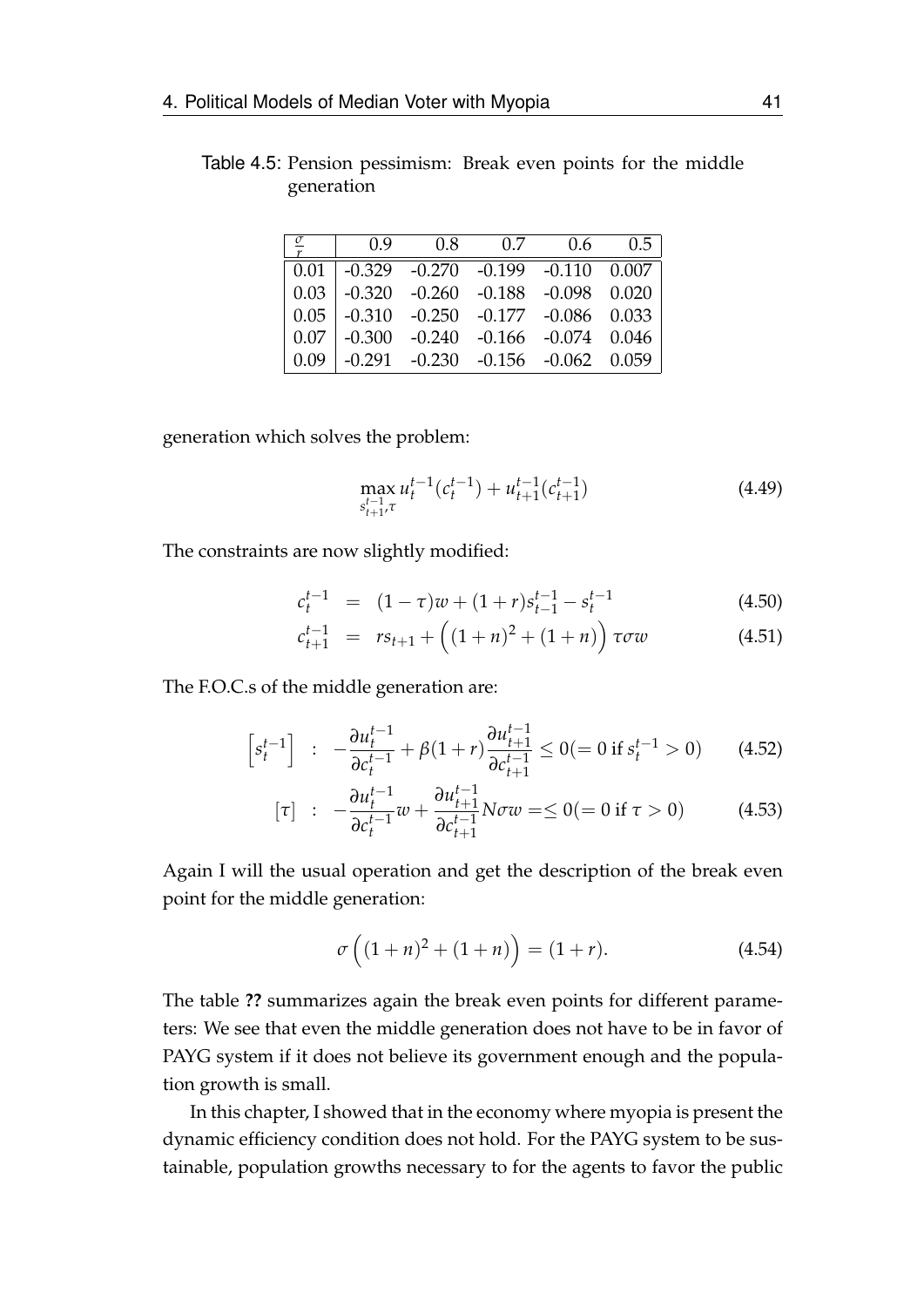Table 4.5: Pension pessimism: Break even points for the middle generation

| $\frac{\sigma}{r}$ | 0.9 | 0.8 | 0.7 | 0.6 | 0.5 |
|---|---|---|---|---|---|
| 0.01 | -0.329 | -0.270 | -0.199 | -0.110 | 0.007 |
| 0.03 | -0.320 | -0.260 | -0.188 | -0.098 | 0.020 |
| 0.05 | -0.310 | -0.250 | -0.177 | -0.086 | 0.033 |
| 0.07 | -0.300 | -0.240 | -0.166 | -0.074 | 0.046 |
| 0.09 | -0.291 | -0.230 | -0.156 | -0.062 | 0.059 |

generation which solves the problem:

$$\max_{s_{t+1}^{t-1},\tau} u_t^{t-1}(c_t^{t-1}) + u_{t+1}^{t-1}(c_{t+1}^{t-1}) \tag{4.49}$$

The constraints are now slightly modified:

$$c_t^{t-1} = (1-\tau)w + (1+r)s_{t-1}^{t-1} - s_t^{t-1} \tag{4.50}$$

$$c_{t+1}^{t-1} = rs_{t+1} + \left((1+n)^2 + (1+n)\right)\tau\sigma w \tag{4.51}$$

The F.O.C.s of the middle generation are:

$$\left[s_t^{t-1}\right] \;:\; -\frac{\partial u_t^{t-1}}{\partial c_t^{t-1}} + \beta(1+r)\frac{\partial u_{t+1}^{t-1}}{\partial c_{t+1}^{t-1}} \leq 0 (= 0 \text{ if } s_t^{t-1} > 0) \tag{4.52}$$

$$[\tau] \;:\; -\frac{\partial u_t^{t-1}}{\partial c_t^{t-1}}w + \frac{\partial u_{t+1}^{t-1}}{\partial c_{t+1}^{t-1}}N\sigma w = \leq 0 (= 0 \text{ if } \tau > 0) \tag{4.53}$$

Again I will the usual operation and get the description of the break even point for the middle generation:

$$\sigma\left((1+n)^2 + (1+n)\right) = (1+r). \tag{4.54}$$

The table **??** summarizes again the break even points for different parameters: We see that even the middle generation does not have to be in favor of PAYG system if it does not believe its government enough and the population growth is small.

In this chapter, I showed that in the economy where myopia is present the dynamic efficiency condition does not hold. For the PAYG system to be sustainable, population growths necessary to for the agents to favor the public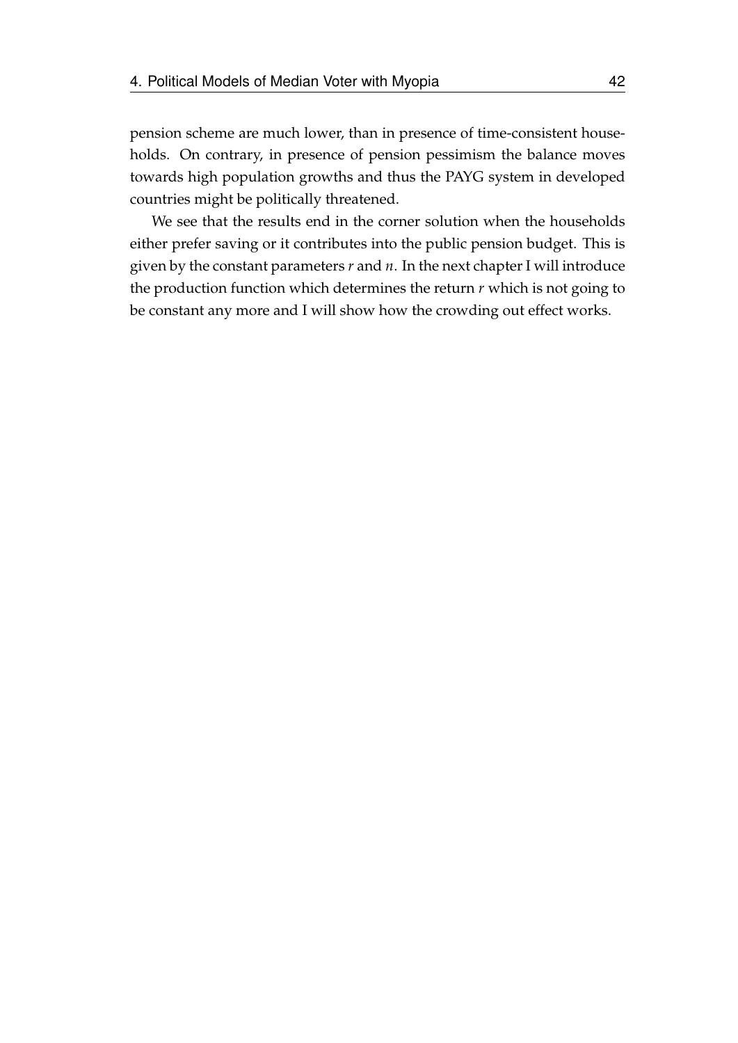pension scheme are much lower, than in presence of time-consistent households. On contrary, in presence of pension pessimism the balance moves towards high population growths and thus the PAYG system in developed countries might be politically threatened.

We see that the results end in the corner solution when the households either prefer saving or it contributes into the public pension budget. This is given by the constant parameters $r$ and $n$. In the next chapter I will introduce the production function which determines the return $r$ which is not going to be constant any more and I will show how the crowding out effect works.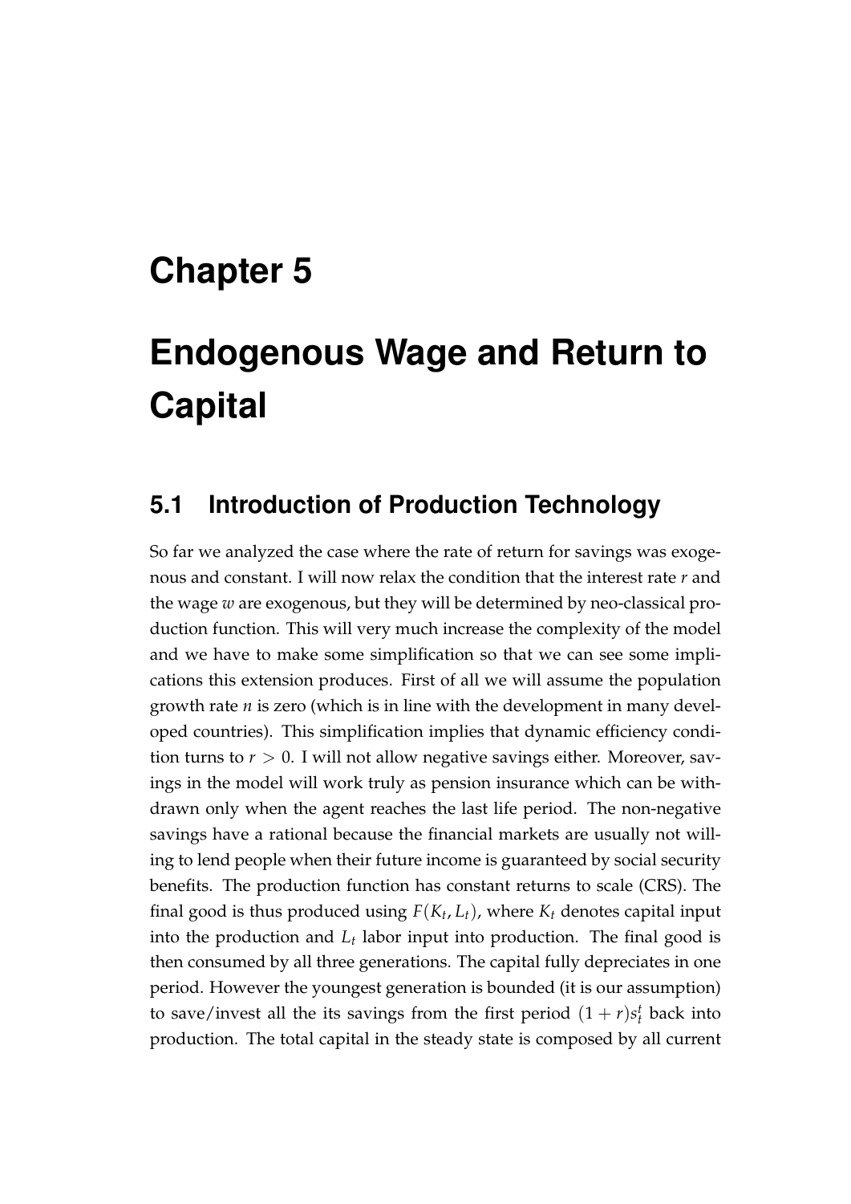# Chapter 5

# Endogenous Wage and Return to Capital

## 5.1 Introduction of Production Technology

So far we analyzed the case where the rate of return for savings was exogenous and constant. I will now relax the condition that the interest rate $r$ and the wage $w$ are exogenous, but they will be determined by neo-classical production function. This will very much increase the complexity of the model and we have to make some simplification so that we can see some implications this extension produces. First of all we will assume the population growth rate $n$ is zero (which is in line with the development in many developed countries). This simplification implies that dynamic efficiency condition turns to $r > 0$. I will not allow negative savings either. Moreover, savings in the model will work truly as pension insurance which can be withdrawn only when the agent reaches the last life period. The non-negative savings have a rational because the financial markets are usually not willing to lend people when their future income is guaranteed by social security benefits. The production function has constant returns to scale (CRS). The final good is thus produced using $F(K_t, L_t)$, where $K_t$ denotes capital input into the production and $L_t$ labor input into production. The final good is then consumed by all three generations. The capital fully depreciates in one period. However the youngest generation is bounded (it is our assumption) to save/invest all the its savings from the first period $(1 + r)s_t^t$ back into production. The total capital in the steady state is composed by all current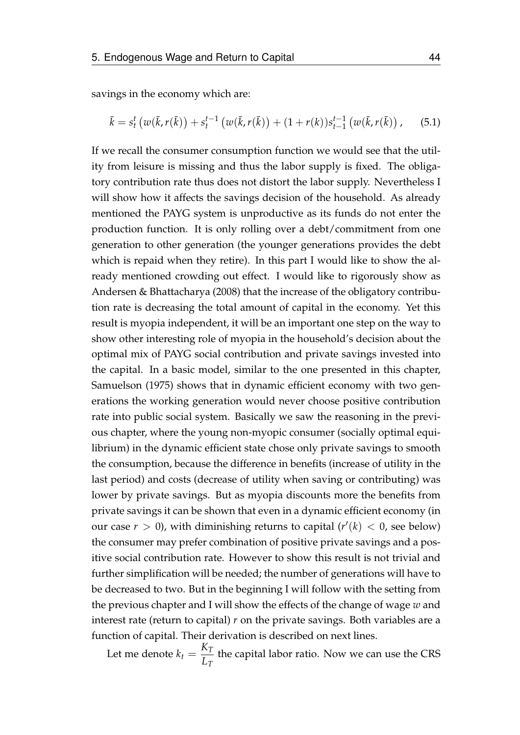savings in the economy which are:

$$\bar{k} = s_t^t \left( w(\bar{k}, r(\bar{k}) \right) + s_t^{t-1} \left( w(\bar{k}, r(\bar{k}) \right) + (1 + r(k)) s_{t-1}^{t-1} \left( w(\bar{k}, r(\bar{k}) \right), \qquad (5.1)$$

If we recall the consumer consumption function we would see that the utility from leisure is missing and thus the labor supply is fixed. The obligatory contribution rate thus does not distort the labor supply. Nevertheless I will show how it affects the savings decision of the household. As already mentioned the PAYG system is unproductive as its funds do not enter the production function. It is only rolling over a debt/commitment from one generation to other generation (the younger generations provides the debt which is repaid when they retire). In this part I would like to show the already mentioned crowding out effect. I would like to rigorously show as Andersen & Bhattacharya (2008) that the increase of the obligatory contribution rate is decreasing the total amount of capital in the economy. Yet this result is myopia independent, it will be an important one step on the way to show other interesting role of myopia in the household's decision about the optimal mix of PAYG social contribution and private savings invested into the capital. In a basic model, similar to the one presented in this chapter, Samuelson (1975) shows that in dynamic efficient economy with two generations the working generation would never choose positive contribution rate into public social system. Basically we saw the reasoning in the previous chapter, where the young non-myopic consumer (socially optimal equilibrium) in the dynamic efficient state chose only private savings to smooth the consumption, because the difference in benefits (increase of utility in the last period) and costs (decrease of utility when saving or contributing) was lower by private savings. But as myopia discounts more the benefits from private savings it can be shown that even in a dynamic efficient economy (in our case $r > 0$), with diminishing returns to capital ($r'(k) < 0$, see below) the consumer may prefer combination of positive private savings and a positive social contribution rate. However to show this result is not trivial and further simplification will be needed; the number of generations will have to be decreased to two. But in the beginning I will follow with the setting from the previous chapter and I will show the effects of the change of wage $w$ and interest rate (return to capital) $r$ on the private savings. Both variables are a function of capital. Their derivation is described on next lines.

Let me denote $k_t = \dfrac{K_T}{L_T}$ the capital labor ratio. Now we can use the CRS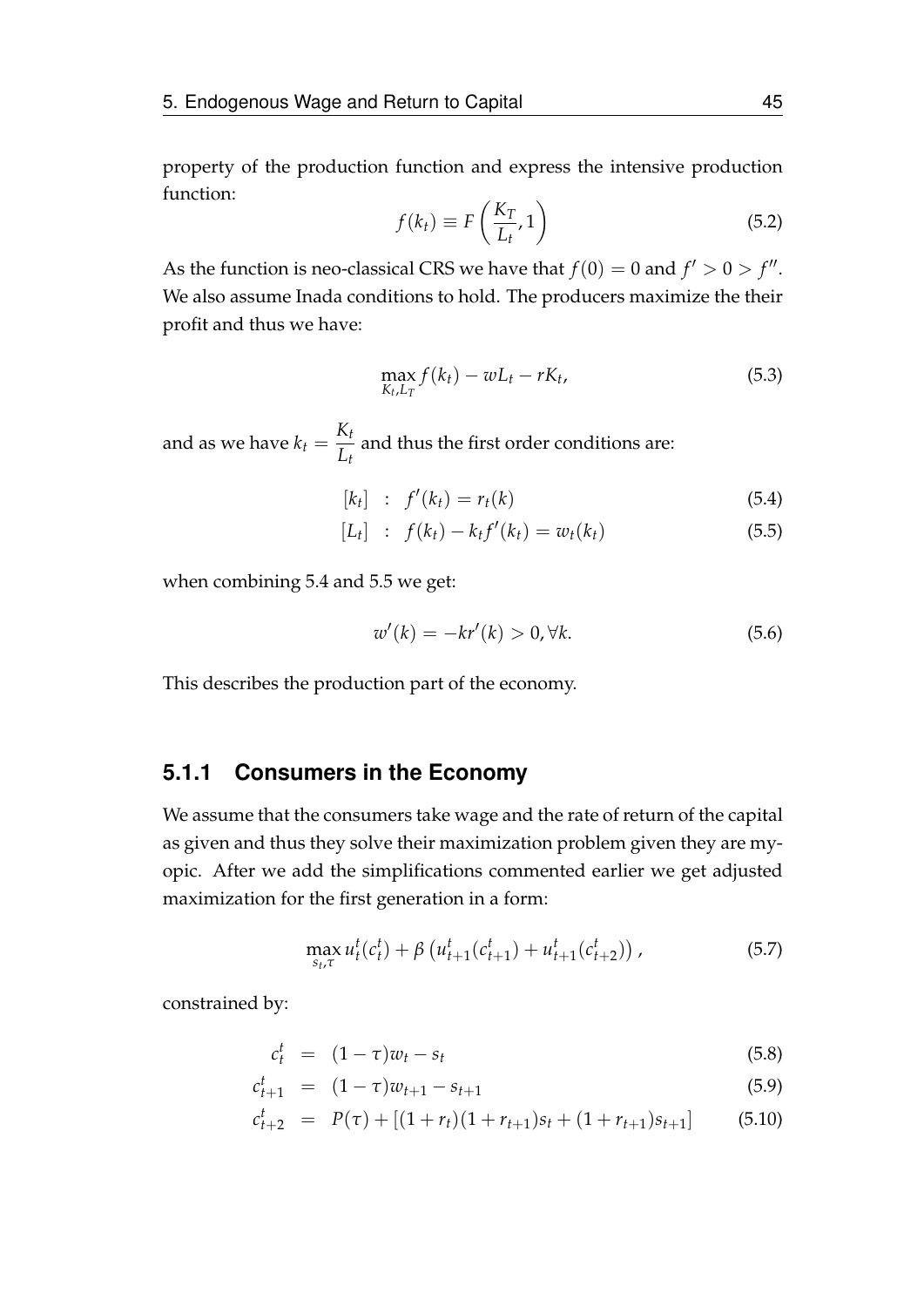property of the production function and express the intensive production function:

$$f(k_t) \equiv F\left(\frac{K_T}{L_t}, 1\right) \tag{5.2}$$

As the function is neo-classical CRS we have that $f(0) = 0$ and $f' > 0 > f''$. We also assume Inada conditions to hold. The producers maximize the their profit and thus we have:

$$\max_{K_t, L_T} f(k_t) - wL_t - rK_t, \tag{5.3}$$

and as we have $k_t = \dfrac{K_t}{L_t}$ and thus the first order conditions are:

$$[k_t] \;\;:\;\; f'(k_t) = r_t(k) \tag{5.4}$$

$$[L_t] \;\;:\;\; f(k_t) - k_t f'(k_t) = w_t(k_t) \tag{5.5}$$

when combining 5.4 and 5.5 we get:

$$w'(k) = -kr'(k) > 0, \forall k. \tag{5.6}$$

This describes the production part of the economy.

### 5.1.1 Consumers in the Economy

We assume that the consumers take wage and the rate of return of the capital as given and thus they solve their maximization problem given they are myopic. After we add the simplifications commented earlier we get adjusted maximization for the first generation in a form:

$$\max_{s_t, \tau} u_t^t(c_t^t) + \beta\left(u_{t+1}^t(c_{t+1}^t) + u_{t+1}^t(c_{t+2}^t)\right), \tag{5.7}$$

constrained by:

$$c_t^t = (1-\tau)w_t - s_t \tag{5.8}$$

$$c_{t+1}^t = (1-\tau)w_{t+1} - s_{t+1} \tag{5.9}$$

$$c_{t+2}^t = P(\tau) + [(1+r_t)(1+r_{t+1})s_t + (1+r_{t+1})s_{t+1}] \tag{5.10}$$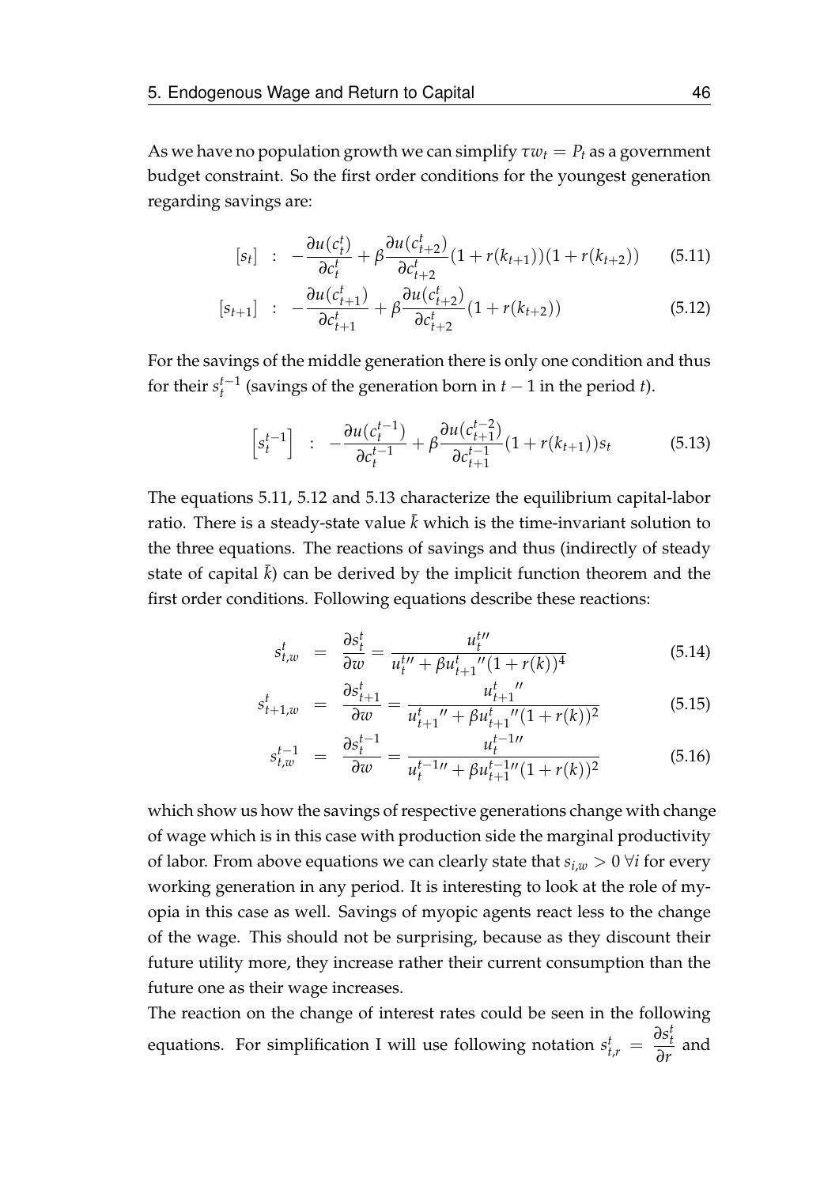As we have no population growth we can simplify $\tau w_t = P_t$ as a government budget constraint. So the first order conditions for the youngest generation regarding savings are:

$$[s_t] \quad : \quad -\frac{\partial u(c_t^t)}{\partial c_t^t} + \beta \frac{\partial u(c_{t+2}^t)}{\partial c_{t+2}^t}(1 + r(k_{t+1}))(1 + r(k_{t+2})) \tag{5.11}$$

$$[s_{t+1}] \quad : \quad -\frac{\partial u(c_{t+1}^t)}{\partial c_{t+1}^t} + \beta \frac{\partial u(c_{t+2}^t)}{\partial c_{t+2}^t}(1 + r(k_{t+2})) \tag{5.12}$$

For the savings of the middle generation there is only one condition and thus for their $s_t^{t-1}$ (savings of the generation born in $t-1$ in the period $t$).

$$\left[s_t^{t-1}\right] \quad : \quad -\frac{\partial u(c_t^{t-1})}{\partial c_t^{t-1}} + \beta \frac{\partial u(c_{t+1}^{t-2})}{\partial c_{t+1}^{t-1}}(1 + r(k_{t+1}))s_t \tag{5.13}$$

The equations 5.11, 5.12 and 5.13 characterize the equilibrium capital-labor ratio. There is a steady-state value $\bar{k}$ which is the time-invariant solution to the three equations. The reactions of savings and thus (indirectly of steady state of capital $\bar{k}$) can be derived by the implicit function theorem and the first order conditions. Following equations describe these reactions:

$$s_{t,w}^t = \frac{\partial s_t^t}{\partial w} = \frac{u_t^{t\prime\prime}}{u_t^{t\prime\prime} + \beta u_{t+1}^{t}{}^{\prime\prime}(1 + r(k))^4} \tag{5.14}$$

$$s_{t+1,w}^t = \frac{\partial s_{t+1}^t}{\partial w} = \frac{u_{t+1}^{t}{}^{\prime\prime}}{u_{t+1}^{t}{}^{\prime\prime} + \beta u_{t+1}^{t}{}^{\prime\prime}(1 + r(k))^2} \tag{5.15}$$

$$s_{t,w}^{t-1} = \frac{\partial s_t^{t-1}}{\partial w} = \frac{u_t^{t-1\prime\prime}}{u_t^{t-1\prime\prime} + \beta u_{t+1}^{t-1\prime\prime}(1 + r(k))^2} \tag{5.16}$$

which show us how the savings of respective generations change with change of wage which is in this case with production side the marginal productivity of labor. From above equations we can clearly state that $s_{i,w} > 0 \ \forall i$ for every working generation in any period. It is interesting to look at the role of myopia in this case as well. Savings of myopic agents react less to the change of the wage. This should not be surprising, because as they discount their future utility more, they increase rather their current consumption than the future one as their wage increases.

The reaction on the change of interest rates could be seen in the following equations. For simplification I will use following notation $s_{t,r}^t = \dfrac{\partial s_t^t}{\partial r}$ and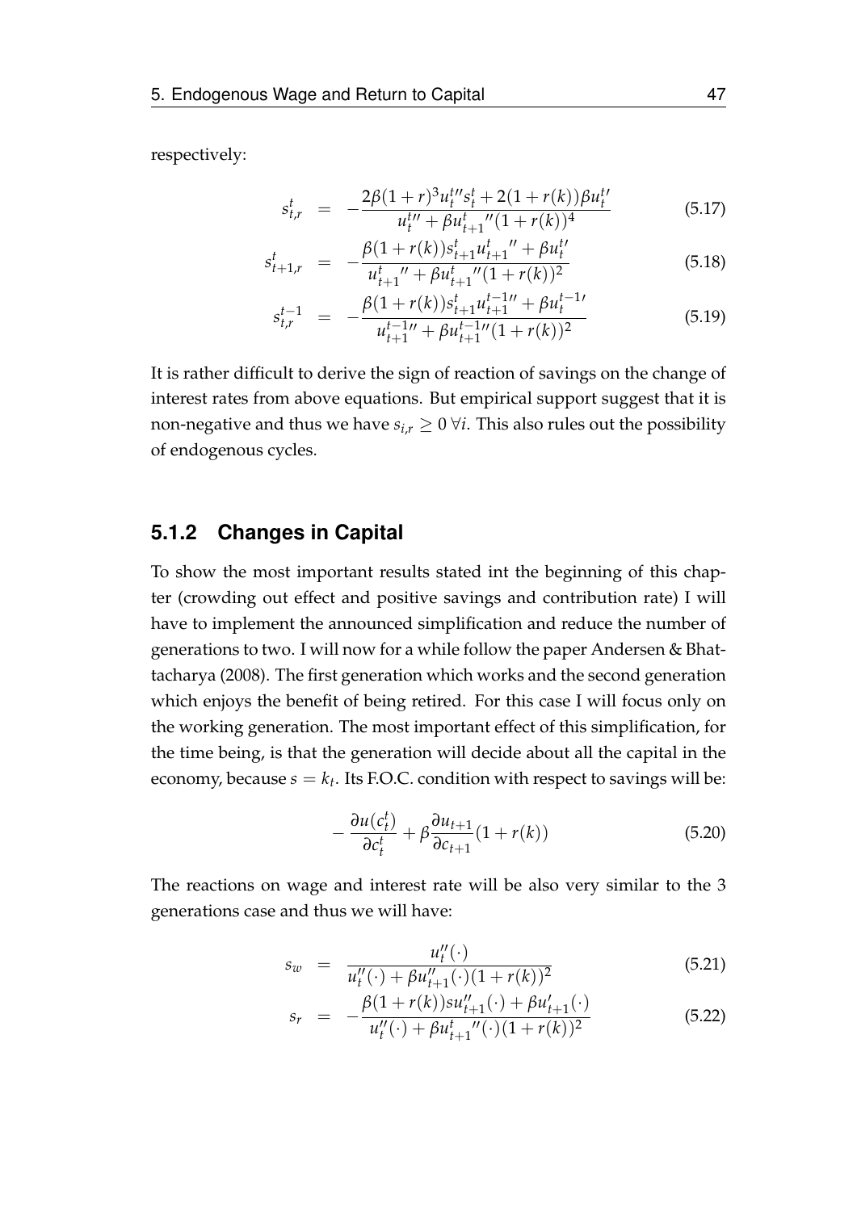respectively:

$$s_{t,r}^{t} = -\frac{2\beta(1+r)^3 u_t^{t\prime\prime} s_t^t + 2(1+r(k))\beta u_t^{t\prime}}{u_t^{t\prime\prime} + \beta u_{t+1}^{t}{}^{\prime\prime}(1+r(k))^4} \tag{5.17}$$

$$s_{t+1,r}^{t} = -\frac{\beta(1+r(k)) s_{t+1}^{t} u_{t+1}^{t}{}^{\prime\prime} + \beta u_t^{t\prime}}{u_{t+1}^{t}{}^{\prime\prime} + \beta u_{t+1}^{t}{}^{\prime\prime}(1+r(k))^2} \tag{5.18}$$

$$s_{t,r}^{t-1} = -\frac{\beta(1+r(k)) s_{t+1}^{t} u_{t+1}^{t-1\prime\prime} + \beta u_t^{t-1\prime}}{u_{t+1}^{t-1\prime\prime} + \beta u_{t+1}^{t-1\prime\prime}(1+r(k))^2} \tag{5.19}$$

It is rather difficult to derive the sign of reaction of savings on the change of interest rates from above equations. But empirical support suggest that it is non-negative and thus we have $s_{i,r} \geq 0 \; \forall i$. This also rules out the possibility of endogenous cycles.

### 5.1.2 Changes in Capital

To show the most important results stated int the beginning of this chapter (crowding out effect and positive savings and contribution rate) I will have to implement the announced simplification and reduce the number of generations to two. I will now for a while follow the paper Andersen & Bhattacharya (2008). The first generation which works and the second generation which enjoys the benefit of being retired. For this case I will focus only on the working generation. The most important effect of this simplification, for the time being, is that the generation will decide about all the capital in the economy, because $s = k_t$. Its F.O.C. condition with respect to savings will be:

$$-\frac{\partial u(c_t^t)}{\partial c_t^t} + \beta \frac{\partial u_{t+1}}{\partial c_{t+1}}(1+r(k)) \tag{5.20}$$

The reactions on wage and interest rate will be also very similar to the 3 generations case and thus we will have:

$$s_w = \frac{u_t''(\cdot)}{u_t''(\cdot) + \beta u_{t+1}''(\cdot)(1+r(k))^2} \tag{5.21}$$

$$s_r = -\frac{\beta(1+r(k)) s u_{t+1}''(\cdot) + \beta u_{t+1}'(\cdot)}{u_t''(\cdot) + \beta u_{t+1}^{t}{}''(\cdot)(1+r(k))^2} \tag{5.22}$$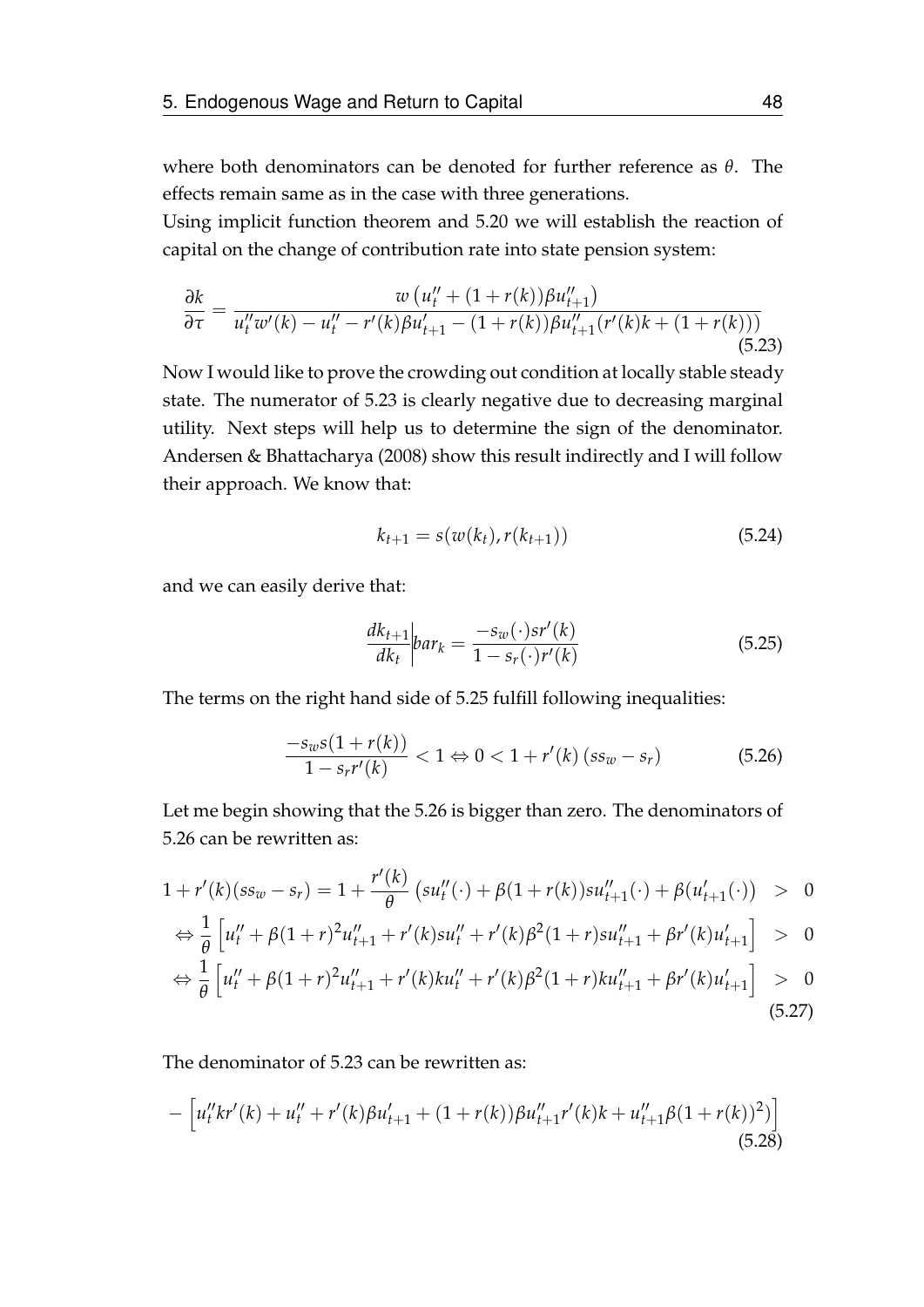where both denominators can be denoted for further reference as $\theta$. The effects remain same as in the case with three generations.
Using implicit function theorem and 5.20 we will establish the reaction of capital on the change of contribution rate into state pension system:

$$\frac{\partial k}{\partial \tau} = \frac{w\left(u_t'' + (1+r(k))\beta u_{t+1}''\right)}{u_t'' w'(k) - u_t'' - r'(k)\beta u_{t+1}' - (1+r(k))\beta u_{t+1}''(r'(k)k + (1+r(k)))} \tag{5.23}$$

Now I would like to prove the crowding out condition at locally stable steady state. The numerator of 5.23 is clearly negative due to decreasing marginal utility. Next steps will help us to determine the sign of the denominator. Andersen & Bhattacharya (2008) show this result indirectly and I will follow their approach. We know that:

$$k_{t+1} = s(w(k_t), r(k_{t+1})) \tag{5.24}$$

and we can easily derive that:

$$\frac{dk_{t+1}}{dk_t}\bigg|bar_k = \frac{-s_w(\cdot)sr'(k)}{1 - s_r(\cdot)r'(k)} \tag{5.25}$$

The terms on the right hand side of 5.25 fulfill following inequalities:

$$\frac{-s_w s(1+r(k))}{1 - s_r r'(k)} < 1 \Leftrightarrow 0 < 1 + r'(k)\left(ss_w - s_r\right) \tag{5.26}$$

Let me begin showing that the 5.26 is bigger than zero. The denominators of 5.26 can be rewritten as:

$$\begin{aligned}
1 + r'(k)(ss_w - s_r) = 1 + \frac{r'(k)}{\theta}\left(su_t''(\cdot) + \beta(1+r(k))su_{t+1}''(\cdot) + \beta(u_{t+1}'(\cdot)\right) &> 0 \\
\Leftrightarrow \frac{1}{\theta}\left[u_t'' + \beta(1+r)^2 u_{t+1}'' + r'(k)su_t'' + r'(k)\beta^2(1+r)su_{t+1}'' + \beta r'(k)u_{t+1}'\right] &> 0 \\
\Leftrightarrow \frac{1}{\theta}\left[u_t'' + \beta(1+r)^2 u_{t+1}'' + r'(k)ku_t'' + r'(k)\beta^2(1+r)ku_{t+1}'' + \beta r'(k)u_{t+1}'\right] &> 0
\end{aligned} \tag{5.27}$$

The denominator of 5.23 can be rewritten as:

$$-\left[u_t'' kr'(k) + u_t'' + r'(k)\beta u_{t+1}' + (1+r(k))\beta u_{t+1}'' r'(k)k + u_{t+1}''\beta(1+r(k))^2)\right] \tag{5.28}$$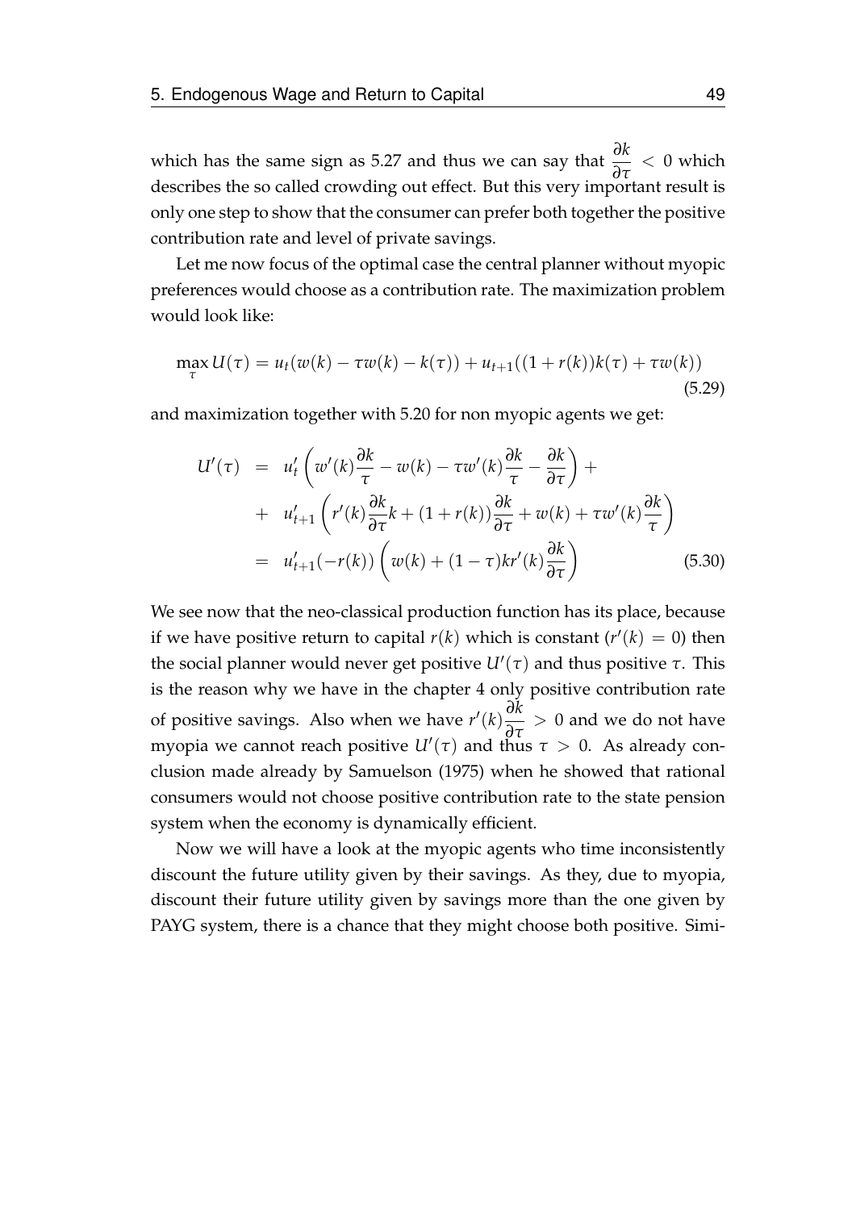which has the same sign as 5.27 and thus we can say that $\frac{\partial k}{\partial \tau} < 0$ which describes the so called crowding out effect. But this very important result is only one step to show that the consumer can prefer both together the positive contribution rate and level of private savings.

Let me now focus of the optimal case the central planner without myopic preferences would choose as a contribution rate. The maximization problem would look like:

$$\max_{\tau} U(\tau) = u_t(w(k) - \tau w(k) - k(\tau)) + u_{t+1}((1 + r(k))k(\tau) + \tau w(k)) \tag{5.29}$$

and maximization together with 5.20 for non myopic agents we get:

$$\begin{aligned} U'(\tau) &= u'_t \left( w'(k)\frac{\partial k}{\tau} - w(k) - \tau w'(k)\frac{\partial k}{\tau} - \frac{\partial k}{\partial \tau} \right) + \\ &+ u'_{t+1} \left( r'(k)\frac{\partial k}{\partial \tau}k + (1 + r(k))\frac{\partial k}{\partial \tau} + w(k) + \tau w'(k)\frac{\partial k}{\tau} \right) \\ &= u'_{t+1}(-r(k)) \left( w(k) + (1 - \tau)kr'(k)\frac{\partial k}{\partial \tau} \right) \end{aligned} \tag{5.30}$$

We see now that the neo-classical production function has its place, because if we have positive return to capital $r(k)$ which is constant ($r'(k) = 0$) then the social planner would never get positive $U'(\tau)$ and thus positive $\tau$. This is the reason why we have in the chapter 4 only positive contribution rate of positive savings. Also when we have $r'(k)\frac{\partial k}{\partial \tau} > 0$ and we do not have myopia we cannot reach positive $U'(\tau)$ and thus $\tau > 0$. As already conclusion made already by Samuelson (1975) when he showed that rational consumers would not choose positive contribution rate to the state pension system when the economy is dynamically efficient.

Now we will have a look at the myopic agents who time inconsistently discount the future utility given by their savings. As they, due to myopia, discount their future utility given by savings more than the one given by PAYG system, there is a chance that they might choose both positive. Simi-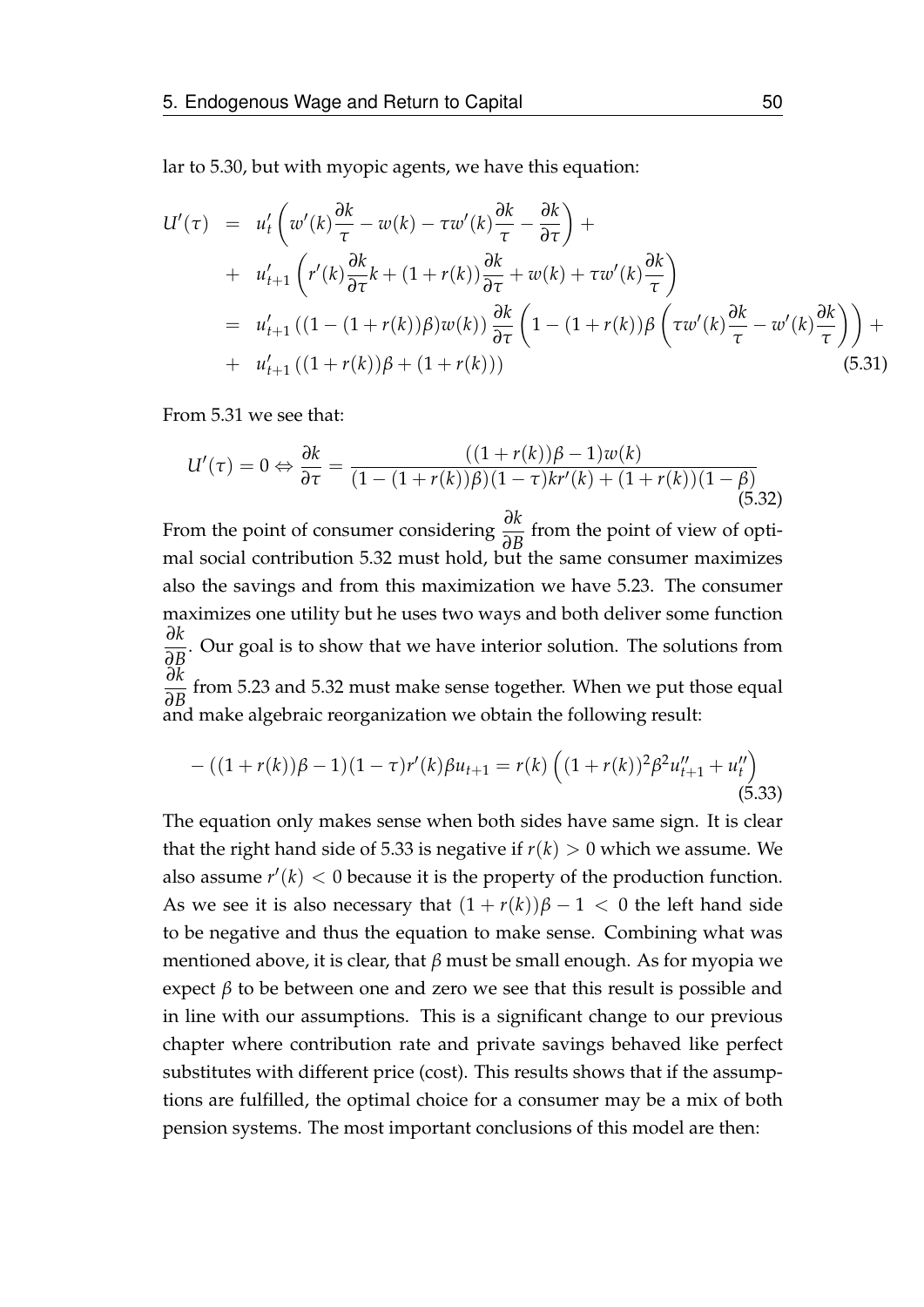lar to 5.30, but with myopic agents, we have this equation:

$$
\begin{aligned}
U'(\tau) &= u'_t\left(w'(k)\frac{\partial k}{\tau} - w(k) - \tau w'(k)\frac{\partial k}{\tau} - \frac{\partial k}{\partial \tau}\right) + \\
&+ u'_{t+1}\left(r'(k)\frac{\partial k}{\partial \tau}k + (1+r(k))\frac{\partial k}{\partial \tau} + w(k) + \tau w'(k)\frac{\partial k}{\tau}\right) \\
&= u'_{t+1}\left((1-(1+r(k))\beta)w(k)\right)\frac{\partial k}{\partial \tau}\left(1-(1+r(k))\beta\left(\tau w'(k)\frac{\partial k}{\tau} - w'(k)\frac{\partial k}{\tau}\right)\right) + \\
&+ u'_{t+1}\left((1+r(k))\beta + (1+r(k))\right)
\end{aligned}
\tag{5.31}
$$

From 5.31 we see that:

$$
U'(\tau) = 0 \Leftrightarrow \frac{\partial k}{\partial \tau} = \frac{((1+r(k))\beta - 1)w(k)}{(1-(1+r(k))\beta)(1-\tau)kr'(k) + (1+r(k))(1-\beta)}
\tag{5.32}
$$

From the point of consumer considering $\frac{\partial k}{\partial B}$ from the point of view of optimal social contribution 5.32 must hold, but the same consumer maximizes also the savings and from this maximization we have 5.23. The consumer maximizes one utility but he uses two ways and both deliver some function $\frac{\partial k}{\partial B}$. Our goal is to show that we have interior solution. The solutions from $\frac{\partial k}{\partial B}$ from 5.23 and 5.32 must make sense together. When we put those equal and make algebraic reorganization we obtain the following result:

$$
-\left((1+r(k))\beta - 1\right)(1-\tau)r'(k)\beta u_{t+1} = r(k)\left((1+r(k))^2\beta^2 u''_{t+1} + u''_t\right)
\tag{5.33}
$$

The equation only makes sense when both sides have same sign. It is clear that the right hand side of 5.33 is negative if $r(k) > 0$ which we assume. We also assume $r'(k) < 0$ because it is the property of the production function. As we see it is also necessary that $(1+r(k))\beta - 1 < 0$ the left hand side to be negative and thus the equation to make sense. Combining what was mentioned above, it is clear, that $\beta$ must be small enough. As for myopia we expect $\beta$ to be between one and zero we see that this result is possible and in line with our assumptions. This is a significant change to our previous chapter where contribution rate and private savings behaved like perfect substitutes with different price (cost). This results shows that if the assumptions are fulfilled, the optimal choice for a consumer may be a mix of both pension systems. The most important conclusions of this model are then: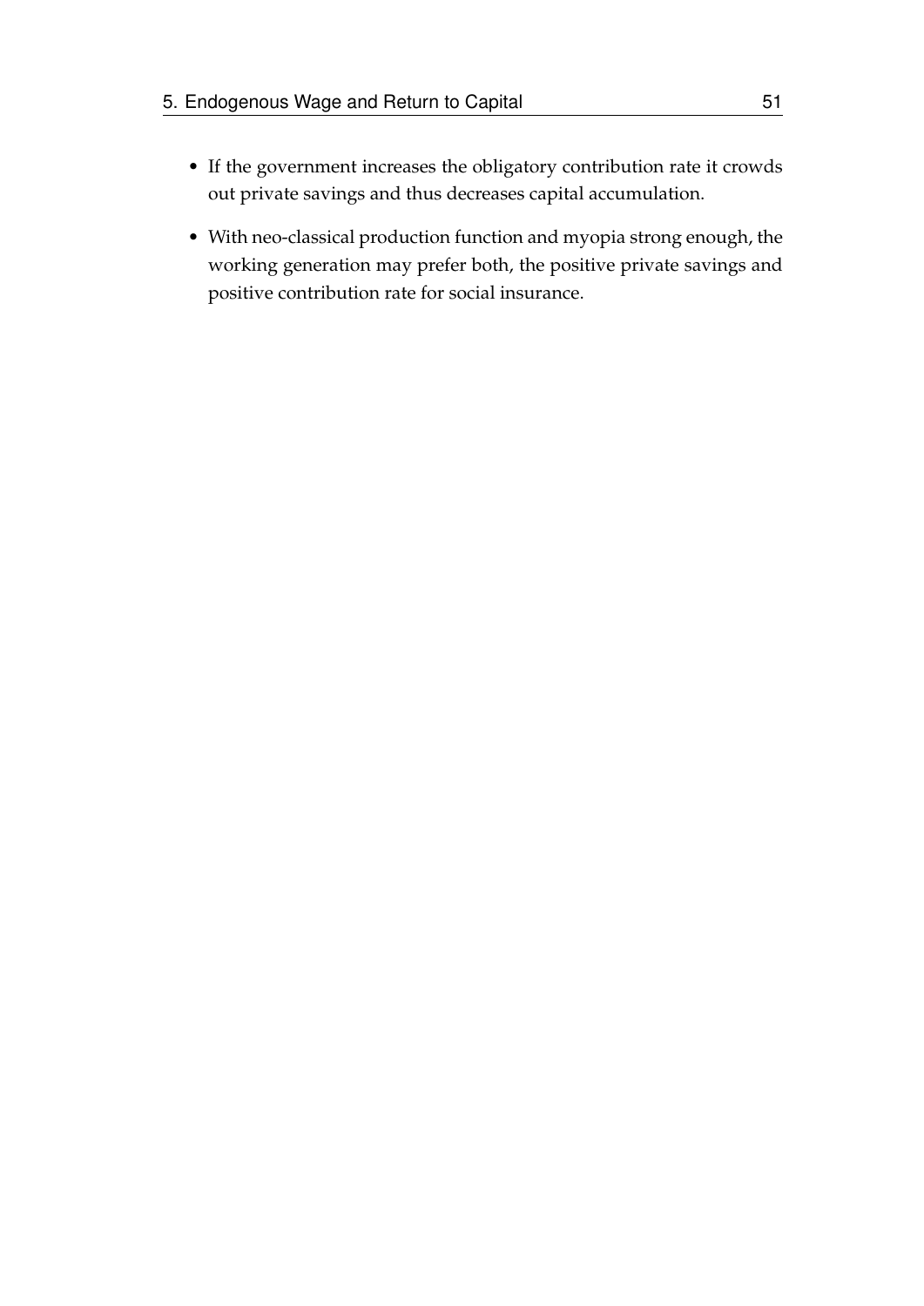- If the government increases the obligatory contribution rate it crowds out private savings and thus decreases capital accumulation.
- With neo-classical production function and myopia strong enough, the working generation may prefer both, the positive private savings and positive contribution rate for social insurance.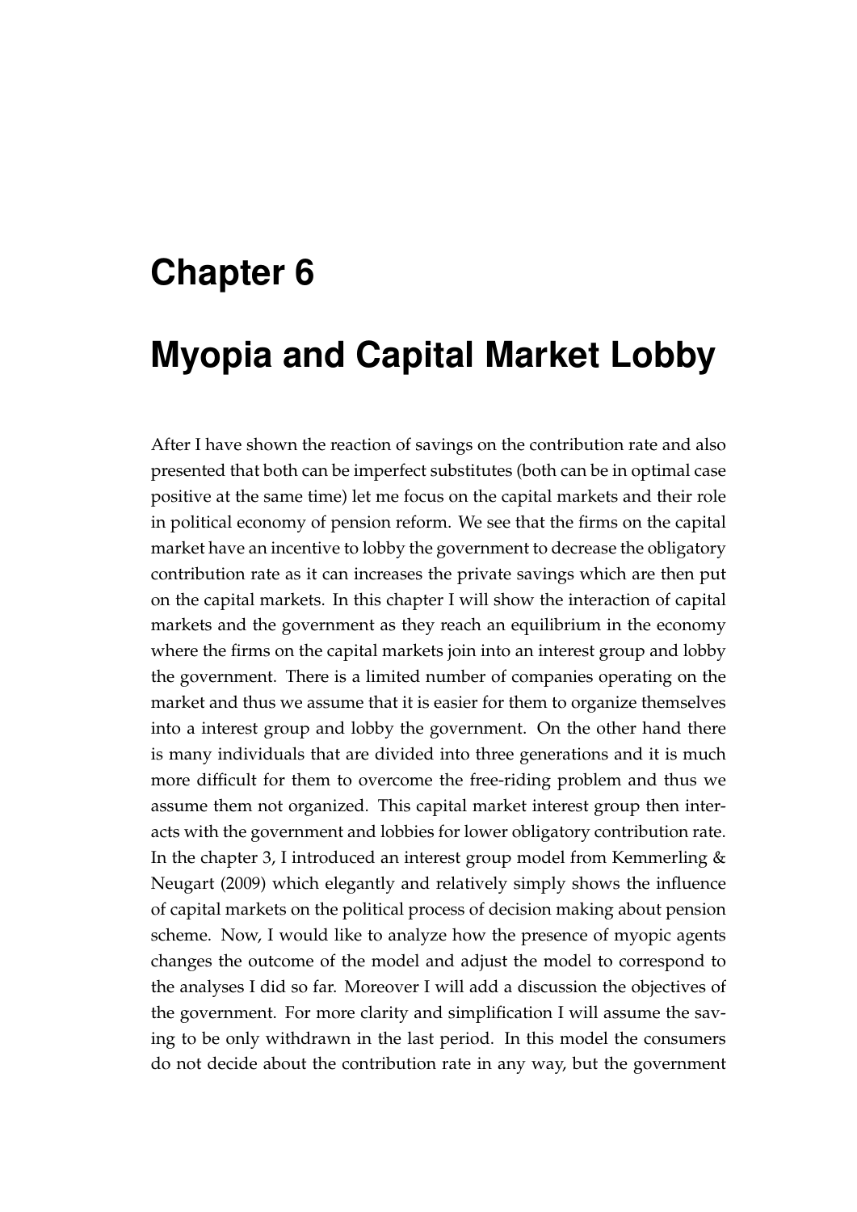# Chapter 6

# Myopia and Capital Market Lobby

After I have shown the reaction of savings on the contribution rate and also presented that both can be imperfect substitutes (both can be in optimal case positive at the same time) let me focus on the capital markets and their role in political economy of pension reform. We see that the firms on the capital market have an incentive to lobby the government to decrease the obligatory contribution rate as it can increases the private savings which are then put on the capital markets. In this chapter I will show the interaction of capital markets and the government as they reach an equilibrium in the economy where the firms on the capital markets join into an interest group and lobby the government. There is a limited number of companies operating on the market and thus we assume that it is easier for them to organize themselves into a interest group and lobby the government. On the other hand there is many individuals that are divided into three generations and it is much more difficult for them to overcome the free-riding problem and thus we assume them not organized. This capital market interest group then interacts with the government and lobbies for lower obligatory contribution rate. In the chapter 3, I introduced an interest group model from Kemmerling & Neugart (2009) which elegantly and relatively simply shows the influence of capital markets on the political process of decision making about pension scheme. Now, I would like to analyze how the presence of myopic agents changes the outcome of the model and adjust the model to correspond to the analyses I did so far. Moreover I will add a discussion the objectives of the government. For more clarity and simplification I will assume the saving to be only withdrawn in the last period. In this model the consumers do not decide about the contribution rate in any way, but the government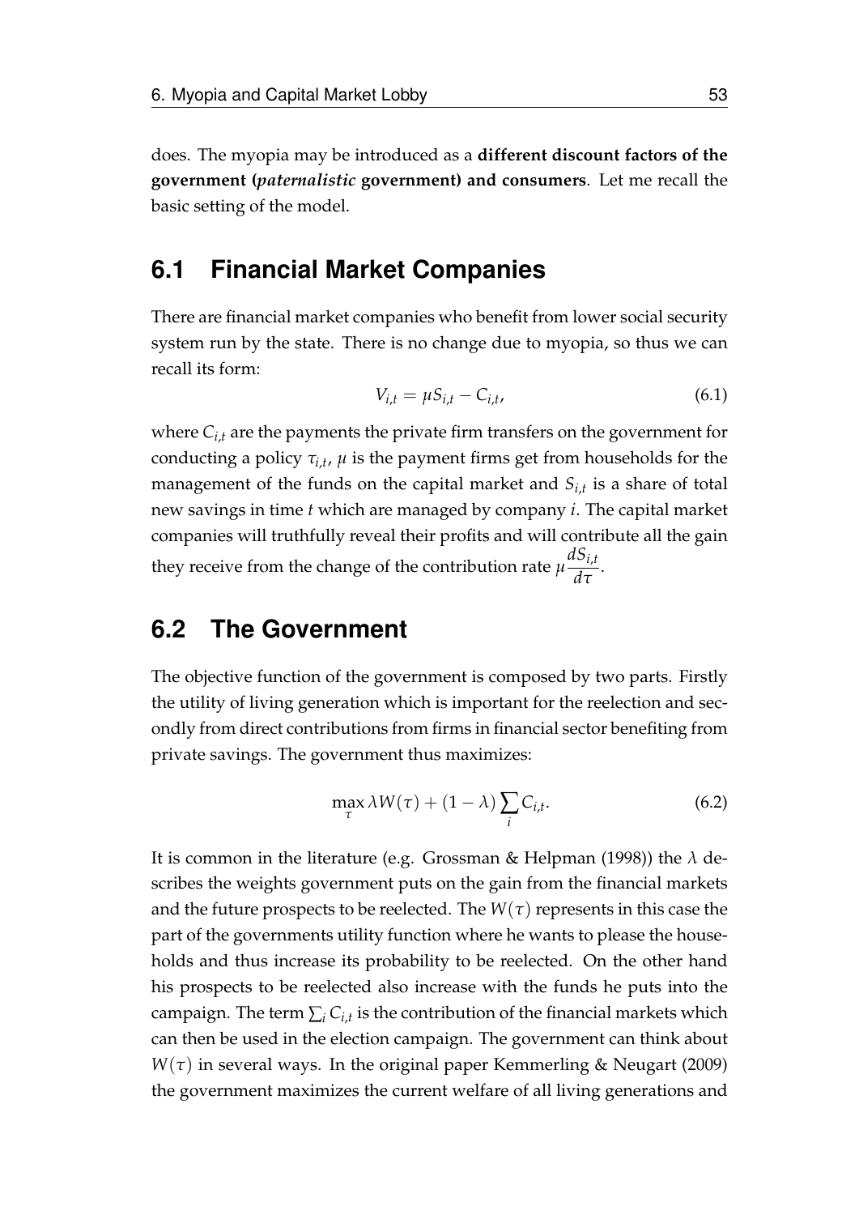does. The myopia may be introduced as a **different discount factors of the government (*paternalistic* government) and consumers**. Let me recall the basic setting of the model.

## 6.1 Financial Market Companies

There are financial market companies who benefit from lower social security system run by the state. There is no change due to myopia, so thus we can recall its form:

$$V_{i,t} = \mu S_{i,t} - C_{i,t}, \tag{6.1}$$

where $C_{i,t}$ are the payments the private firm transfers on the government for conducting a policy $\tau_{i,t}$, $\mu$ is the payment firms get from households for the management of the funds on the capital market and $S_{i,t}$ is a share of total new savings in time $t$ which are managed by company $i$. The capital market companies will truthfully reveal their profits and will contribute all the gain they receive from the change of the contribution rate $\mu \frac{dS_{i,t}}{d\tau}$.

## 6.2 The Government

The objective function of the government is composed by two parts. Firstly the utility of living generation which is important for the reelection and secondly from direct contributions from firms in financial sector benefiting from private savings. The government thus maximizes:

$$\max_{\tau} \lambda W(\tau) + (1 - \lambda) \sum_i C_{i,t}. \tag{6.2}$$

It is common in the literature (e.g. Grossman & Helpman (1998)) the $\lambda$ describes the weights government puts on the gain from the financial markets and the future prospects to be reelected. The $W(\tau)$ represents in this case the part of the governments utility function where he wants to please the households and thus increase its probability to be reelected. On the other hand his prospects to be reelected also increase with the funds he puts into the campaign. The term $\sum_i C_{i,t}$ is the contribution of the financial markets which can then be used in the election campaign. The government can think about $W(\tau)$ in several ways. In the original paper Kemmerling & Neugart (2009) the government maximizes the current welfare of all living generations and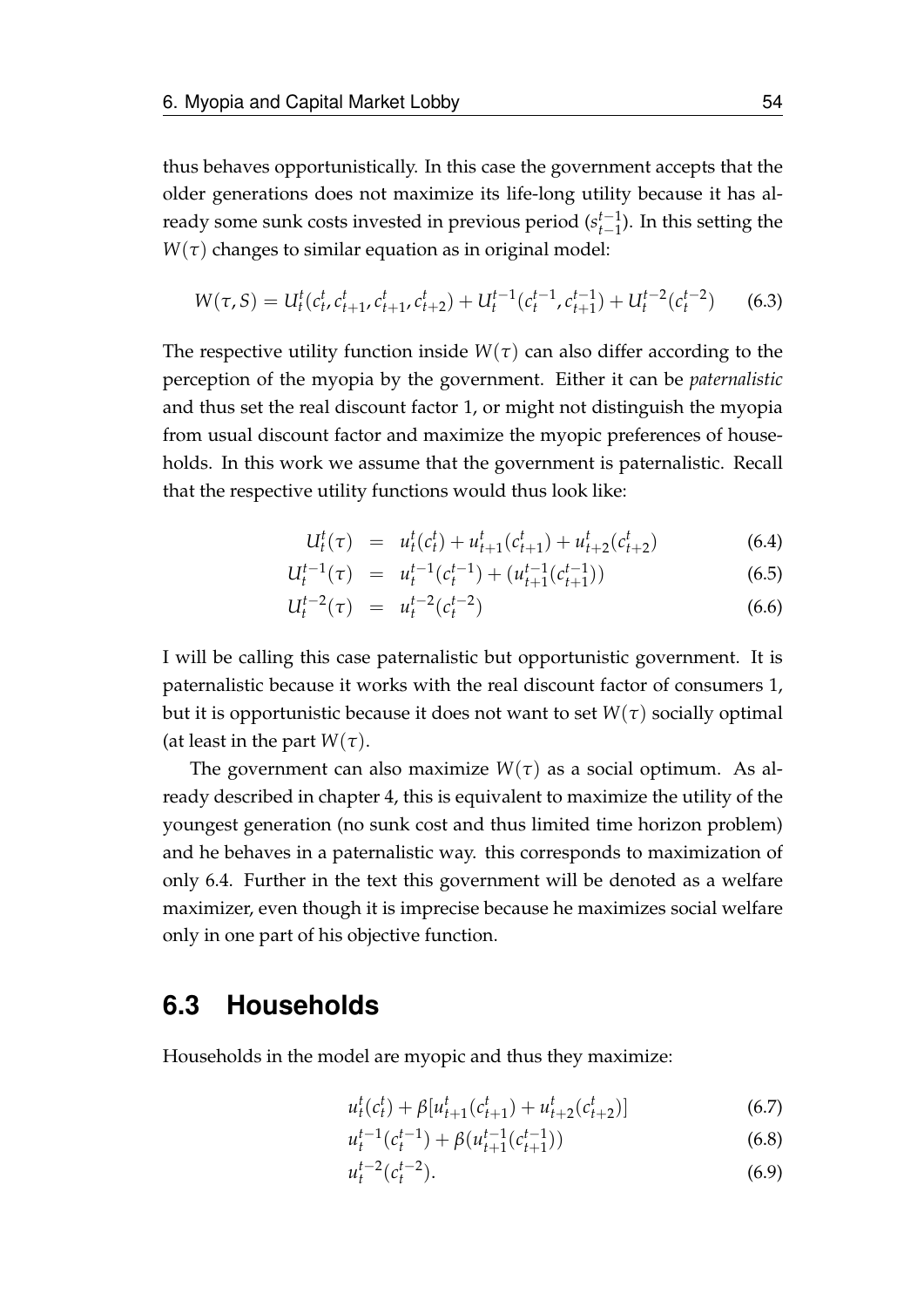thus behaves opportunistically. In this case the government accepts that the older generations does not maximize its life-long utility because it has already some sunk costs invested in previous period ($s^{t-1}_{t-1}$). In this setting the $W(\tau)$ changes to similar equation as in original model:

$$W(\tau, S) = U^t_t(c^t_t, c^t_{t+1}, c^t_{t+1}, c^t_{t+2}) + U^{t-1}_t(c^{t-1}_t, c^{t-1}_{t+1}) + U^{t-2}_t(c^{t-2}_t) \tag{6.3}$$

The respective utility function inside $W(\tau)$ can also differ according to the perception of the myopia by the government. Either it can be *paternalistic* and thus set the real discount factor 1, or might not distinguish the myopia from usual discount factor and maximize the myopic preferences of households. In this work we assume that the government is paternalistic. Recall that the respective utility functions would thus look like:

$$U^t_t(\tau) = u^t_t(c^t_t) + u^t_{t+1}(c^t_{t+1}) + u^t_{t+2}(c^t_{t+2}) \tag{6.4}$$

$$U^{t-1}_t(\tau) = u^{t-1}_t(c^{t-1}_t) + (u^{t-1}_{t+1}(c^{t-1}_{t+1})) \tag{6.5}$$

$$U^{t-2}_t(\tau) = u^{t-2}_t(c^{t-2}_t) \tag{6.6}$$

I will be calling this case paternalistic but opportunistic government. It is paternalistic because it works with the real discount factor of consumers 1, but it is opportunistic because it does not want to set $W(\tau)$ socially optimal (at least in the part $W(\tau)$.

The government can also maximize $W(\tau)$ as a social optimum. As already described in chapter 4, this is equivalent to maximize the utility of the youngest generation (no sunk cost and thus limited time horizon problem) and he behaves in a paternalistic way. this corresponds to maximization of only 6.4. Further in the text this government will be denoted as a welfare maximizer, even though it is imprecise because he maximizes social welfare only in one part of his objective function.

## 6.3 Households

Households in the model are myopic and thus they maximize:

$$u^t_t(c^t_t) + \beta[u^t_{t+1}(c^t_{t+1}) + u^t_{t+2}(c^t_{t+2})] \tag{6.7}$$

$$u^{t-1}_t(c^{t-1}_t) + \beta(u^{t-1}_{t+1}(c^{t-1}_{t+1})) \tag{6.8}$$

$$u^{t-2}_t(c^{t-2}_t). \tag{6.9}$$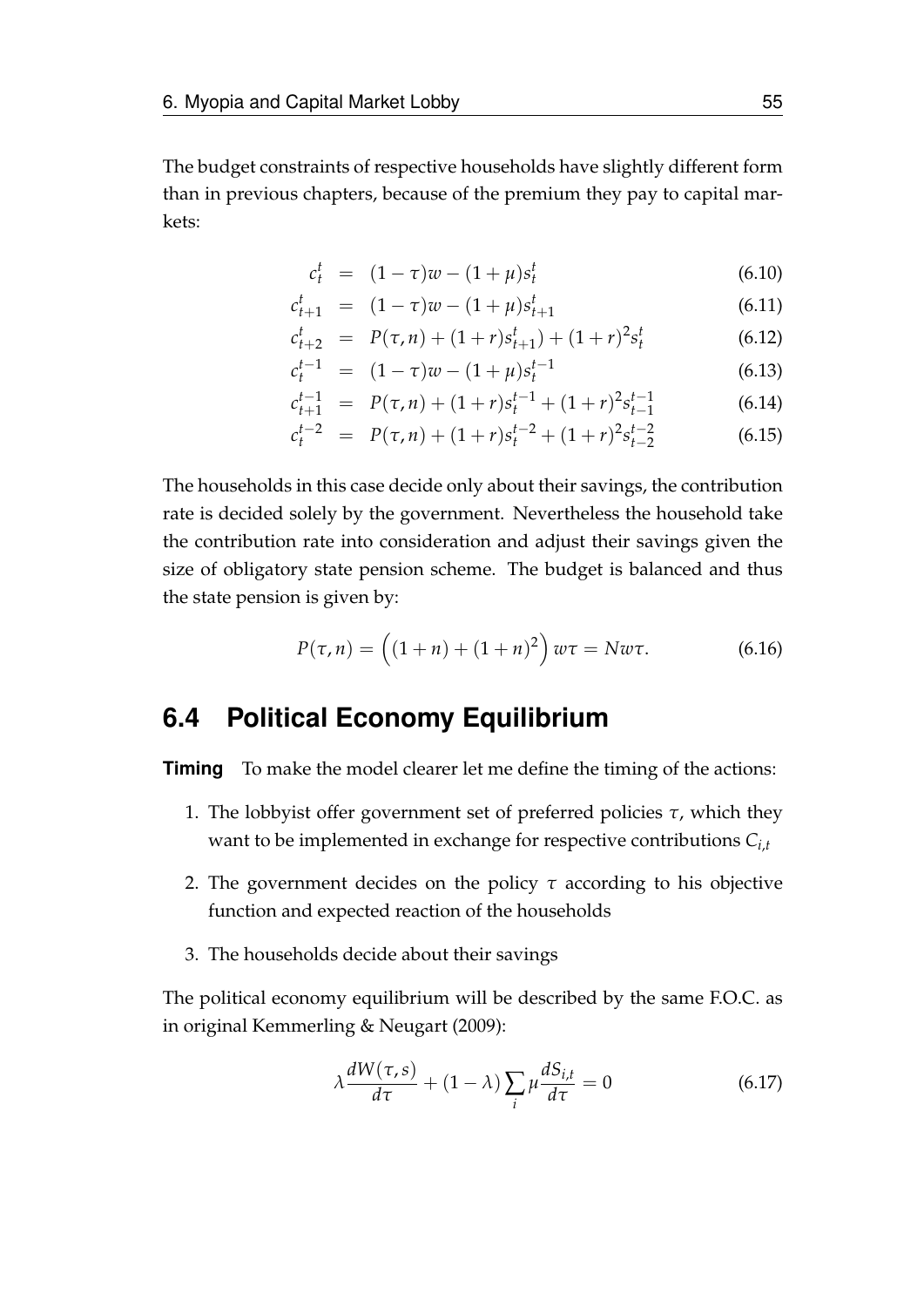The budget constraints of respective households have slightly different form than in previous chapters, because of the premium they pay to capital markets:

$$
\begin{aligned}
c_t^t &= (1-\tau)w - (1+\mu)s_t^t && (6.10)\\
c_{t+1}^t &= (1-\tau)w - (1+\mu)s_{t+1}^t && (6.11)\\
c_{t+2}^t &= P(\tau,n) + (1+r)s_{t+1}^t) + (1+r)^2 s_t^t && (6.12)\\
c_t^{t-1} &= (1-\tau)w - (1+\mu)s_t^{t-1} && (6.13)\\
c_{t+1}^{t-1} &= P(\tau,n) + (1+r)s_t^{t-1} + (1+r)^2 s_{t-1}^{t-1} && (6.14)\\
c_t^{t-2} &= P(\tau,n) + (1+r)s_t^{t-2} + (1+r)^2 s_{t-2}^{t-2} && (6.15)
\end{aligned}
$$

The households in this case decide only about their savings, the contribution rate is decided solely by the government. Nevertheless the household take the contribution rate into consideration and adjust their savings given the size of obligatory state pension scheme. The budget is balanced and thus the state pension is given by:

$$
P(\tau,n) = \left((1+n) + (1+n)^2\right) w\tau = Nw\tau. \tag{6.16}
$$

## 6.4 Political Economy Equilibrium

**Timing** To make the model clearer let me define the timing of the actions:

1. The lobbyist offer government set of preferred policies $\tau$, which they want to be implemented in exchange for respective contributions $C_{i,t}$
2. The government decides on the policy $\tau$ according to his objective function and expected reaction of the households
3. The households decide about their savings

The political economy equilibrium will be described by the same F.O.C. as in original Kemmerling & Neugart (2009):

$$
\lambda \frac{dW(\tau,s)}{d\tau} + (1-\lambda)\sum_i \mu \frac{dS_{i,t}}{d\tau} = 0 \tag{6.17}
$$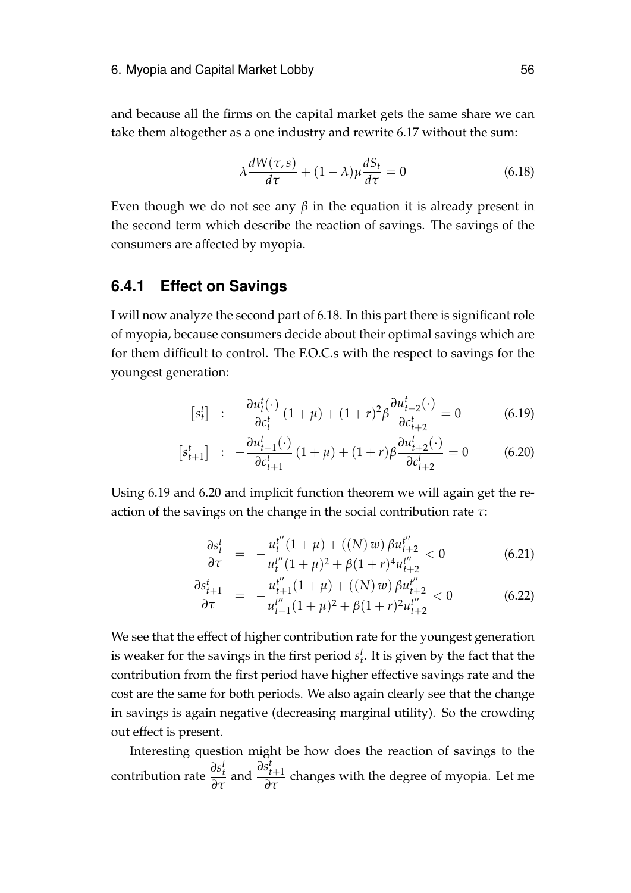and because all the firms on the capital market gets the same share we can take them altogether as a one industry and rewrite 6.17 without the sum:

$$\lambda \frac{dW(\tau, s)}{d\tau} + (1-\lambda)\mu \frac{dS_t}{d\tau} = 0 \tag{6.18}$$

Even though we do not see any $\beta$ in the equation it is already present in the second term which describe the reaction of savings. The savings of the consumers are affected by myopia.

### 6.4.1 Effect on Savings

I will now analyze the second part of 6.18. In this part there is significant role of myopia, because consumers decide about their optimal savings which are for them difficult to control. The F.O.C.s with the respect to savings for the youngest generation:

$$\left[s_t^t\right] \quad : \quad -\frac{\partial u_t^t(\cdot)}{\partial c_t^t}(1+\mu) + (1+r)^2 \beta \frac{\partial u_{t+2}^t(\cdot)}{\partial c_{t+2}^t} = 0 \tag{6.19}$$

$$\left[s_{t+1}^t\right] \quad : \quad -\frac{\partial u_{t+1}^t(\cdot)}{\partial c_{t+1}^t}(1+\mu) + (1+r)\beta \frac{\partial u_{t+2}^t(\cdot)}{\partial c_{t+2}^t} = 0 \tag{6.20}$$

Using 6.19 and 6.20 and implicit function theorem we will again get the reaction of the savings on the change in the social contribution rate $\tau$:

$$\frac{\partial s_t^t}{\partial \tau} = -\frac{u_t^{t''}(1+\mu) + ((N)\,w)\,\beta u_{t+2}^{t''}}{u_t^{t''}(1+\mu)^2 + \beta(1+r)^4 u_{t+2}^{t''}} < 0 \tag{6.21}$$

$$\frac{\partial s_{t+1}^t}{\partial \tau} = -\frac{u_{t+1}^{t''}(1+\mu) + ((N)\,w)\,\beta u_{t+2}^{t''}}{u_{t+1}^{t''}(1+\mu)^2 + \beta(1+r)^2 u_{t+2}^{t''}} < 0 \tag{6.22}$$

We see that the effect of higher contribution rate for the youngest generation is weaker for the savings in the first period $s_t^t$. It is given by the fact that the contribution from the first period have higher effective savings rate and the cost are the same for both periods. We also again clearly see that the change in savings is again negative (decreasing marginal utility). So the crowding out effect is present.

Interesting question might be how does the reaction of savings to the contribution rate $\frac{\partial s_t^t}{\partial \tau}$ and $\frac{\partial s_{t+1}^t}{\partial \tau}$ changes with the degree of myopia. Let me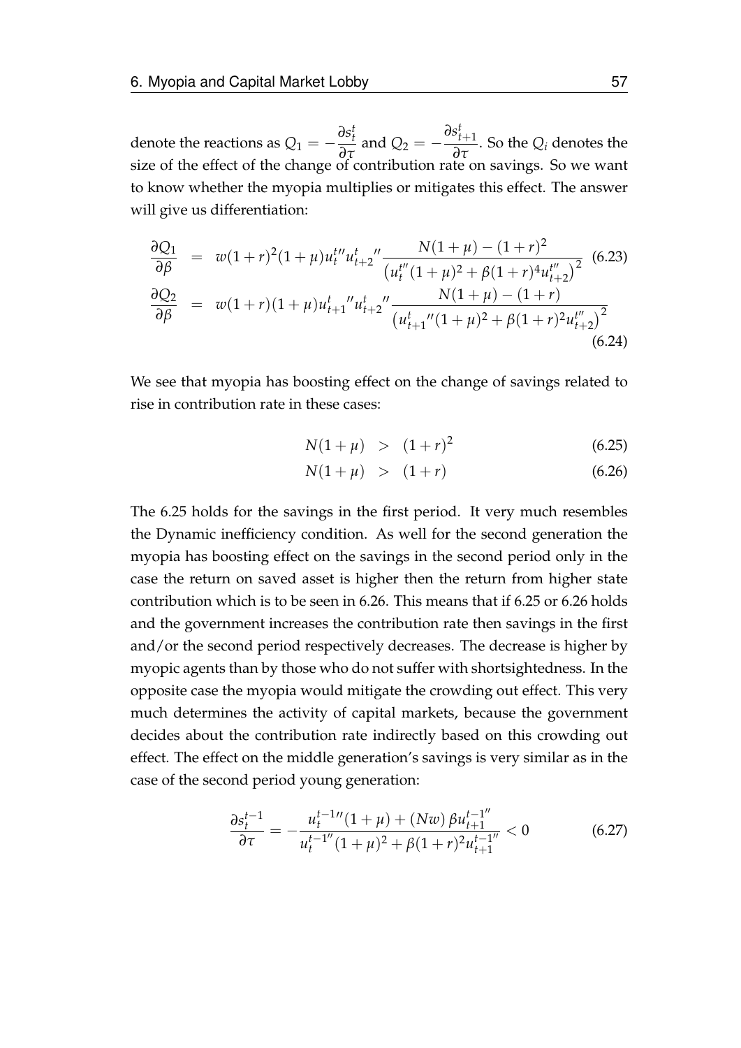denote the reactions as $Q_1 = -\frac{\partial s_t^t}{\partial \tau}$ and $Q_2 = -\frac{\partial s_{t+1}^t}{\partial \tau}$. So the $Q_i$ denotes the size of the effect of the change of contribution rate on savings. So we want to know whether the myopia multiplies or mitigates this effect. The answer will give us differentiation:

$$
\begin{aligned}
\frac{\partial Q_1}{\partial \beta} &= w(1+r)^2(1+\mu)u_t^{t\prime\prime}u_{t+2}^{t\ \prime\prime}\frac{N(1+\mu)-(1+r)^2}{\left(u_t^{t\prime\prime}(1+\mu)^2+\beta(1+r)^4u_{t+2}^{t\prime\prime}\right)^2} \quad (6.23)\\
\frac{\partial Q_2}{\partial \beta} &= w(1+r)(1+\mu)u_{t+1}^{t\ \prime\prime}u_{t+2}^{t\ \prime\prime}\frac{N(1+\mu)-(1+r)}{\left(u_{t+1}^{t\ \prime\prime}(1+\mu)^2+\beta(1+r)^2u_{t+2}^{t\prime\prime}\right)^2} \quad (6.24)
\end{aligned}
$$

We see that myopia has boosting effect on the change of savings related to rise in contribution rate in these cases:

$$
\begin{aligned}
N(1+\mu) &> (1+r)^2 \quad (6.25)\\
N(1+\mu) &> (1+r) \quad (6.26)
\end{aligned}
$$

The 6.25 holds for the savings in the first period. It very much resembles the Dynamic inefficiency condition. As well for the second generation the myopia has boosting effect on the savings in the second period only in the case the return on saved asset is higher then the return from higher state contribution which is to be seen in 6.26. This means that if 6.25 or 6.26 holds and the government increases the contribution rate then savings in the first and/or the second period respectively decreases. The decrease is higher by myopic agents than by those who do not suffer with shortsightedness. In the opposite case the myopia would mitigate the crowding out effect. This very much determines the activity of capital markets, because the government decides about the contribution rate indirectly based on this crowding out effect. The effect on the middle generation's savings is very similar as in the case of the second period young generation:

$$
\frac{\partial s_t^{t-1}}{\partial \tau} = -\frac{u_t^{t-1\prime\prime}(1+\mu)+(Nw)\,\beta u_{t+1}^{t-1\prime\prime}}{u_t^{t-1\prime\prime}(1+\mu)^2+\beta(1+r)^2u_{t+1}^{t-1\prime\prime}} < 0 \quad (6.27)
$$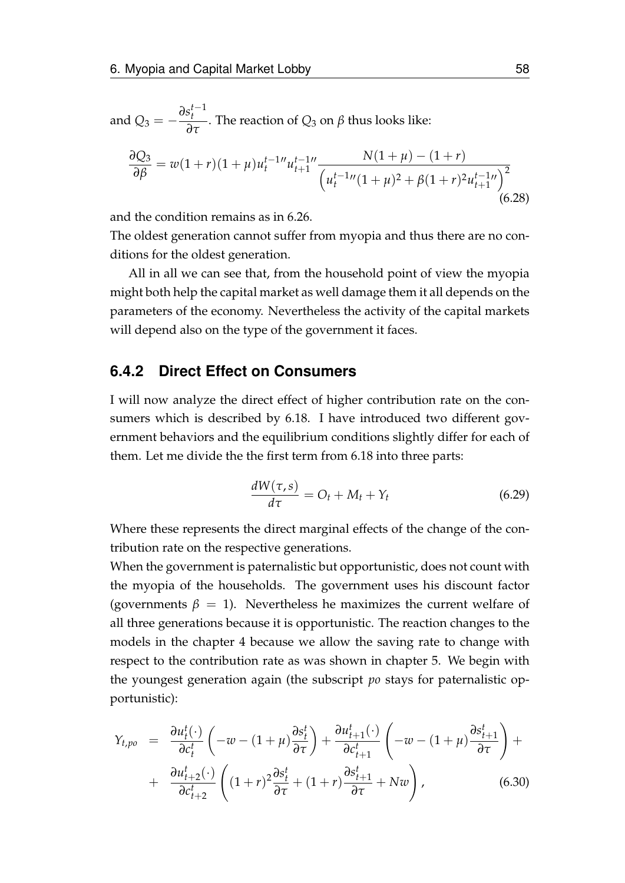and $Q_3 = -\frac{\partial s_t^{t-1}}{\partial \tau}$. The reaction of $Q_3$ on $\beta$ thus looks like:

$$\frac{\partial Q_3}{\partial \beta} = w(1+r)(1+\mu)u_t^{t-1\prime\prime}u_{t+1}^{t-1\prime\prime}\frac{N(1+\mu)-(1+r)}{\left(u_t^{t-1\prime\prime}(1+\mu)^2+\beta(1+r)^2u_{t+1}^{t-1\prime\prime}\right)^2} \tag{6.28}$$

and the condition remains as in 6.26.

The oldest generation cannot suffer from myopia and thus there are no conditions for the oldest generation.

All in all we can see that, from the household point of view the myopia might both help the capital market as well damage them it all depends on the parameters of the economy. Nevertheless the activity of the capital markets will depend also on the type of the government it faces.

### 6.4.2 Direct Effect on Consumers

I will now analyze the direct effect of higher contribution rate on the consumers which is described by 6.18. I have introduced two different government behaviors and the equilibrium conditions slightly differ for each of them. Let me divide the the first term from 6.18 into three parts:

$$\frac{dW(\tau, s)}{d\tau} = O_t + M_t + Y_t \tag{6.29}$$

Where these represents the direct marginal effects of the change of the contribution rate on the respective generations.

When the government is paternalistic but opportunistic, does not count with the myopia of the households. The government uses his discount factor (governments $\beta = 1$). Nevertheless he maximizes the current welfare of all three generations because it is opportunistic. The reaction changes to the models in the chapter 4 because we allow the saving rate to change with respect to the contribution rate as was shown in chapter 5. We begin with the youngest generation again (the subscript *po* stays for paternalistic opportunistic):

$$\begin{aligned} Y_{t,po} &= \frac{\partial u_t^t(\cdot)}{\partial c_t^t}\left(-w-(1+\mu)\frac{\partial s_t^t}{\partial \tau}\right)+\frac{\partial u_{t+1}^t(\cdot)}{\partial c_{t+1}^t}\left(-w-(1+\mu)\frac{\partial s_{t+1}^t}{\partial \tau}\right)+ \\ &+ \frac{\partial u_{t+2}^t(\cdot)}{\partial c_{t+2}^t}\left((1+r)^2\frac{\partial s_t^t}{\partial \tau}+(1+r)\frac{\partial s_{t+1}^t}{\partial \tau}+Nw\right), \end{aligned} \tag{6.30}$$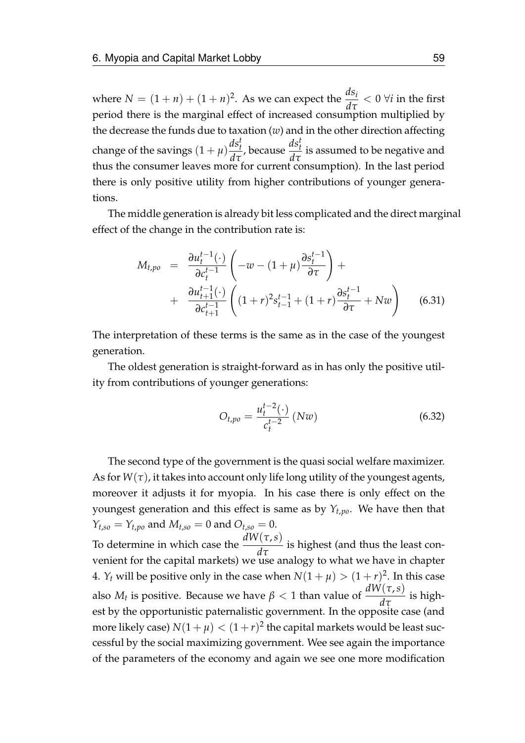where $N = (1+n) + (1+n)^2$. As we can expect the $\frac{ds_i}{d\tau} < 0 \; \forall i$ in the first period there is the marginal effect of increased consumption multiplied by the decrease the funds due to taxation ($w$) and in the other direction affecting change of the savings $(1+\mu)\frac{ds_t^t}{d\tau}$, because $\frac{ds_t^t}{d\tau}$ is assumed to be negative and thus the consumer leaves more for current consumption). In the last period there is only positive utility from higher contributions of younger generations.

The middle generation is already bit less complicated and the direct marginal effect of the change in the contribution rate is:

$$
\begin{aligned}
M_{t,po} &= \frac{\partial u_t^{t-1}(\cdot)}{\partial c_t^{t-1}} \left( -w - (1+\mu)\frac{\partial s_t^{t-1}}{\partial \tau} \right) + \\
&+ \frac{\partial u_{t+1}^{t-1}(\cdot)}{\partial c_{t+1}^{t-1}} \left( (1+r)^2 s_{t-1}^{t-1} + (1+r)\frac{\partial s_t^{t-1}}{\partial \tau} + Nw \right)
\end{aligned} \tag{6.31}
$$

The interpretation of these terms is the same as in the case of the youngest generation.

The oldest generation is straight-forward as in has only the positive utility from contributions of younger generations:

$$
O_{t,po} = \frac{u_t^{t-2}(\cdot)}{c_t^{t-2}} (Nw) \tag{6.32}
$$

The second type of the government is the quasi social welfare maximizer. As for $W(\tau)$, it takes into account only life long utility of the youngest agents, moreover it adjusts it for myopia. In his case there is only effect on the youngest generation and this effect is same as by $Y_{t,po}$. We have then that $Y_{t,so} = Y_{t,po}$ and $M_{t,so} = 0$ and $O_{t,so} = 0$.
To determine in which case the $\frac{dW(\tau,s)}{d\tau}$ is highest (and thus the least convenient for the capital markets) we use analogy to what we have in chapter 4. $Y_t$ will be positive only in the case when $N(1+\mu) > (1+r)^2$. In this case also $M_t$ is positive. Because we have $\beta < 1$ than value of $\frac{dW(\tau,s)}{d\tau}$ is highest by the opportunistic paternalistic government. In the opposite case (and more likely case) $N(1+\mu) < (1+r)^2$ the capital markets would be least successful by the social maximizing government. Wee see again the importance of the parameters of the economy and again we see one more modification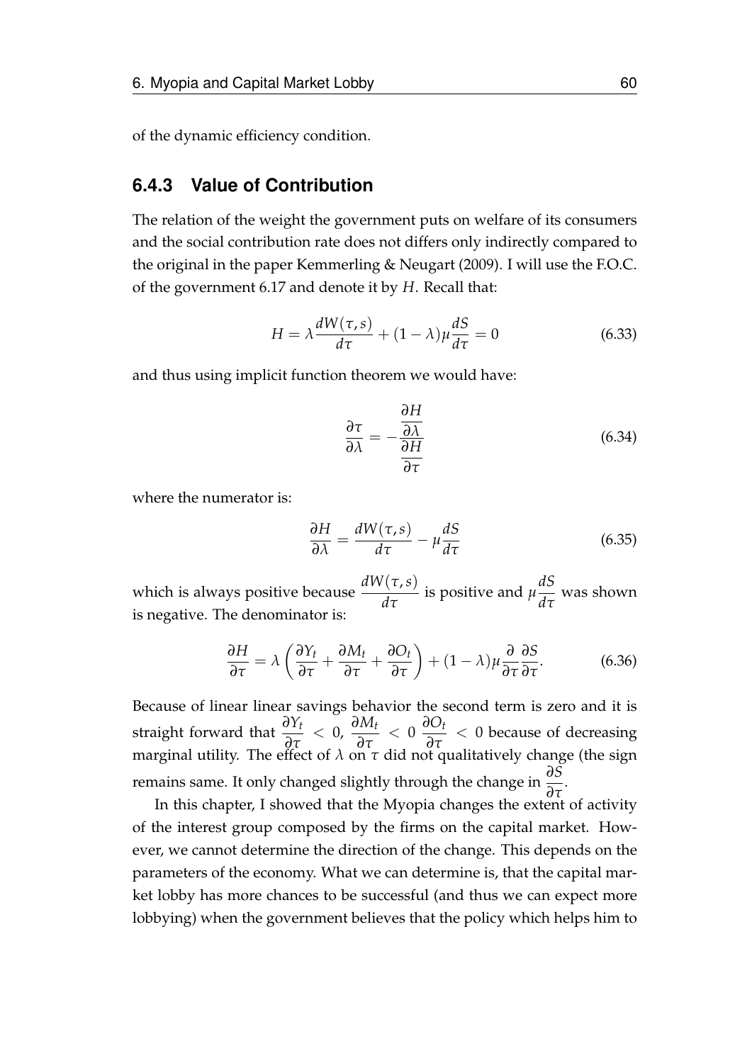of the dynamic efficiency condition.

### 6.4.3 Value of Contribution

The relation of the weight the government puts on welfare of its consumers and the social contribution rate does not differs only indirectly compared to the original in the paper Kemmerling & Neugart (2009). I will use the F.O.C. of the government 6.17 and denote it by $H$. Recall that:

$$H = \lambda \frac{dW(\tau, s)}{d\tau} + (1-\lambda)\mu \frac{dS}{d\tau} = 0 \tag{6.33}$$

and thus using implicit function theorem we would have:

$$\frac{\partial \tau}{\partial \lambda} = -\frac{\dfrac{\partial H}{\partial \lambda}}{\dfrac{\partial H}{\partial \tau}} \tag{6.34}$$

where the numerator is:

$$\frac{\partial H}{\partial \lambda} = \frac{dW(\tau, s)}{d\tau} - \mu \frac{dS}{d\tau} \tag{6.35}$$

which is always positive because $\dfrac{dW(\tau, s)}{d\tau}$ is positive and $\mu \dfrac{dS}{d\tau}$ was shown is negative. The denominator is:

$$\frac{\partial H}{\partial \tau} = \lambda \left( \frac{\partial Y_t}{\partial \tau} + \frac{\partial M_t}{\partial \tau} + \frac{\partial O_t}{\partial \tau} \right) + (1-\lambda)\mu \frac{\partial}{\partial \tau} \frac{\partial S}{\partial \tau}. \tag{6.36}$$

Because of linear linear savings behavior the second term is zero and it is straight forward that $\dfrac{\partial Y_t}{\partial \tau} < 0$, $\dfrac{\partial M_t}{\partial \tau} < 0$ $\dfrac{\partial O_t}{\partial \tau} < 0$ because of decreasing marginal utility. The effect of $\lambda$ on $\tau$ did not qualitatively change (the sign remains same. It only changed slightly through the change in $\dfrac{\partial S}{\partial \tau}$.

In this chapter, I showed that the Myopia changes the extent of activity of the interest group composed by the firms on the capital market. However, we cannot determine the direction of the change. This depends on the parameters of the economy. What we can determine is, that the capital market lobby has more chances to be successful (and thus we can expect more lobbying) when the government believes that the policy which helps him to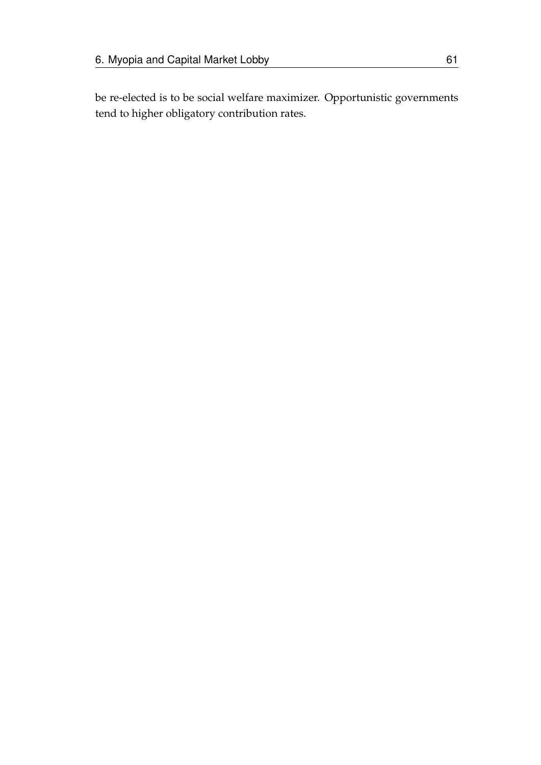be re-elected is to be social welfare maximizer. Opportunistic governments tend to higher obligatory contribution rates.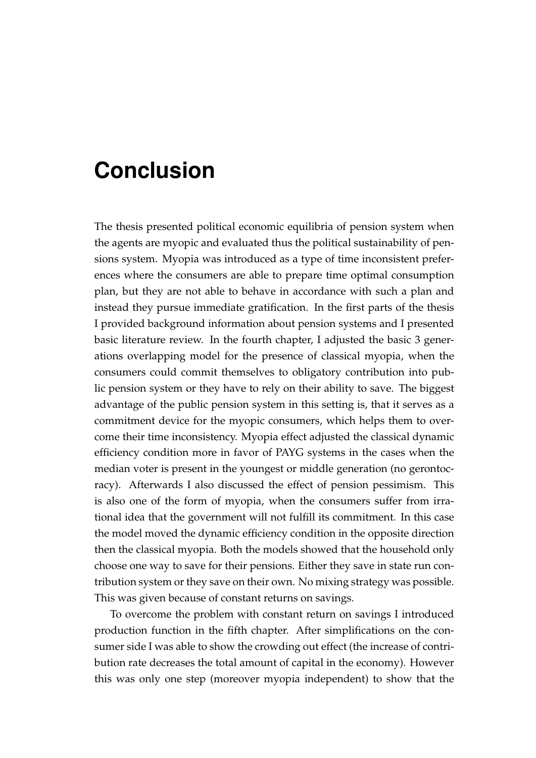# Conclusion

The thesis presented political economic equilibria of pension system when the agents are myopic and evaluated thus the political sustainability of pensions system. Myopia was introduced as a type of time inconsistent preferences where the consumers are able to prepare time optimal consumption plan, but they are not able to behave in accordance with such a plan and instead they pursue immediate gratification. In the first parts of the thesis I provided background information about pension systems and I presented basic literature review. In the fourth chapter, I adjusted the basic 3 generations overlapping model for the presence of classical myopia, when the consumers could commit themselves to obligatory contribution into public pension system or they have to rely on their ability to save. The biggest advantage of the public pension system in this setting is, that it serves as a commitment device for the myopic consumers, which helps them to overcome their time inconsistency. Myopia effect adjusted the classical dynamic efficiency condition more in favor of PAYG systems in the cases when the median voter is present in the youngest or middle generation (no gerontocracy). Afterwards I also discussed the effect of pension pessimism. This is also one of the form of myopia, when the consumers suffer from irrational idea that the government will not fulfill its commitment. In this case the model moved the dynamic efficiency condition in the opposite direction then the classical myopia. Both the models showed that the household only choose one way to save for their pensions. Either they save in state run contribution system or they save on their own. No mixing strategy was possible. This was given because of constant returns on savings.

To overcome the problem with constant return on savings I introduced production function in the fifth chapter. After simplifications on the consumer side I was able to show the crowding out effect (the increase of contribution rate decreases the total amount of capital in the economy). However this was only one step (moreover myopia independent) to show that the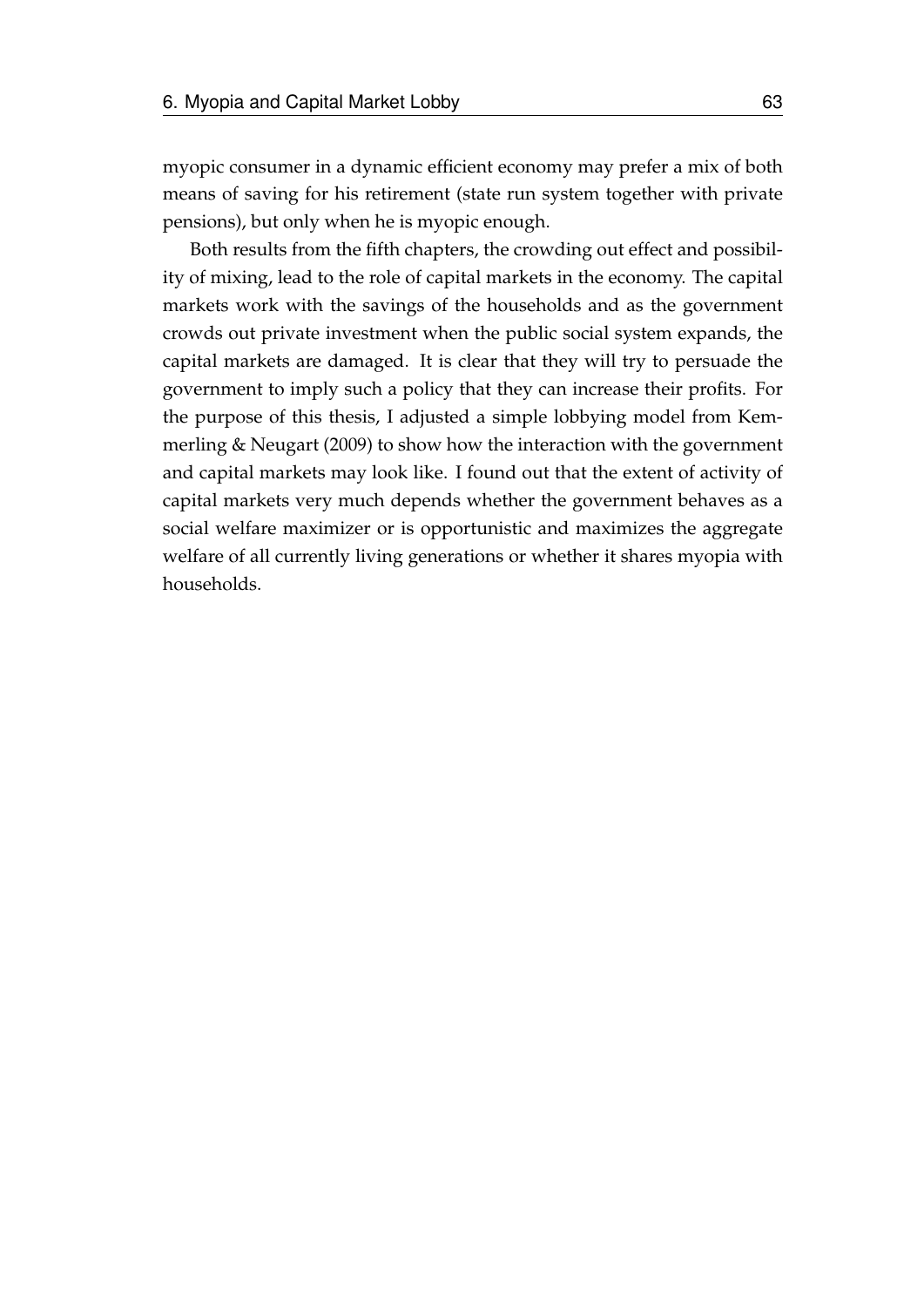myopic consumer in a dynamic efficient economy may prefer a mix of both means of saving for his retirement (state run system together with private pensions), but only when he is myopic enough.

Both results from the fifth chapters, the crowding out effect and possibility of mixing, lead to the role of capital markets in the economy. The capital markets work with the savings of the households and as the government crowds out private investment when the public social system expands, the capital markets are damaged. It is clear that they will try to persuade the government to imply such a policy that they can increase their profits. For the purpose of this thesis, I adjusted a simple lobbying model from Kemmerling & Neugart (2009) to show how the interaction with the government and capital markets may look like. I found out that the extent of activity of capital markets very much depends whether the government behaves as a social welfare maximizer or is opportunistic and maximizes the aggregate welfare of all currently living generations or whether it shares myopia with households.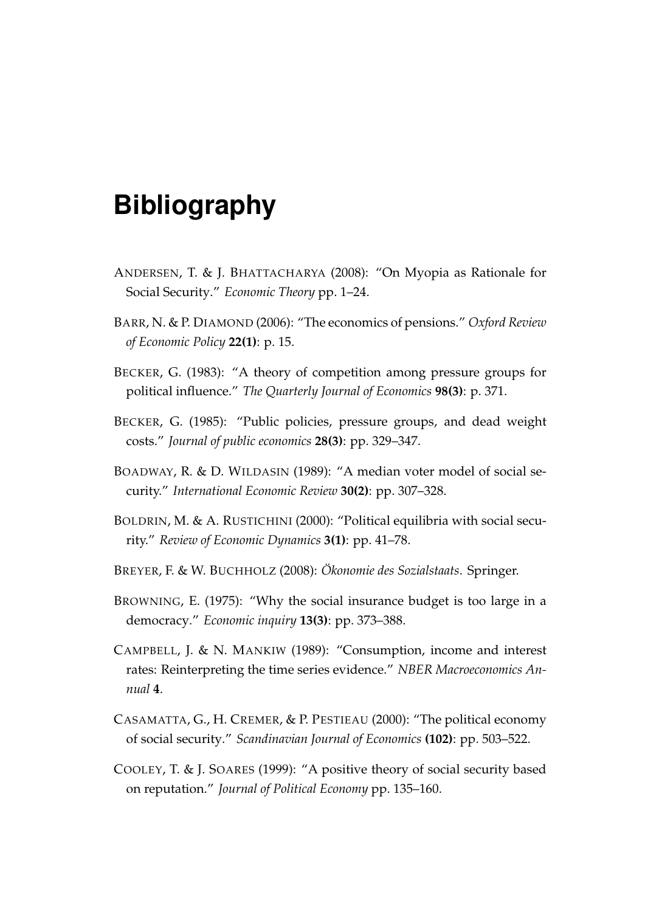# Bibliography

ANDERSEN, T. & J. BHATTACHARYA (2008): "On Myopia as Rationale for Social Security." *Economic Theory* pp. 1–24.

BARR, N. & P. DIAMOND (2006): "The economics of pensions." *Oxford Review of Economic Policy* **22(1)**: p. 15.

BECKER, G. (1983): "A theory of competition among pressure groups for political influence." *The Quarterly Journal of Economics* **98(3)**: p. 371.

BECKER, G. (1985): "Public policies, pressure groups, and dead weight costs." *Journal of public economics* **28(3)**: pp. 329–347.

BOADWAY, R. & D. WILDASIN (1989): "A median voter model of social security." *International Economic Review* **30(2)**: pp. 307–328.

BOLDRIN, M. & A. RUSTICHINI (2000): "Political equilibria with social security." *Review of Economic Dynamics* **3(1)**: pp. 41–78.

BREYER, F. & W. BUCHHOLZ (2008): *Ökonomie des Sozialstaats*. Springer.

BROWNING, E. (1975): "Why the social insurance budget is too large in a democracy." *Economic inquiry* **13(3)**: pp. 373–388.

CAMPBELL, J. & N. MANKIW (1989): "Consumption, income and interest rates: Reinterpreting the time series evidence." *NBER Macroeconomics Annual* **4**.

CASAMATTA, G., H. CREMER, & P. PESTIEAU (2000): "The political economy of social security." *Scandinavian Journal of Economics* **(102)**: pp. 503–522.

COOLEY, T. & J. SOARES (1999): "A positive theory of social security based on reputation." *Journal of Political Economy* pp. 135–160.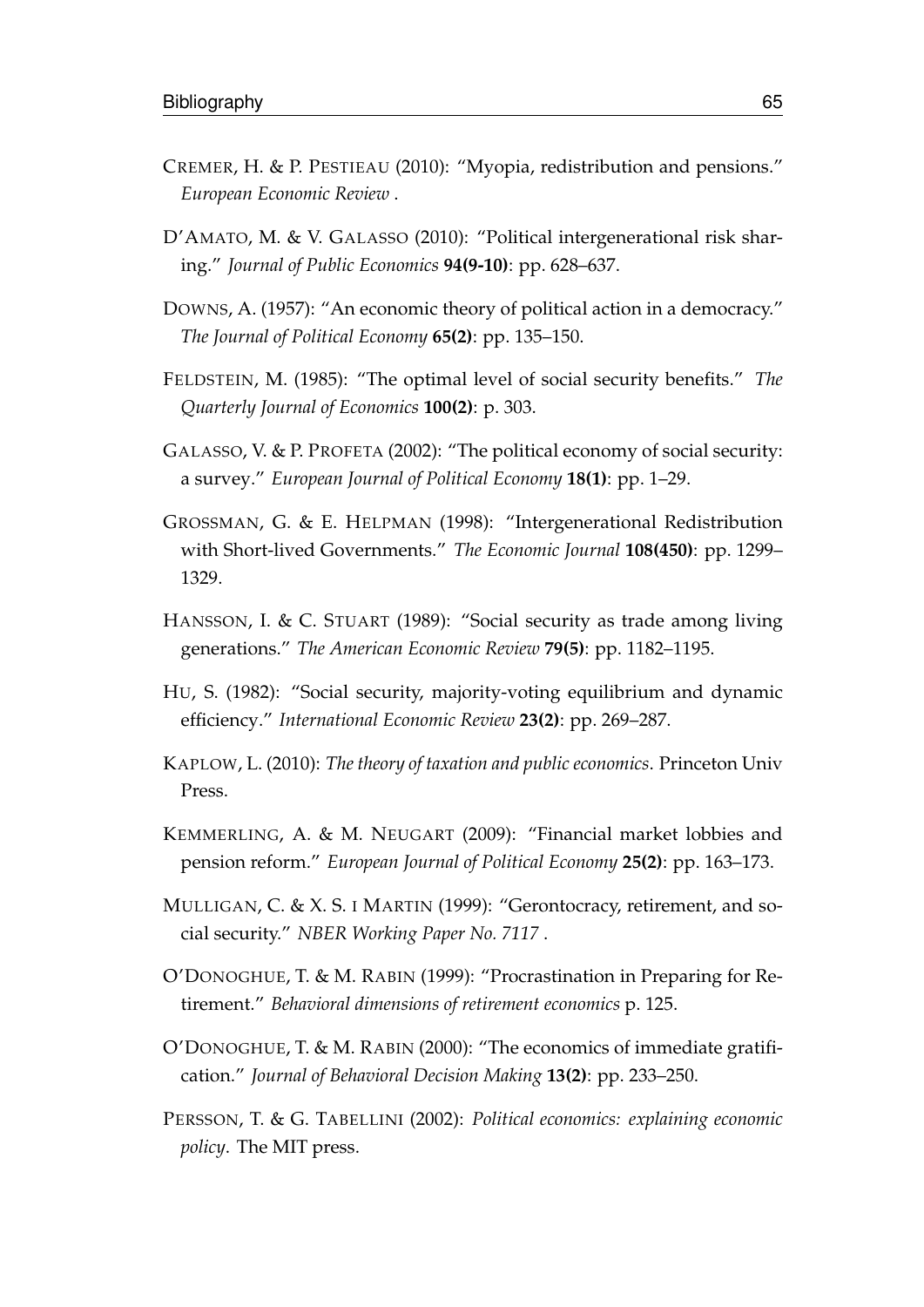CREMER, H. & P. PESTIEAU (2010): "Myopia, redistribution and pensions." *European Economic Review* .

D'AMATO, M. & V. GALASSO (2010): "Political intergenerational risk sharing." *Journal of Public Economics* **94(9-10)**: pp. 628–637.

DOWNS, A. (1957): "An economic theory of political action in a democracy." *The Journal of Political Economy* **65(2)**: pp. 135–150.

FELDSTEIN, M. (1985): "The optimal level of social security benefits." *The Quarterly Journal of Economics* **100(2)**: p. 303.

GALASSO, V. & P. PROFETA (2002): "The political economy of social security: a survey." *European Journal of Political Economy* **18(1)**: pp. 1–29.

GROSSMAN, G. & E. HELPMAN (1998): "Intergenerational Redistribution with Short-lived Governments." *The Economic Journal* **108(450)**: pp. 1299–1329.

HANSSON, I. & C. STUART (1989): "Social security as trade among living generations." *The American Economic Review* **79(5)**: pp. 1182–1195.

HU, S. (1982): "Social security, majority-voting equilibrium and dynamic efficiency." *International Economic Review* **23(2)**: pp. 269–287.

KAPLOW, L. (2010): *The theory of taxation and public economics*. Princeton Univ Press.

KEMMERLING, A. & M. NEUGART (2009): "Financial market lobbies and pension reform." *European Journal of Political Economy* **25(2)**: pp. 163–173.

MULLIGAN, C. & X. S. I MARTIN (1999): "Gerontocracy, retirement, and social security." *NBER Working Paper No. 7117* .

O'DONOGHUE, T. & M. RABIN (1999): "Procrastination in Preparing for Retirement." *Behavioral dimensions of retirement economics* p. 125.

O'DONOGHUE, T. & M. RABIN (2000): "The economics of immediate gratification." *Journal of Behavioral Decision Making* **13(2)**: pp. 233–250.

PERSSON, T. & G. TABELLINI (2002): *Political economics: explaining economic policy*. The MIT press.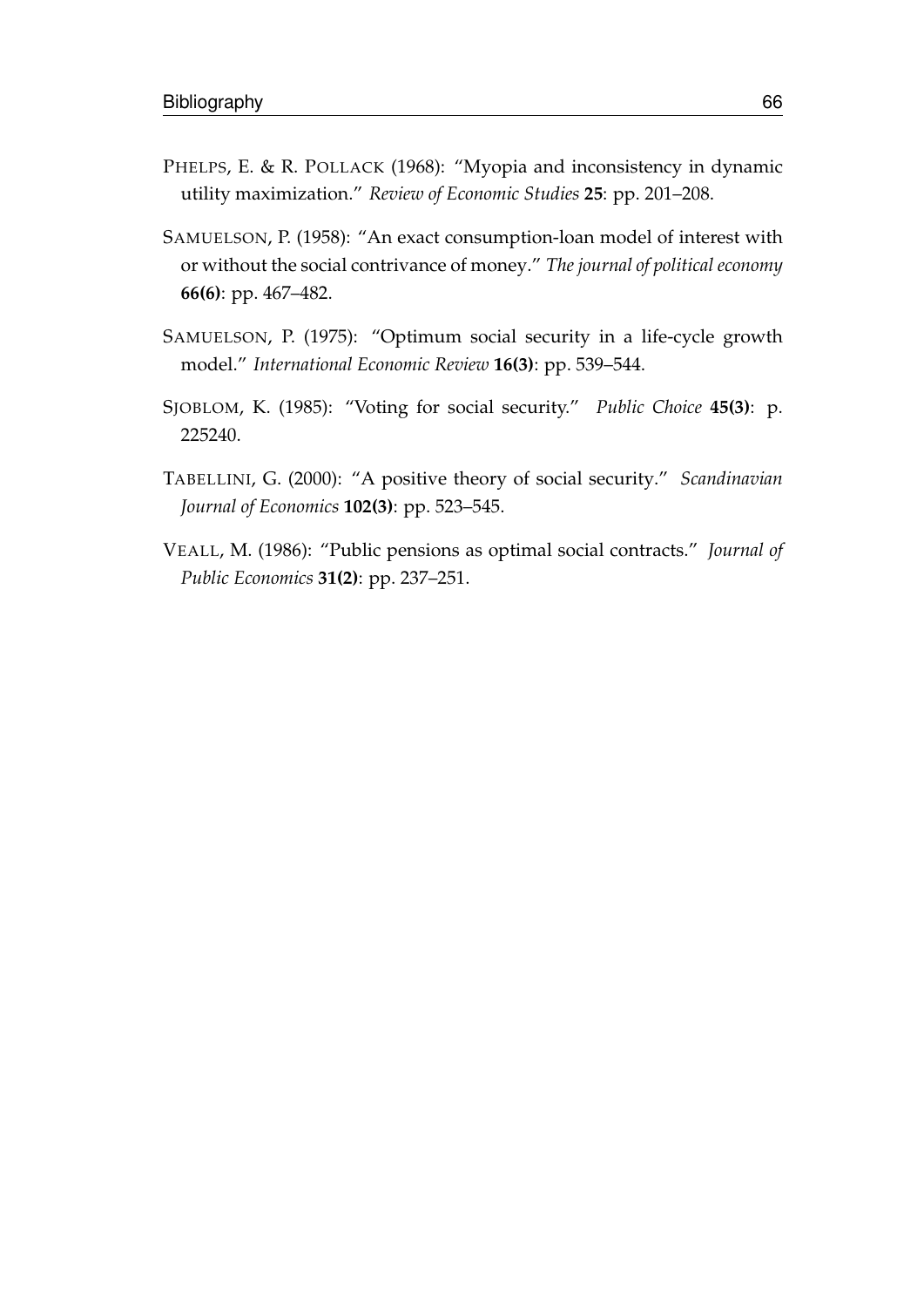PHELPS, E. & R. POLLACK (1968): "Myopia and inconsistency in dynamic utility maximization." *Review of Economic Studies* **25**: pp. 201–208.

SAMUELSON, P. (1958): "An exact consumption-loan model of interest with or without the social contrivance of money." *The journal of political economy* **66(6)**: pp. 467–482.

SAMUELSON, P. (1975): "Optimum social security in a life-cycle growth model." *International Economic Review* **16(3)**: pp. 539–544.

SJOBLOM, K. (1985): "Voting for social security." *Public Choice* **45(3)**: p. 225240.

TABELLINI, G. (2000): "A positive theory of social security." *Scandinavian Journal of Economics* **102(3)**: pp. 523–545.

VEALL, M. (1986): "Public pensions as optimal social contracts." *Journal of Public Economics* **31(2)**: pp. 237–251.